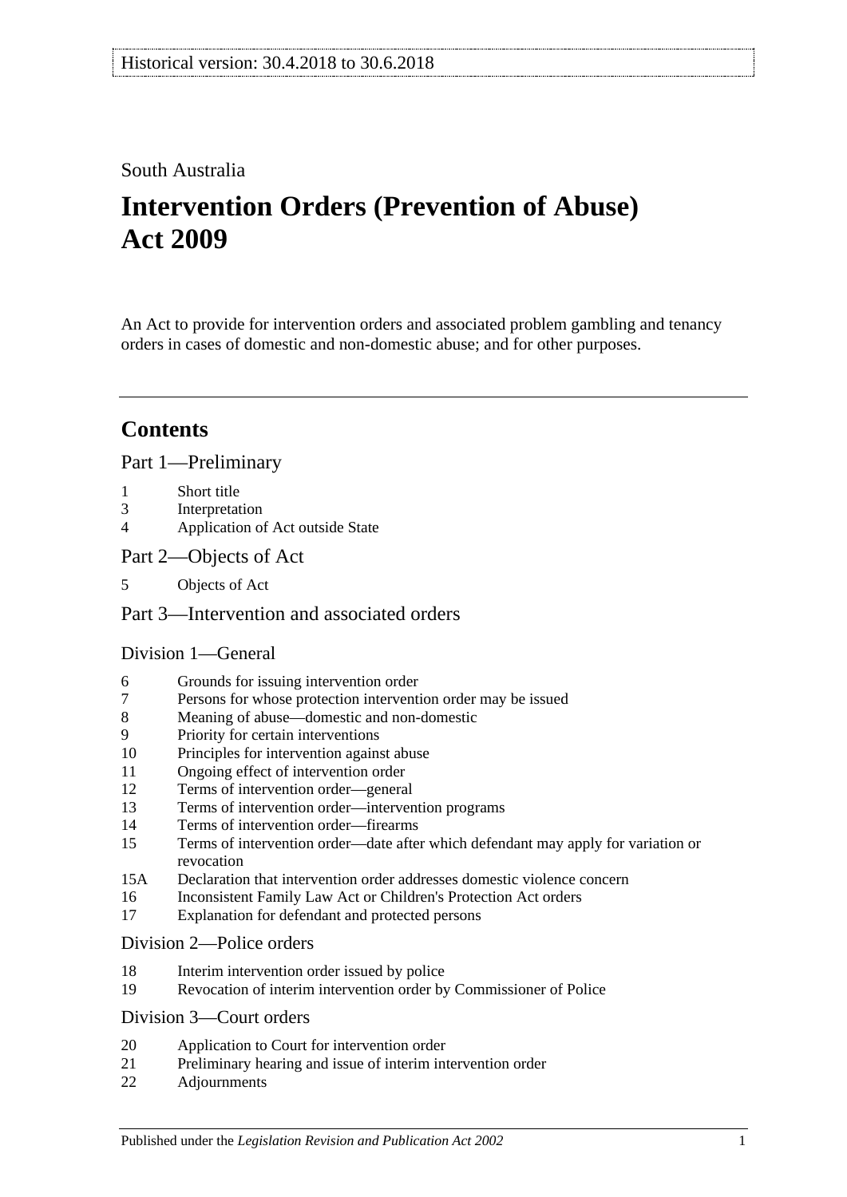Historical version: 30.4.2018 to 30.6.2018

South Australia

# Intervention Orders (Prevention of Abuse) Act 2009

An Act to provide for intervention orders and associated problem gambling and tenancy orders in cases of domestic and non-domestic abuse; and for other purposes.

## Contents

### Part 1—Preliminary

1 Short title
3 Interpretation
4 Application of Act outside State

### Part 2—Objects of Act

5 Objects of Act

### Part 3—Intervention and associated orders

#### Division 1—General

6 Grounds for issuing intervention order
7 Persons for whose protection intervention order may be issued
8 Meaning of abuse—domestic and non-domestic
9 Priority for certain interventions
10 Principles for intervention against abuse
11 Ongoing effect of intervention order
12 Terms of intervention order—general
13 Terms of intervention order—intervention programs
14 Terms of intervention order—firearms
15 Terms of intervention order—date after which defendant may apply for variation or revocation
15A Declaration that intervention order addresses domestic violence concern
16 Inconsistent Family Law Act or Children's Protection Act orders
17 Explanation for defendant and protected persons

#### Division 2—Police orders

18 Interim intervention order issued by police
19 Revocation of interim intervention order by Commissioner of Police

#### Division 3—Court orders

20 Application to Court for intervention order
21 Preliminary hearing and issue of interim intervention order
22 Adjournments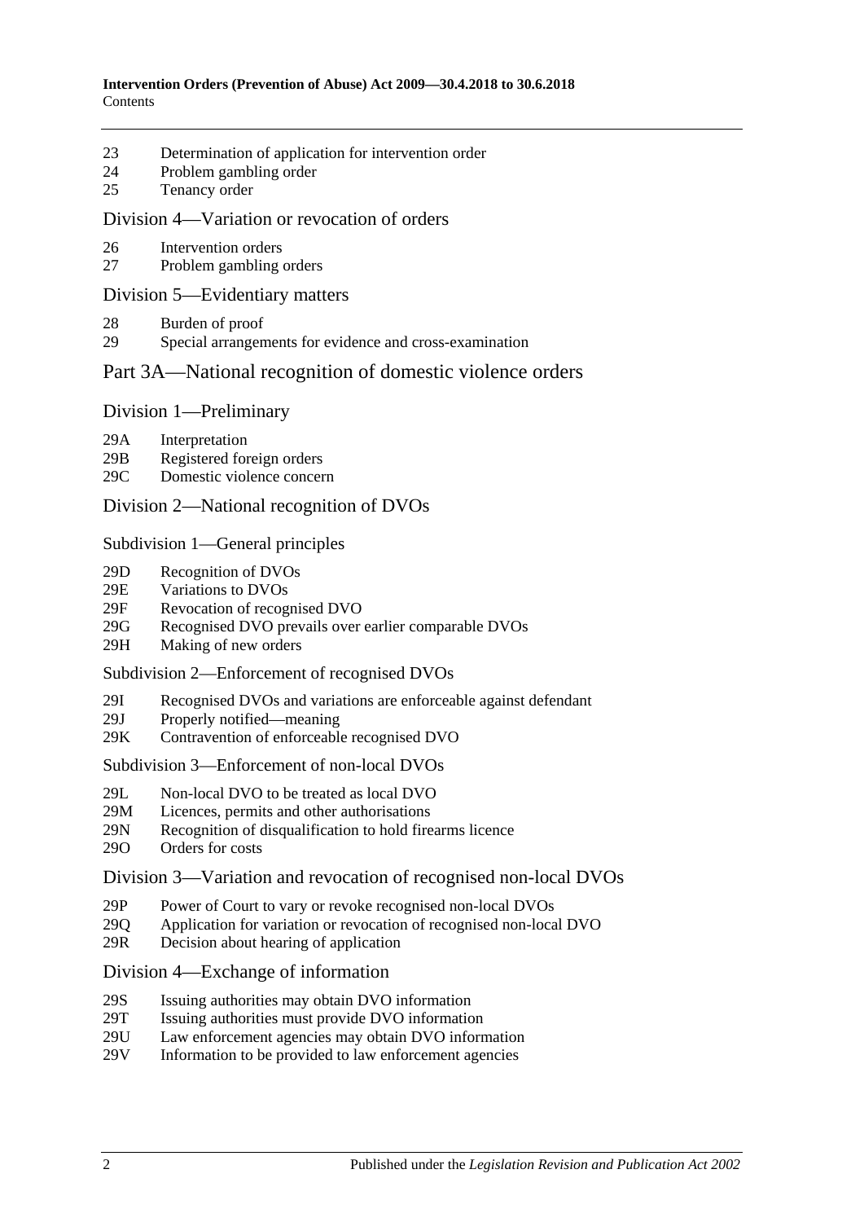23 Determination of application for intervention order
24 Problem gambling order
25 Tenancy order

## Division 4—Variation or revocation of orders

26 Intervention orders
27 Problem gambling orders

## Division 5—Evidentiary matters

28 Burden of proof
29 Special arrangements for evidence and cross-examination

# Part 3A—National recognition of domestic violence orders

## Division 1—Preliminary

29A Interpretation
29B Registered foreign orders
29C Domestic violence concern

## Division 2—National recognition of DVOs

### Subdivision 1—General principles

29D Recognition of DVOs
29E Variations to DVOs
29F Revocation of recognised DVO
29G Recognised DVO prevails over earlier comparable DVOs
29H Making of new orders

### Subdivision 2—Enforcement of recognised DVOs

29I Recognised DVOs and variations are enforceable against defendant
29J Properly notified—meaning
29K Contravention of enforceable recognised DVO

### Subdivision 3—Enforcement of non-local DVOs

29L Non-local DVO to be treated as local DVO
29M Licences, permits and other authorisations
29N Recognition of disqualification to hold firearms licence
29O Orders for costs

## Division 3—Variation and revocation of recognised non-local DVOs

29P Power of Court to vary or revoke recognised non-local DVOs
29Q Application for variation or revocation of recognised non-local DVO
29R Decision about hearing of application

## Division 4—Exchange of information

29S Issuing authorities may obtain DVO information
29T Issuing authorities must provide DVO information
29U Law enforcement agencies may obtain DVO information
29V Information to be provided to law enforcement agencies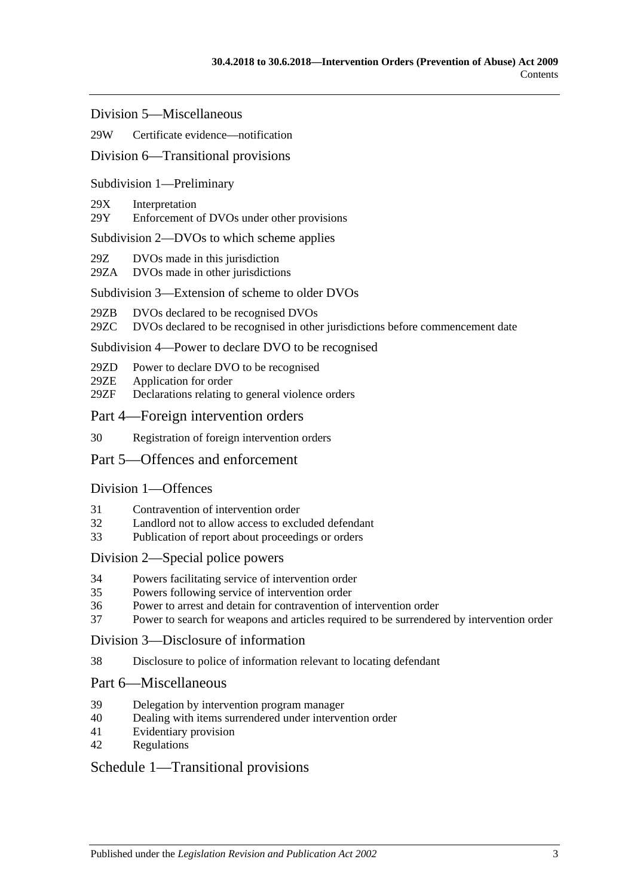Division 5—Miscellaneous

29W Certificate evidence—notification

Division 6—Transitional provisions

Subdivision 1—Preliminary

29X Interpretation
29Y Enforcement of DVOs under other provisions

Subdivision 2—DVOs to which scheme applies

29Z DVOs made in this jurisdiction
29ZA DVOs made in other jurisdictions

Subdivision 3—Extension of scheme to older DVOs

29ZB DVOs declared to be recognised DVOs
29ZC DVOs declared to be recognised in other jurisdictions before commencement date

Subdivision 4—Power to declare DVO to be recognised

29ZD Power to declare DVO to be recognised
29ZE Application for order
29ZF Declarations relating to general violence orders

Part 4—Foreign intervention orders

30 Registration of foreign intervention orders

Part 5—Offences and enforcement

Division 1—Offences

31 Contravention of intervention order
32 Landlord not to allow access to excluded defendant
33 Publication of report about proceedings or orders

Division 2—Special police powers

34 Powers facilitating service of intervention order
35 Powers following service of intervention order
36 Power to arrest and detain for contravention of intervention order
37 Power to search for weapons and articles required to be surrendered by intervention order

Division 3—Disclosure of information

38 Disclosure to police of information relevant to locating defendant

Part 6—Miscellaneous

39 Delegation by intervention program manager
40 Dealing with items surrendered under intervention order
41 Evidentiary provision
42 Regulations

Schedule 1—Transitional provisions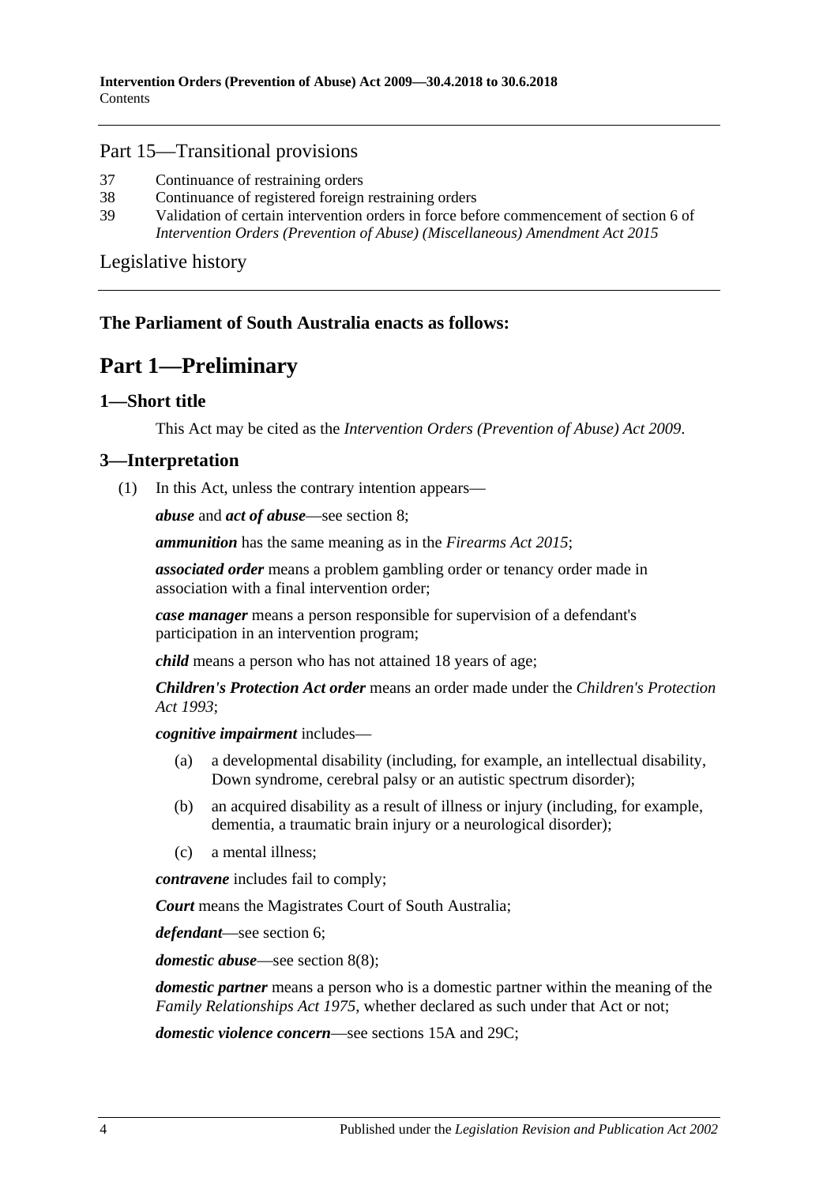## Part 15—Transitional provisions

37 Continuance of restraining orders
38 Continuance of registered foreign restraining orders
39 Validation of certain intervention orders in force before commencement of section 6 of *Intervention Orders (Prevention of Abuse) (Miscellaneous) Amendment Act 2015*

Legislative history

**The Parliament of South Australia enacts as follows:**

# Part 1—Preliminary

## 1—Short title

This Act may be cited as the *Intervention Orders (Prevention of Abuse) Act 2009*.

## 3—Interpretation

(1) In this Act, unless the contrary intention appears—

***abuse*** and ***act of abuse***—see section 8;

***ammunition*** has the same meaning as in the *Firearms Act 2015*;

***associated order*** means a problem gambling order or tenancy order made in association with a final intervention order;

***case manager*** means a person responsible for supervision of a defendant's participation in an intervention program;

***child*** means a person who has not attained 18 years of age;

***Children's Protection Act order*** means an order made under the *Children's Protection Act 1993*;

***cognitive impairment*** includes—

(a) a developmental disability (including, for example, an intellectual disability, Down syndrome, cerebral palsy or an autistic spectrum disorder);

(b) an acquired disability as a result of illness or injury (including, for example, dementia, a traumatic brain injury or a neurological disorder);

(c) a mental illness;

***contravene*** includes fail to comply;

***Court*** means the Magistrates Court of South Australia;

***defendant***—see section 6;

***domestic abuse***—see section 8(8);

***domestic partner*** means a person who is a domestic partner within the meaning of the *Family Relationships Act 1975*, whether declared as such under that Act or not;

***domestic violence concern***—see sections 15A and 29C;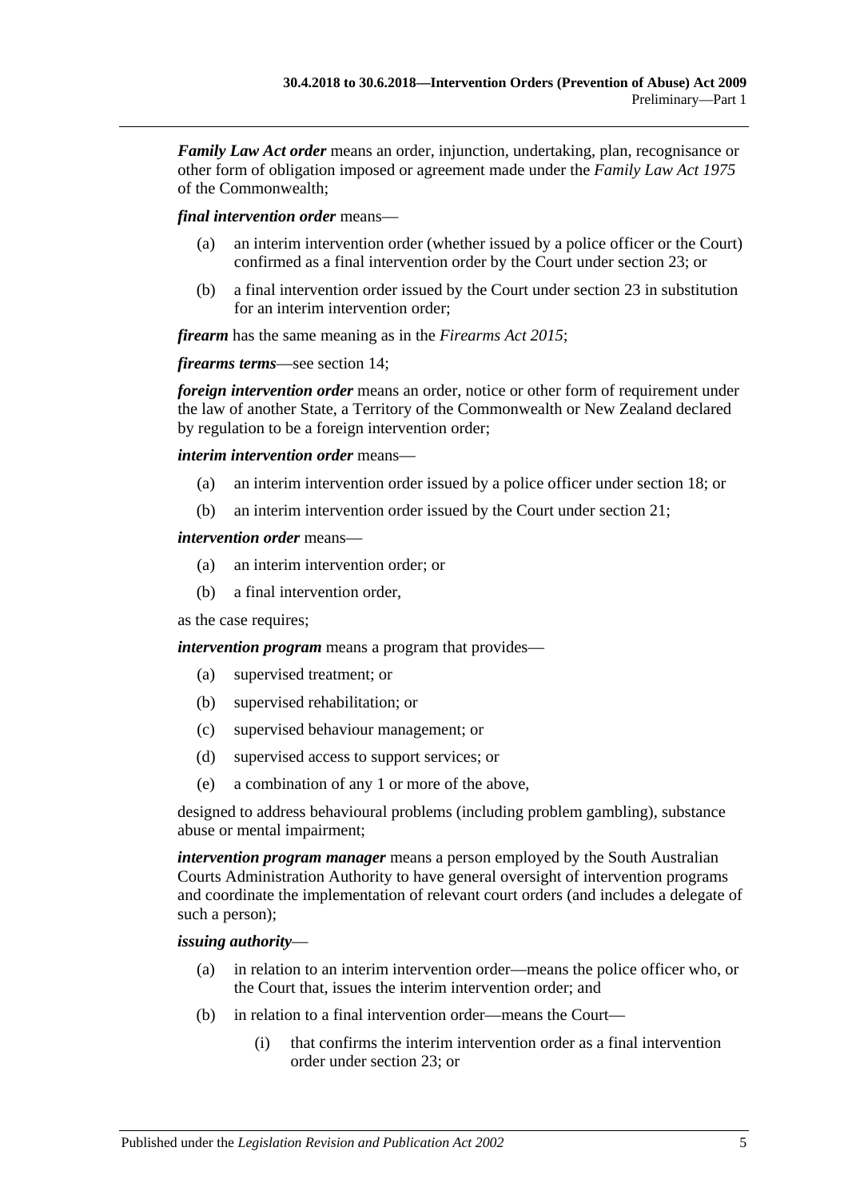***Family Law Act order*** means an order, injunction, undertaking, plan, recognisance or other form of obligation imposed or agreement made under the *Family Law Act 1975* of the Commonwealth;

***final intervention order*** means—

- (a) an interim intervention order (whether issued by a police officer or the Court) confirmed as a final intervention order by the Court under section 23; or
- (b) a final intervention order issued by the Court under section 23 in substitution for an interim intervention order;

***firearm*** has the same meaning as in the *Firearms Act 2015*;

***firearms terms***—see section 14;

***foreign intervention order*** means an order, notice or other form of requirement under the law of another State, a Territory of the Commonwealth or New Zealand declared by regulation to be a foreign intervention order;

***interim intervention order*** means—

- (a) an interim intervention order issued by a police officer under section 18; or
- (b) an interim intervention order issued by the Court under section 21;

***intervention order*** means—

- (a) an interim intervention order; or
- (b) a final intervention order,

as the case requires;

***intervention program*** means a program that provides—

- (a) supervised treatment; or
- (b) supervised rehabilitation; or
- (c) supervised behaviour management; or
- (d) supervised access to support services; or
- (e) a combination of any 1 or more of the above,

designed to address behavioural problems (including problem gambling), substance abuse or mental impairment;

***intervention program manager*** means a person employed by the South Australian Courts Administration Authority to have general oversight of intervention programs and coordinate the implementation of relevant court orders (and includes a delegate of such a person);

***issuing authority***—

- (a) in relation to an interim intervention order—means the police officer who, or the Court that, issues the interim intervention order; and
- (b) in relation to a final intervention order—means the Court—
  - (i) that confirms the interim intervention order as a final intervention order under section 23; or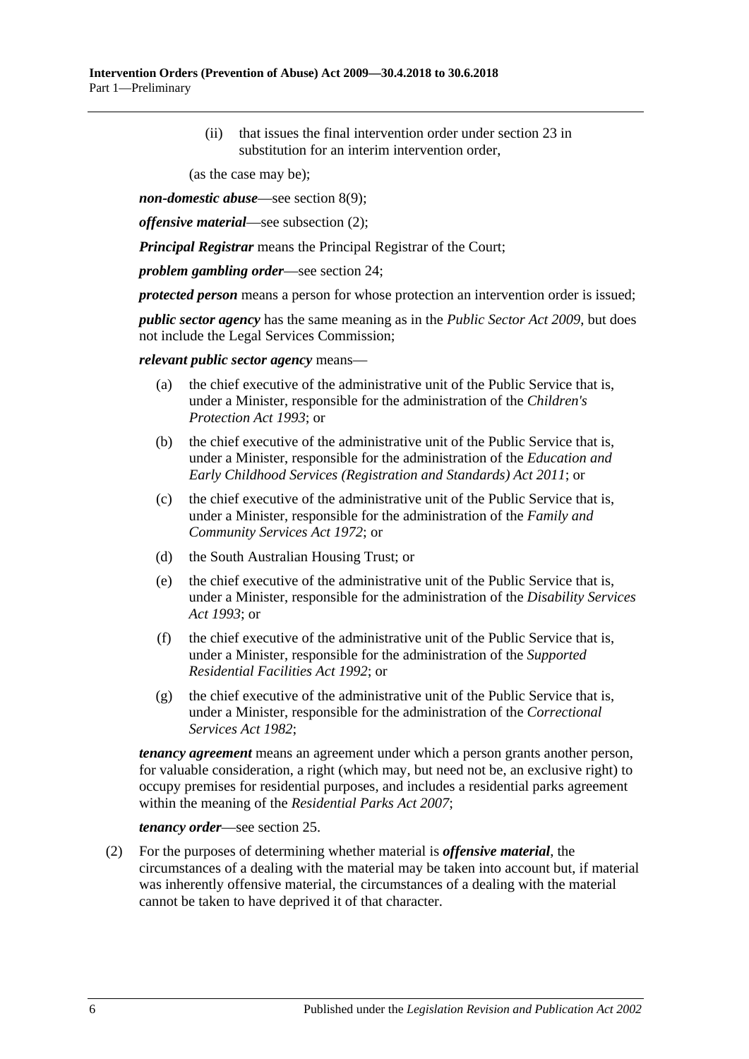(ii) that issues the final intervention order under section 23 in substitution for an interim intervention order,

(as the case may be);

***non-domestic abuse***—see section 8(9);

***offensive material***—see subsection (2);

***Principal Registrar*** means the Principal Registrar of the Court;

***problem gambling order***—see section 24;

***protected person*** means a person for whose protection an intervention order is issued;

***public sector agency*** has the same meaning as in the *Public Sector Act 2009*, but does not include the Legal Services Commission;

***relevant public sector agency*** means—

(a) the chief executive of the administrative unit of the Public Service that is, under a Minister, responsible for the administration of the *Children's Protection Act 1993*; or

(b) the chief executive of the administrative unit of the Public Service that is, under a Minister, responsible for the administration of the *Education and Early Childhood Services (Registration and Standards) Act 2011*; or

(c) the chief executive of the administrative unit of the Public Service that is, under a Minister, responsible for the administration of the *Family and Community Services Act 1972*; or

(d) the South Australian Housing Trust; or

(e) the chief executive of the administrative unit of the Public Service that is, under a Minister, responsible for the administration of the *Disability Services Act 1993*; or

(f) the chief executive of the administrative unit of the Public Service that is, under a Minister, responsible for the administration of the *Supported Residential Facilities Act 1992*; or

(g) the chief executive of the administrative unit of the Public Service that is, under a Minister, responsible for the administration of the *Correctional Services Act 1982*;

***tenancy agreement*** means an agreement under which a person grants another person, for valuable consideration, a right (which may, but need not be, an exclusive right) to occupy premises for residential purposes, and includes a residential parks agreement within the meaning of the *Residential Parks Act 2007*;

***tenancy order***—see section 25.

(2) For the purposes of determining whether material is ***offensive material***, the circumstances of a dealing with the material may be taken into account but, if material was inherently offensive material, the circumstances of a dealing with the material cannot be taken to have deprived it of that character.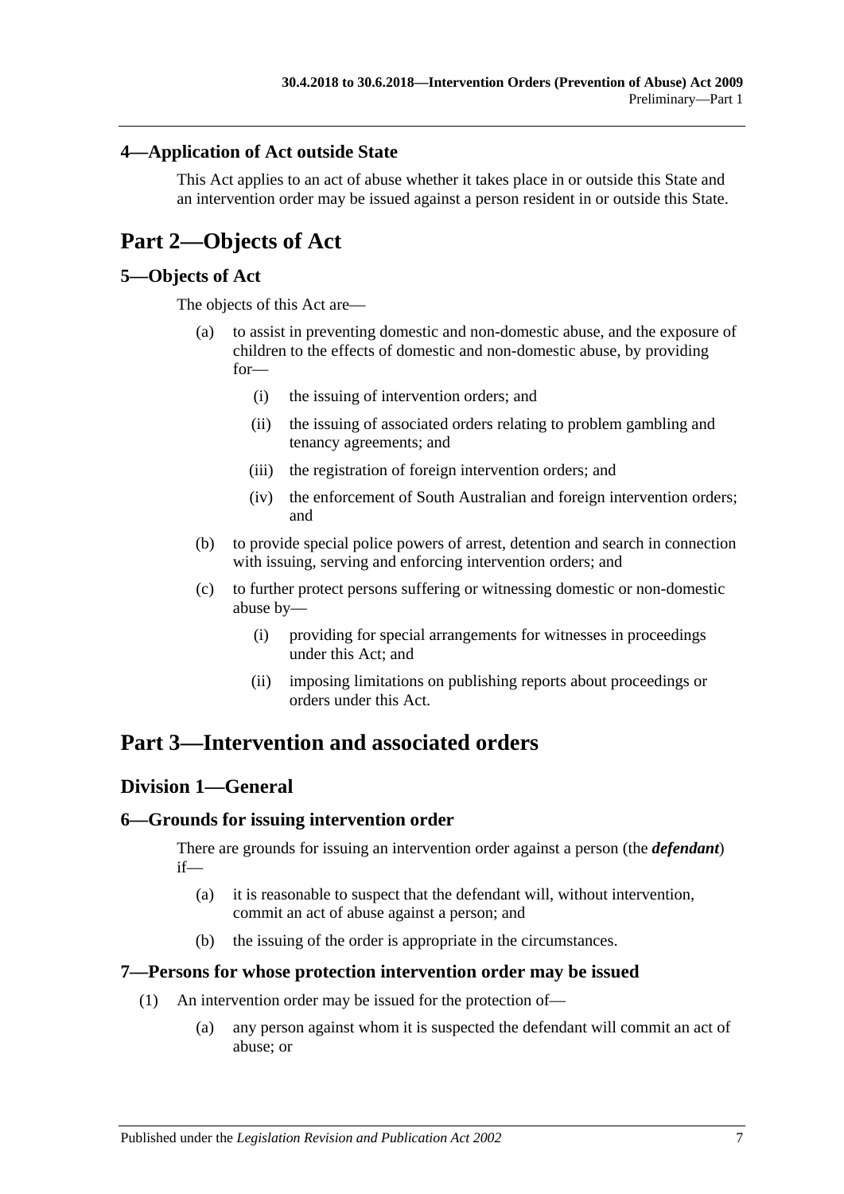### 4—Application of Act outside State

This Act applies to an act of abuse whether it takes place in or outside this State and an intervention order may be issued against a person resident in or outside this State.

# Part 2—Objects of Act

### 5—Objects of Act

The objects of this Act are—

- (a) to assist in preventing domestic and non-domestic abuse, and the exposure of children to the effects of domestic and non-domestic abuse, by providing for—
  - (i) the issuing of intervention orders; and
  - (ii) the issuing of associated orders relating to problem gambling and tenancy agreements; and
  - (iii) the registration of foreign intervention orders; and
  - (iv) the enforcement of South Australian and foreign intervention orders; and
- (b) to provide special police powers of arrest, detention and search in connection with issuing, serving and enforcing intervention orders; and
- (c) to further protect persons suffering or witnessing domestic or non-domestic abuse by—
  - (i) providing for special arrangements for witnesses in proceedings under this Act; and
  - (ii) imposing limitations on publishing reports about proceedings or orders under this Act.

# Part 3—Intervention and associated orders

## Division 1—General

### 6—Grounds for issuing intervention order

There are grounds for issuing an intervention order against a person (the ***defendant***) if—

- (a) it is reasonable to suspect that the defendant will, without intervention, commit an act of abuse against a person; and
- (b) the issuing of the order is appropriate in the circumstances.

### 7—Persons for whose protection intervention order may be issued

- (1) An intervention order may be issued for the protection of—
  - (a) any person against whom it is suspected the defendant will commit an act of abuse; or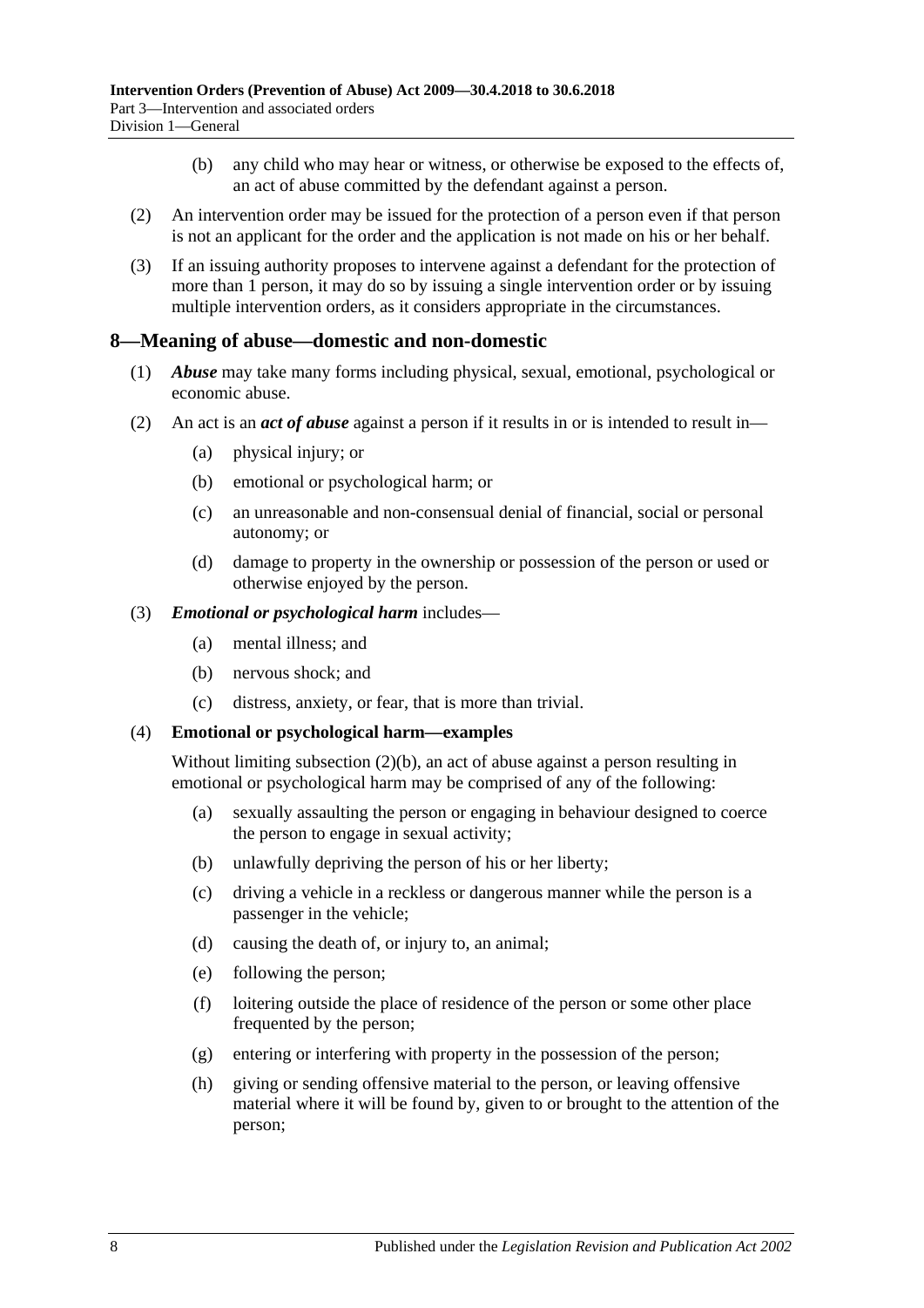(b) any child who may hear or witness, or otherwise be exposed to the effects of, an act of abuse committed by the defendant against a person.

(2) An intervention order may be issued for the protection of a person even if that person is not an applicant for the order and the application is not made on his or her behalf.

(3) If an issuing authority proposes to intervene against a defendant for the protection of more than 1 person, it may do so by issuing a single intervention order or by issuing multiple intervention orders, as it considers appropriate in the circumstances.

## 8—Meaning of abuse—domestic and non-domestic

(1) ***Abuse*** may take many forms including physical, sexual, emotional, psychological or economic abuse.

(2) An act is an ***act of abuse*** against a person if it results in or is intended to result in—

(a) physical injury; or

(b) emotional or psychological harm; or

(c) an unreasonable and non-consensual denial of financial, social or personal autonomy; or

(d) damage to property in the ownership or possession of the person or used or otherwise enjoyed by the person.

(3) ***Emotional or psychological harm*** includes—

(a) mental illness; and

(b) nervous shock; and

(c) distress, anxiety, or fear, that is more than trivial.

(4) **Emotional or psychological harm—examples**

Without limiting subsection (2)(b), an act of abuse against a person resulting in emotional or psychological harm may be comprised of any of the following:

(a) sexually assaulting the person or engaging in behaviour designed to coerce the person to engage in sexual activity;

(b) unlawfully depriving the person of his or her liberty;

(c) driving a vehicle in a reckless or dangerous manner while the person is a passenger in the vehicle;

(d) causing the death of, or injury to, an animal;

(e) following the person;

(f) loitering outside the place of residence of the person or some other place frequented by the person;

(g) entering or interfering with property in the possession of the person;

(h) giving or sending offensive material to the person, or leaving offensive material where it will be found by, given to or brought to the attention of the person;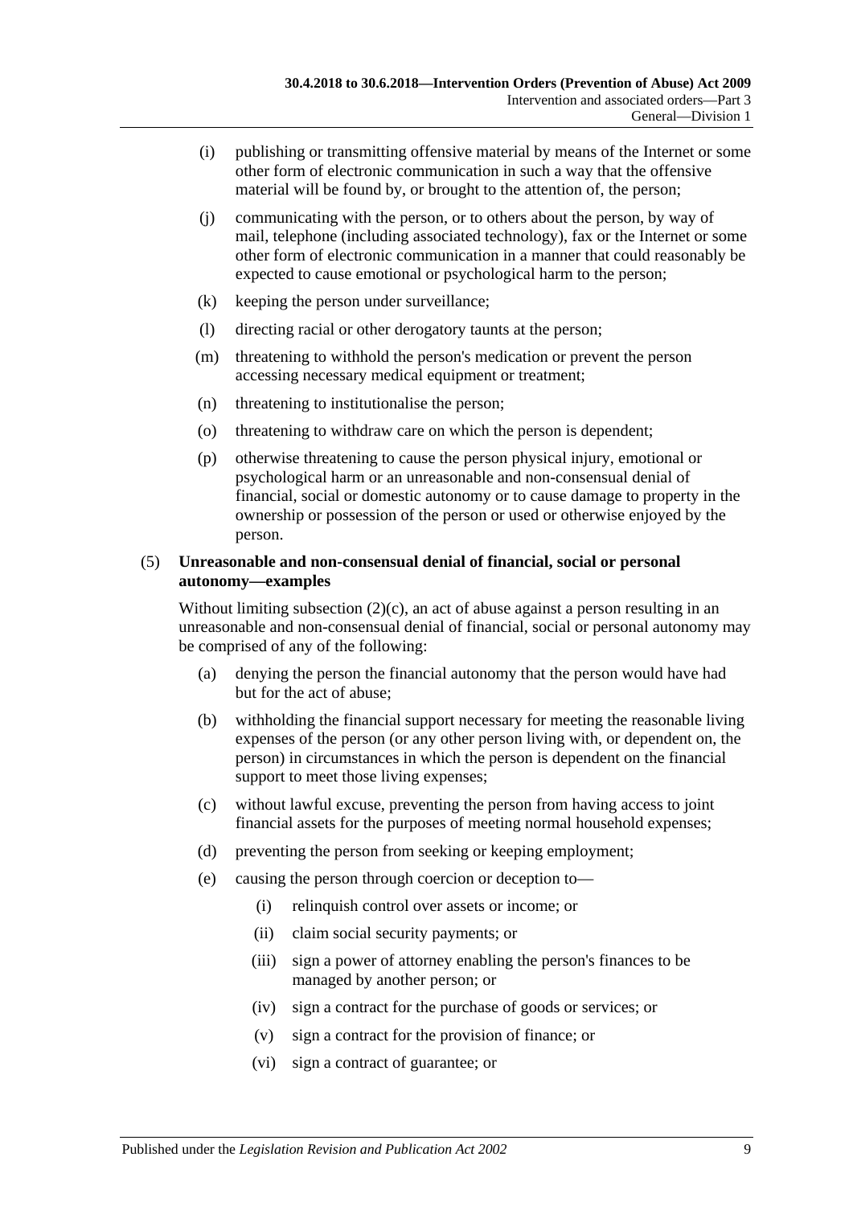(i) publishing or transmitting offensive material by means of the Internet or some other form of electronic communication in such a way that the offensive material will be found by, or brought to the attention of, the person;

(j) communicating with the person, or to others about the person, by way of mail, telephone (including associated technology), fax or the Internet or some other form of electronic communication in a manner that could reasonably be expected to cause emotional or psychological harm to the person;

(k) keeping the person under surveillance;

(l) directing racial or other derogatory taunts at the person;

(m) threatening to withhold the person's medication or prevent the person accessing necessary medical equipment or treatment;

(n) threatening to institutionalise the person;

(o) threatening to withdraw care on which the person is dependent;

(p) otherwise threatening to cause the person physical injury, emotional or psychological harm or an unreasonable and non-consensual denial of financial, social or domestic autonomy or to cause damage to property in the ownership or possession of the person or used or otherwise enjoyed by the person.

(5) **Unreasonable and non-consensual denial of financial, social or personal autonomy—examples**

Without limiting subsection (2)(c), an act of abuse against a person resulting in an unreasonable and non-consensual denial of financial, social or personal autonomy may be comprised of any of the following:

(a) denying the person the financial autonomy that the person would have had but for the act of abuse;

(b) withholding the financial support necessary for meeting the reasonable living expenses of the person (or any other person living with, or dependent on, the person) in circumstances in which the person is dependent on the financial support to meet those living expenses;

(c) without lawful excuse, preventing the person from having access to joint financial assets for the purposes of meeting normal household expenses;

(d) preventing the person from seeking or keeping employment;

(e) causing the person through coercion or deception to—

(i) relinquish control over assets or income; or

(ii) claim social security payments; or

(iii) sign a power of attorney enabling the person's finances to be managed by another person; or

(iv) sign a contract for the purchase of goods or services; or

(v) sign a contract for the provision of finance; or

(vi) sign a contract of guarantee; or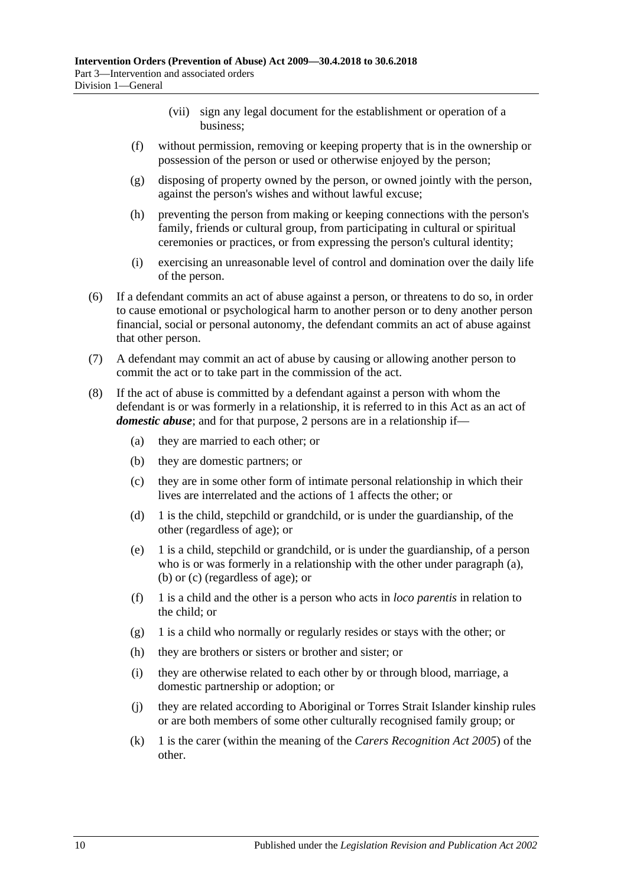(vii) sign any legal document for the establishment or operation of a business;

(f) without permission, removing or keeping property that is in the ownership or possession of the person or used or otherwise enjoyed by the person;

(g) disposing of property owned by the person, or owned jointly with the person, against the person's wishes and without lawful excuse;

(h) preventing the person from making or keeping connections with the person's family, friends or cultural group, from participating in cultural or spiritual ceremonies or practices, or from expressing the person's cultural identity;

(i) exercising an unreasonable level of control and domination over the daily life of the person.

(6) If a defendant commits an act of abuse against a person, or threatens to do so, in order to cause emotional or psychological harm to another person or to deny another person financial, social or personal autonomy, the defendant commits an act of abuse against that other person.

(7) A defendant may commit an act of abuse by causing or allowing another person to commit the act or to take part in the commission of the act.

(8) If the act of abuse is committed by a defendant against a person with whom the defendant is or was formerly in a relationship, it is referred to in this Act as an act of ***domestic abuse***; and for that purpose, 2 persons are in a relationship if—

(a) they are married to each other; or

(b) they are domestic partners; or

(c) they are in some other form of intimate personal relationship in which their lives are interrelated and the actions of 1 affects the other; or

(d) 1 is the child, stepchild or grandchild, or is under the guardianship, of the other (regardless of age); or

(e) 1 is a child, stepchild or grandchild, or is under the guardianship, of a person who is or was formerly in a relationship with the other under paragraph (a), (b) or (c) (regardless of age); or

(f) 1 is a child and the other is a person who acts in *loco parentis* in relation to the child; or

(g) 1 is a child who normally or regularly resides or stays with the other; or

(h) they are brothers or sisters or brother and sister; or

(i) they are otherwise related to each other by or through blood, marriage, a domestic partnership or adoption; or

(j) they are related according to Aboriginal or Torres Strait Islander kinship rules or are both members of some other culturally recognised family group; or

(k) 1 is the carer (within the meaning of the *Carers Recognition Act 2005*) of the other.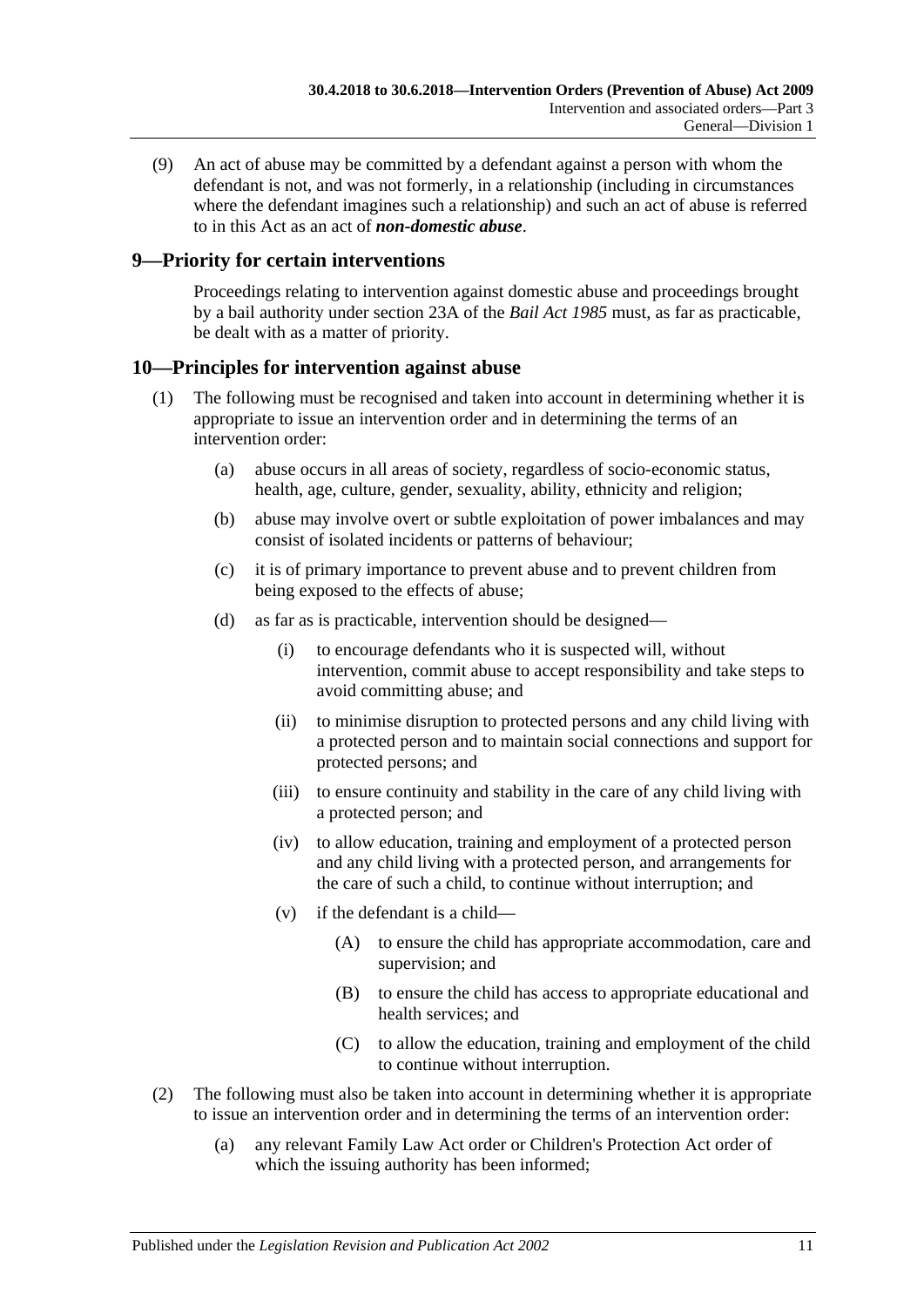(9) An act of abuse may be committed by a defendant against a person with whom the defendant is not, and was not formerly, in a relationship (including in circumstances where the defendant imagines such a relationship) and such an act of abuse is referred to in this Act as an act of ***non-domestic abuse***.

## 9—Priority for certain interventions

Proceedings relating to intervention against domestic abuse and proceedings brought by a bail authority under section 23A of the *Bail Act 1985* must, as far as practicable, be dealt with as a matter of priority.

## 10—Principles for intervention against abuse

(1) The following must be recognised and taken into account in determining whether it is appropriate to issue an intervention order and in determining the terms of an intervention order:

- (a) abuse occurs in all areas of society, regardless of socio-economic status, health, age, culture, gender, sexuality, ability, ethnicity and religion;
- (b) abuse may involve overt or subtle exploitation of power imbalances and may consist of isolated incidents or patterns of behaviour;
- (c) it is of primary importance to prevent abuse and to prevent children from being exposed to the effects of abuse;
- (d) as far as is practicable, intervention should be designed—
  - (i) to encourage defendants who it is suspected will, without intervention, commit abuse to accept responsibility and take steps to avoid committing abuse; and
  - (ii) to minimise disruption to protected persons and any child living with a protected person and to maintain social connections and support for protected persons; and
  - (iii) to ensure continuity and stability in the care of any child living with a protected person; and
  - (iv) to allow education, training and employment of a protected person and any child living with a protected person, and arrangements for the care of such a child, to continue without interruption; and
  - (v) if the defendant is a child—
    - (A) to ensure the child has appropriate accommodation, care and supervision; and
    - (B) to ensure the child has access to appropriate educational and health services; and
    - (C) to allow the education, training and employment of the child to continue without interruption.

(2) The following must also be taken into account in determining whether it is appropriate to issue an intervention order and in determining the terms of an intervention order:

- (a) any relevant Family Law Act order or Children's Protection Act order of which the issuing authority has been informed;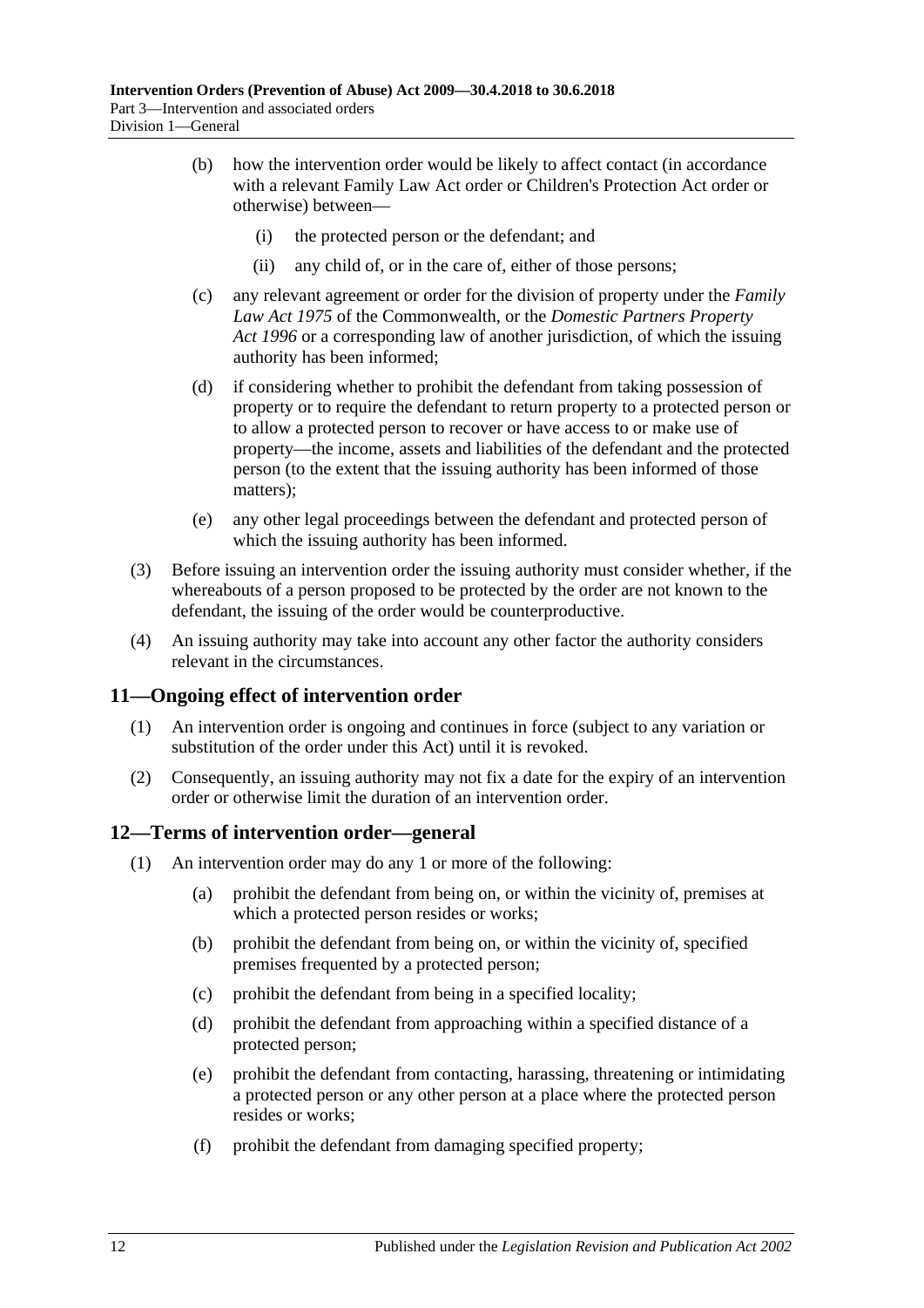(b) how the intervention order would be likely to affect contact (in accordance with a relevant Family Law Act order or Children's Protection Act order or otherwise) between—

(i) the protected person or the defendant; and

(ii) any child of, or in the care of, either of those persons;

(c) any relevant agreement or order for the division of property under the *Family Law Act 1975* of the Commonwealth, or the *Domestic Partners Property Act 1996* or a corresponding law of another jurisdiction, of which the issuing authority has been informed;

(d) if considering whether to prohibit the defendant from taking possession of property or to require the defendant to return property to a protected person or to allow a protected person to recover or have access to or make use of property—the income, assets and liabilities of the defendant and the protected person (to the extent that the issuing authority has been informed of those matters);

(e) any other legal proceedings between the defendant and protected person of which the issuing authority has been informed.

(3) Before issuing an intervention order the issuing authority must consider whether, if the whereabouts of a person proposed to be protected by the order are not known to the defendant, the issuing of the order would be counterproductive.

(4) An issuing authority may take into account any other factor the authority considers relevant in the circumstances.

## 11—Ongoing effect of intervention order

(1) An intervention order is ongoing and continues in force (subject to any variation or substitution of the order under this Act) until it is revoked.

(2) Consequently, an issuing authority may not fix a date for the expiry of an intervention order or otherwise limit the duration of an intervention order.

## 12—Terms of intervention order—general

(1) An intervention order may do any 1 or more of the following:

(a) prohibit the defendant from being on, or within the vicinity of, premises at which a protected person resides or works;

(b) prohibit the defendant from being on, or within the vicinity of, specified premises frequented by a protected person;

(c) prohibit the defendant from being in a specified locality;

(d) prohibit the defendant from approaching within a specified distance of a protected person;

(e) prohibit the defendant from contacting, harassing, threatening or intimidating a protected person or any other person at a place where the protected person resides or works;

(f) prohibit the defendant from damaging specified property;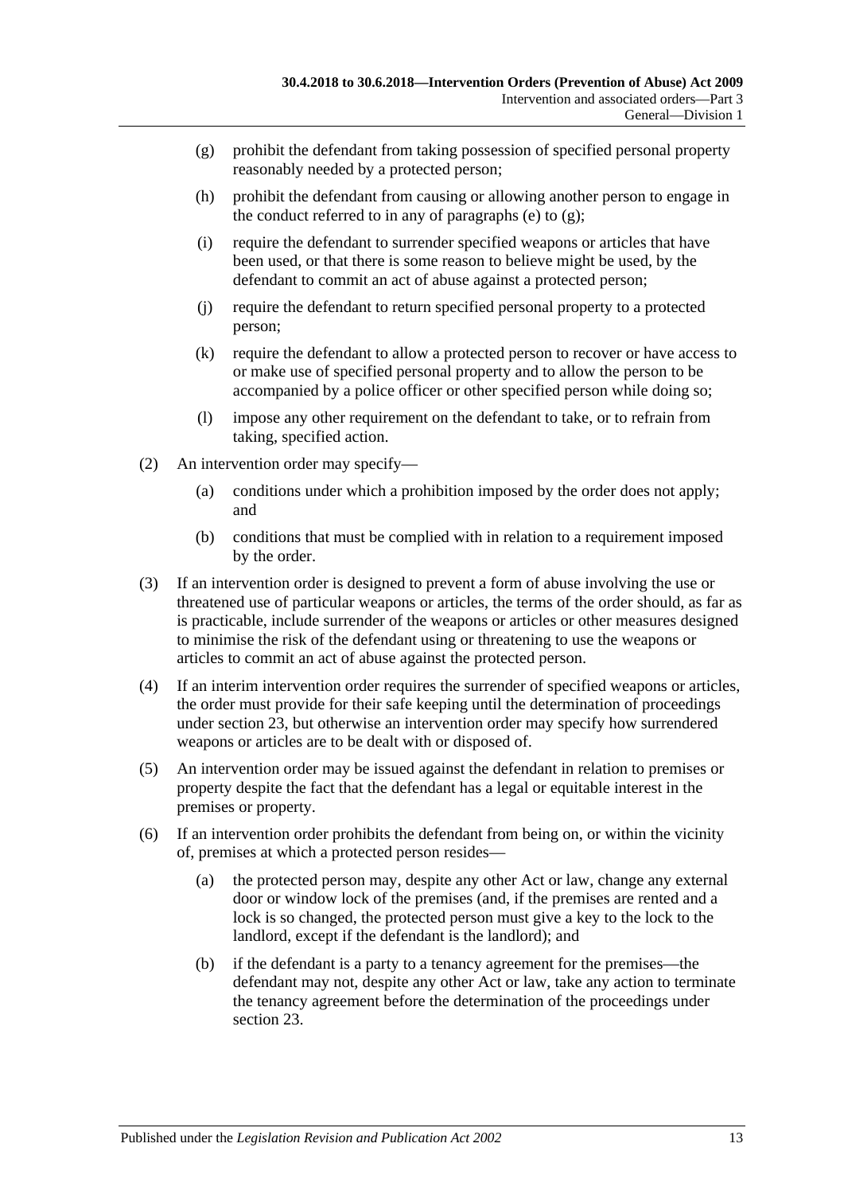(g) prohibit the defendant from taking possession of specified personal property reasonably needed by a protected person;

(h) prohibit the defendant from causing or allowing another person to engage in the conduct referred to in any of paragraphs (e) to (g);

(i) require the defendant to surrender specified weapons or articles that have been used, or that there is some reason to believe might be used, by the defendant to commit an act of abuse against a protected person;

(j) require the defendant to return specified personal property to a protected person;

(k) require the defendant to allow a protected person to recover or have access to or make use of specified personal property and to allow the person to be accompanied by a police officer or other specified person while doing so;

(l) impose any other requirement on the defendant to take, or to refrain from taking, specified action.

(2) An intervention order may specify—

(a) conditions under which a prohibition imposed by the order does not apply; and

(b) conditions that must be complied with in relation to a requirement imposed by the order.

(3) If an intervention order is designed to prevent a form of abuse involving the use or threatened use of particular weapons or articles, the terms of the order should, as far as is practicable, include surrender of the weapons or articles or other measures designed to minimise the risk of the defendant using or threatening to use the weapons or articles to commit an act of abuse against the protected person.

(4) If an interim intervention order requires the surrender of specified weapons or articles, the order must provide for their safe keeping until the determination of proceedings under section 23, but otherwise an intervention order may specify how surrendered weapons or articles are to be dealt with or disposed of.

(5) An intervention order may be issued against the defendant in relation to premises or property despite the fact that the defendant has a legal or equitable interest in the premises or property.

(6) If an intervention order prohibits the defendant from being on, or within the vicinity of, premises at which a protected person resides—

(a) the protected person may, despite any other Act or law, change any external door or window lock of the premises (and, if the premises are rented and a lock is so changed, the protected person must give a key to the lock to the landlord, except if the defendant is the landlord); and

(b) if the defendant is a party to a tenancy agreement for the premises—the defendant may not, despite any other Act or law, take any action to terminate the tenancy agreement before the determination of the proceedings under section 23.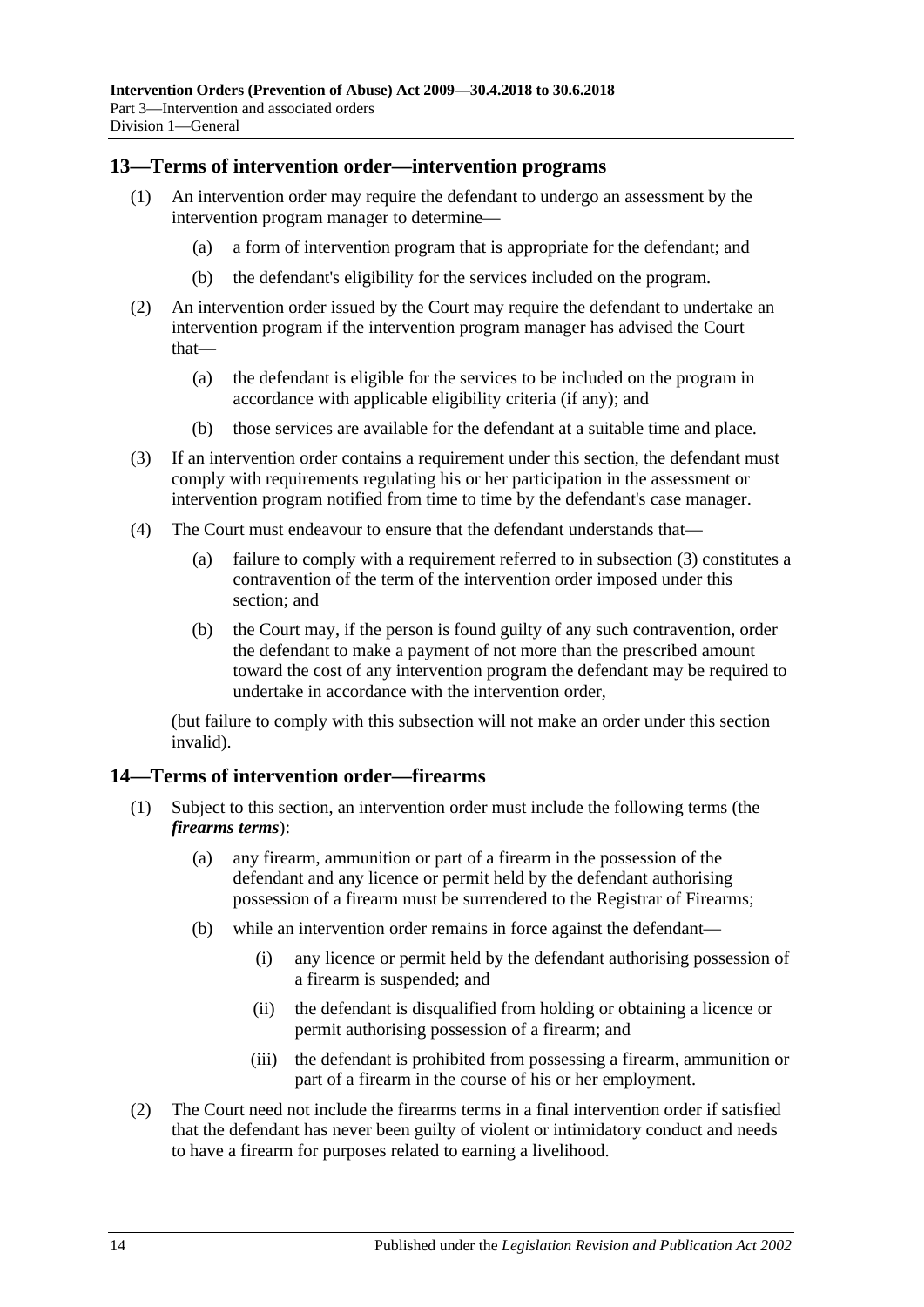## 13—Terms of intervention order—intervention programs

(1) An intervention order may require the defendant to undergo an assessment by the intervention program manager to determine—

(a) a form of intervention program that is appropriate for the defendant; and

(b) the defendant's eligibility for the services included on the program.

(2) An intervention order issued by the Court may require the defendant to undertake an intervention program if the intervention program manager has advised the Court that—

(a) the defendant is eligible for the services to be included on the program in accordance with applicable eligibility criteria (if any); and

(b) those services are available for the defendant at a suitable time and place.

(3) If an intervention order contains a requirement under this section, the defendant must comply with requirements regulating his or her participation in the assessment or intervention program notified from time to time by the defendant's case manager.

(4) The Court must endeavour to ensure that the defendant understands that—

(a) failure to comply with a requirement referred to in subsection (3) constitutes a contravention of the term of the intervention order imposed under this section; and

(b) the Court may, if the person is found guilty of any such contravention, order the defendant to make a payment of not more than the prescribed amount toward the cost of any intervention program the defendant may be required to undertake in accordance with the intervention order,

(but failure to comply with this subsection will not make an order under this section invalid).

## 14—Terms of intervention order—firearms

(1) Subject to this section, an intervention order must include the following terms (the ***firearms terms***):

(a) any firearm, ammunition or part of a firearm in the possession of the defendant and any licence or permit held by the defendant authorising possession of a firearm must be surrendered to the Registrar of Firearms;

(b) while an intervention order remains in force against the defendant—

(i) any licence or permit held by the defendant authorising possession of a firearm is suspended; and

(ii) the defendant is disqualified from holding or obtaining a licence or permit authorising possession of a firearm; and

(iii) the defendant is prohibited from possessing a firearm, ammunition or part of a firearm in the course of his or her employment.

(2) The Court need not include the firearms terms in a final intervention order if satisfied that the defendant has never been guilty of violent or intimidatory conduct and needs to have a firearm for purposes related to earning a livelihood.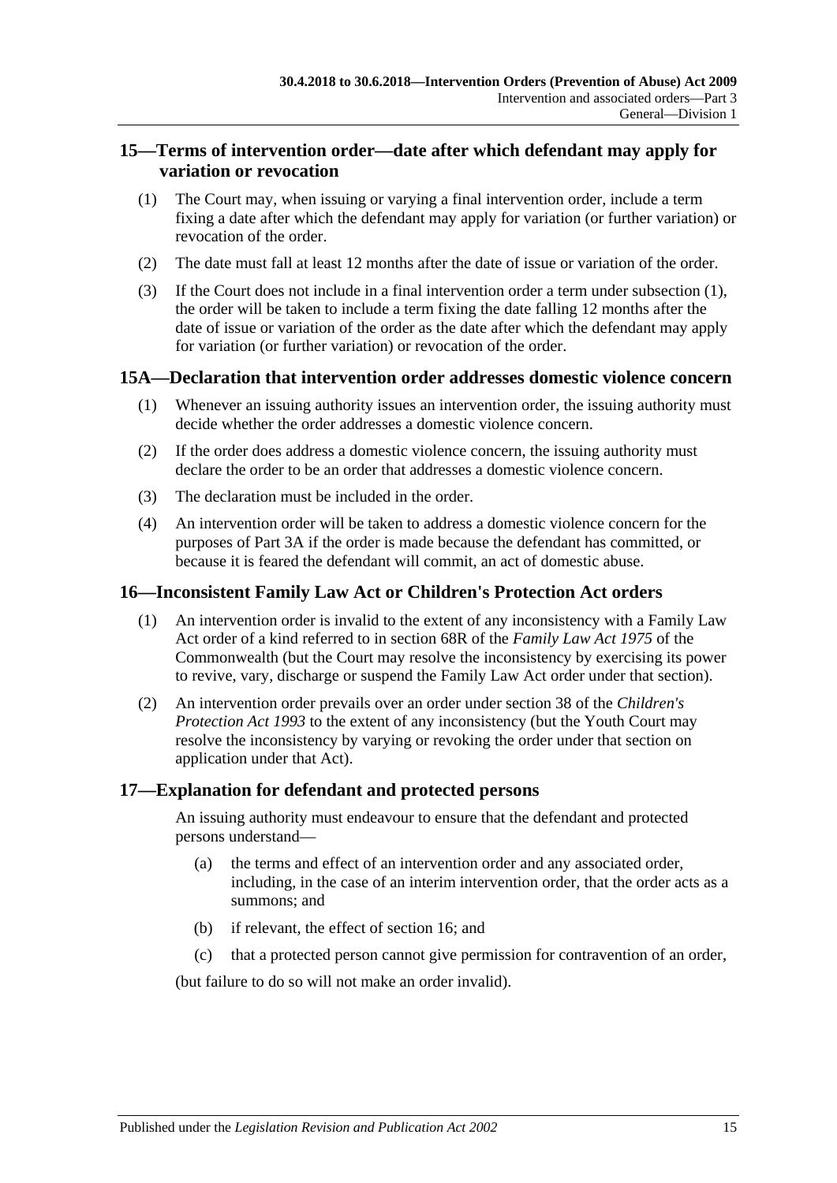## 15—Terms of intervention order—date after which defendant may apply for variation or revocation

(1) The Court may, when issuing or varying a final intervention order, include a term fixing a date after which the defendant may apply for variation (or further variation) or revocation of the order.

(2) The date must fall at least 12 months after the date of issue or variation of the order.

(3) If the Court does not include in a final intervention order a term under subsection (1), the order will be taken to include a term fixing the date falling 12 months after the date of issue or variation of the order as the date after which the defendant may apply for variation (or further variation) or revocation of the order.

## 15A—Declaration that intervention order addresses domestic violence concern

(1) Whenever an issuing authority issues an intervention order, the issuing authority must decide whether the order addresses a domestic violence concern.

(2) If the order does address a domestic violence concern, the issuing authority must declare the order to be an order that addresses a domestic violence concern.

(3) The declaration must be included in the order.

(4) An intervention order will be taken to address a domestic violence concern for the purposes of Part 3A if the order is made because the defendant has committed, or because it is feared the defendant will commit, an act of domestic abuse.

## 16—Inconsistent Family Law Act or Children's Protection Act orders

(1) An intervention order is invalid to the extent of any inconsistency with a Family Law Act order of a kind referred to in section 68R of the *Family Law Act 1975* of the Commonwealth (but the Court may resolve the inconsistency by exercising its power to revive, vary, discharge or suspend the Family Law Act order under that section).

(2) An intervention order prevails over an order under section 38 of the *Children's Protection Act 1993* to the extent of any inconsistency (but the Youth Court may resolve the inconsistency by varying or revoking the order under that section on application under that Act).

## 17—Explanation for defendant and protected persons

An issuing authority must endeavour to ensure that the defendant and protected persons understand—

(a) the terms and effect of an intervention order and any associated order, including, in the case of an interim intervention order, that the order acts as a summons; and

(b) if relevant, the effect of section 16; and

(c) that a protected person cannot give permission for contravention of an order,

(but failure to do so will not make an order invalid).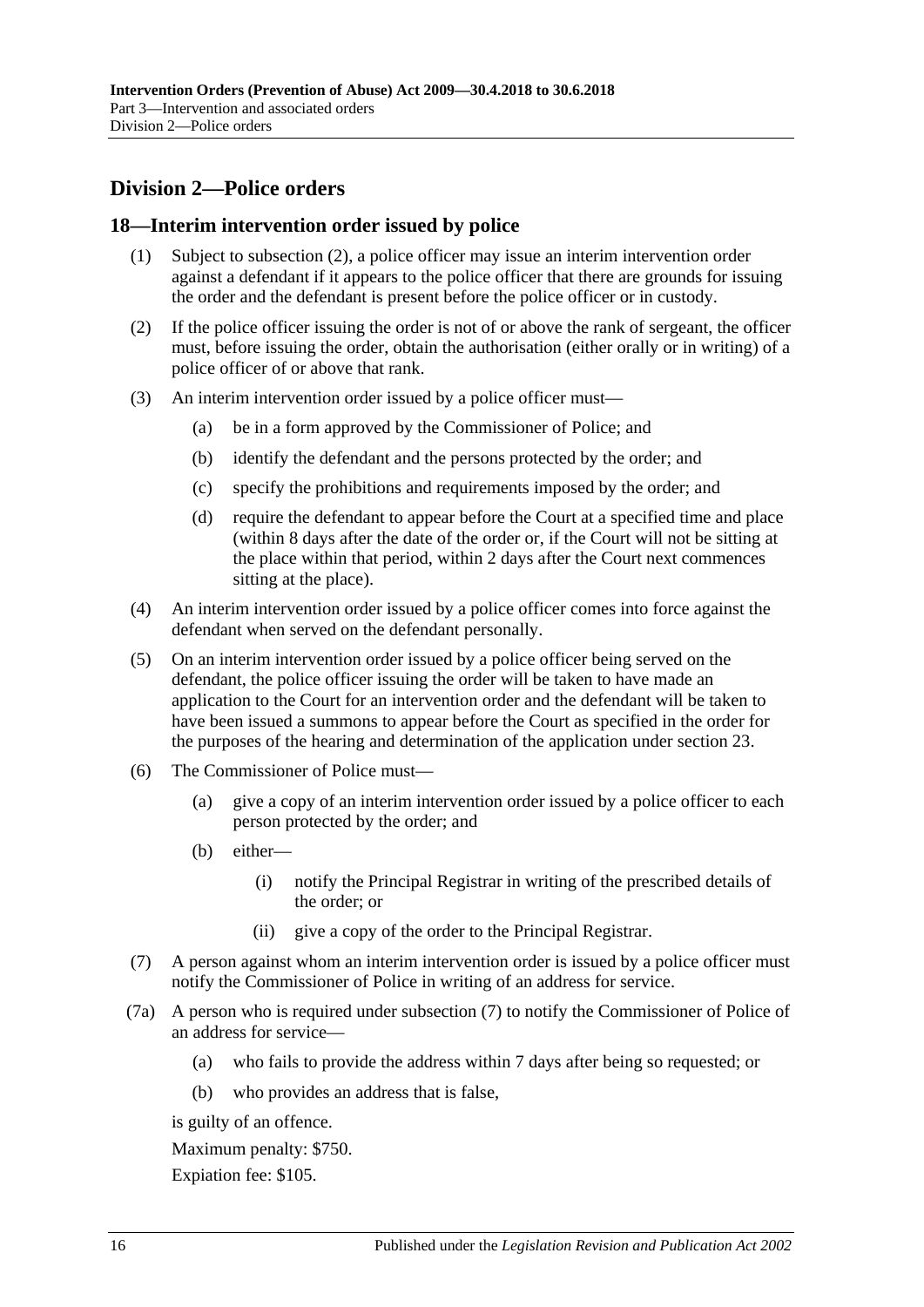## Division 2—Police orders

### 18—Interim intervention order issued by police

(1) Subject to subsection (2), a police officer may issue an interim intervention order against a defendant if it appears to the police officer that there are grounds for issuing the order and the defendant is present before the police officer or in custody.

(2) If the police officer issuing the order is not of or above the rank of sergeant, the officer must, before issuing the order, obtain the authorisation (either orally or in writing) of a police officer of or above that rank.

(3) An interim intervention order issued by a police officer must—

- (a) be in a form approved by the Commissioner of Police; and
- (b) identify the defendant and the persons protected by the order; and
- (c) specify the prohibitions and requirements imposed by the order; and
- (d) require the defendant to appear before the Court at a specified time and place (within 8 days after the date of the order or, if the Court will not be sitting at the place within that period, within 2 days after the Court next commences sitting at the place).

(4) An interim intervention order issued by a police officer comes into force against the defendant when served on the defendant personally.

(5) On an interim intervention order issued by a police officer being served on the defendant, the police officer issuing the order will be taken to have made an application to the Court for an intervention order and the defendant will be taken to have been issued a summons to appear before the Court as specified in the order for the purposes of the hearing and determination of the application under section 23.

(6) The Commissioner of Police must—

- (a) give a copy of an interim intervention order issued by a police officer to each person protected by the order; and
- (b) either—
  - (i) notify the Principal Registrar in writing of the prescribed details of the order; or
  - (ii) give a copy of the order to the Principal Registrar.

(7) A person against whom an interim intervention order is issued by a police officer must notify the Commissioner of Police in writing of an address for service.

(7a) A person who is required under subsection (7) to notify the Commissioner of Police of an address for service—

- (a) who fails to provide the address within 7 days after being so requested; or
- (b) who provides an address that is false,

is guilty of an offence.

Maximum penalty: $750.

Expiation fee: $105.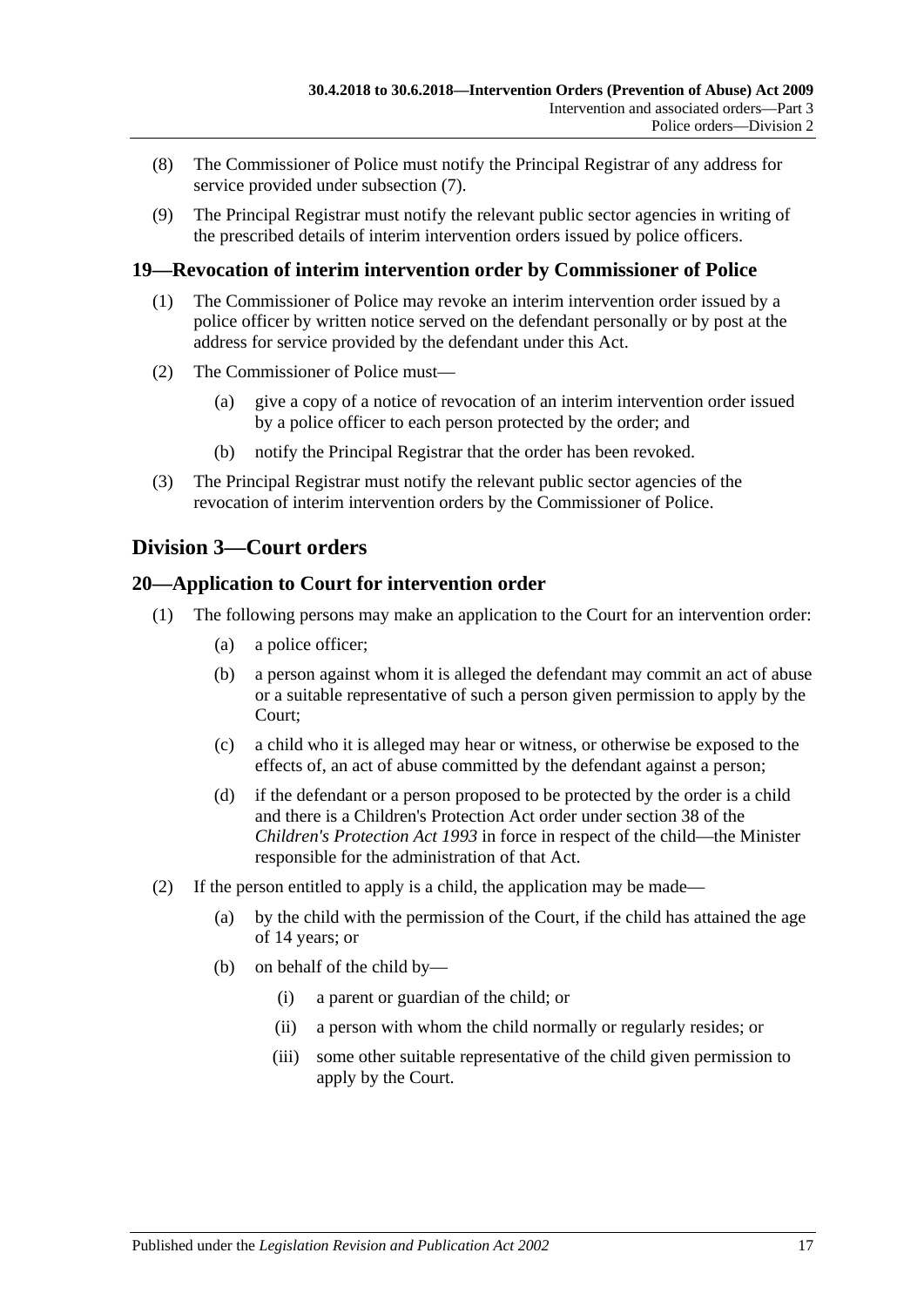(8) The Commissioner of Police must notify the Principal Registrar of any address for service provided under subsection (7).

(9) The Principal Registrar must notify the relevant public sector agencies in writing of the prescribed details of interim intervention orders issued by police officers.

## 19—Revocation of interim intervention order by Commissioner of Police

(1) The Commissioner of Police may revoke an interim intervention order issued by a police officer by written notice served on the defendant personally or by post at the address for service provided by the defendant under this Act.

(2) The Commissioner of Police must—

(a) give a copy of a notice of revocation of an interim intervention order issued by a police officer to each person protected by the order; and

(b) notify the Principal Registrar that the order has been revoked.

(3) The Principal Registrar must notify the relevant public sector agencies of the revocation of interim intervention orders by the Commissioner of Police.

# Division 3—Court orders

## 20—Application to Court for intervention order

(1) The following persons may make an application to the Court for an intervention order:

(a) a police officer;

(b) a person against whom it is alleged the defendant may commit an act of abuse or a suitable representative of such a person given permission to apply by the Court;

(c) a child who it is alleged may hear or witness, or otherwise be exposed to the effects of, an act of abuse committed by the defendant against a person;

(d) if the defendant or a person proposed to be protected by the order is a child and there is a Children's Protection Act order under section 38 of the *Children's Protection Act 1993* in force in respect of the child—the Minister responsible for the administration of that Act.

(2) If the person entitled to apply is a child, the application may be made—

(a) by the child with the permission of the Court, if the child has attained the age of 14 years; or

(b) on behalf of the child by—

(i) a parent or guardian of the child; or

(ii) a person with whom the child normally or regularly resides; or

(iii) some other suitable representative of the child given permission to apply by the Court.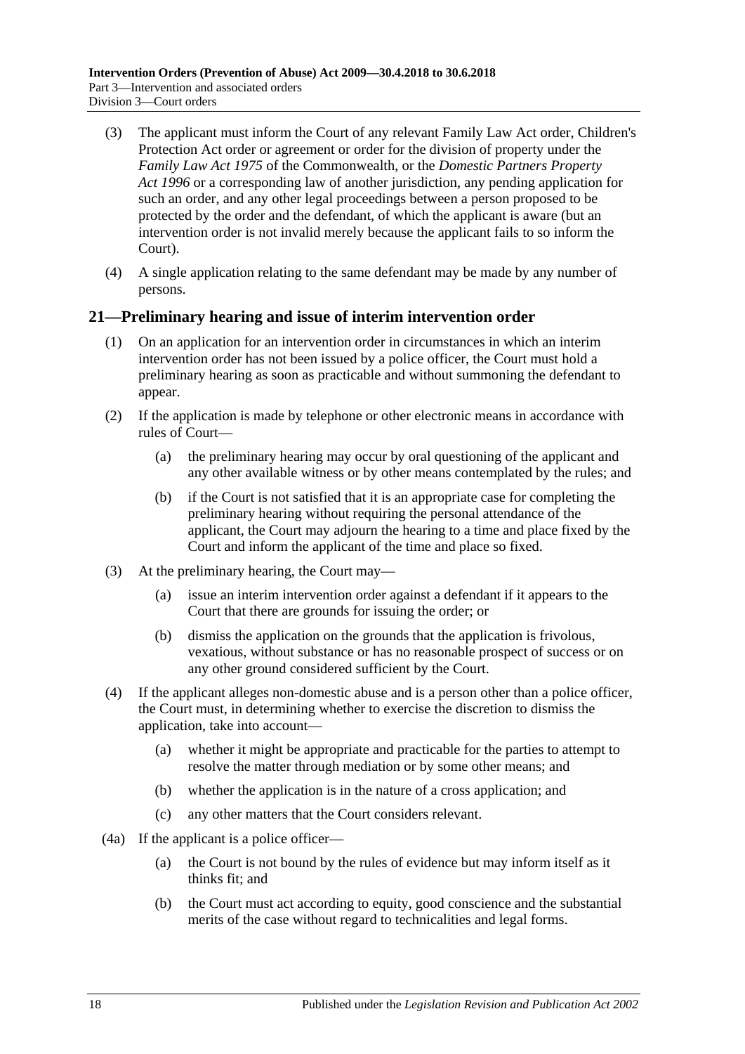(3) The applicant must inform the Court of any relevant Family Law Act order, Children's Protection Act order or agreement or order for the division of property under the *Family Law Act 1975* of the Commonwealth, or the *Domestic Partners Property Act 1996* or a corresponding law of another jurisdiction, any pending application for such an order, and any other legal proceedings between a person proposed to be protected by the order and the defendant, of which the applicant is aware (but an intervention order is not invalid merely because the applicant fails to so inform the Court).

(4) A single application relating to the same defendant may be made by any number of persons.

## 21—Preliminary hearing and issue of interim intervention order

(1) On an application for an intervention order in circumstances in which an interim intervention order has not been issued by a police officer, the Court must hold a preliminary hearing as soon as practicable and without summoning the defendant to appear.

(2) If the application is made by telephone or other electronic means in accordance with rules of Court—

(a) the preliminary hearing may occur by oral questioning of the applicant and any other available witness or by other means contemplated by the rules; and

(b) if the Court is not satisfied that it is an appropriate case for completing the preliminary hearing without requiring the personal attendance of the applicant, the Court may adjourn the hearing to a time and place fixed by the Court and inform the applicant of the time and place so fixed.

(3) At the preliminary hearing, the Court may—

(a) issue an interim intervention order against a defendant if it appears to the Court that there are grounds for issuing the order; or

(b) dismiss the application on the grounds that the application is frivolous, vexatious, without substance or has no reasonable prospect of success or on any other ground considered sufficient by the Court.

(4) If the applicant alleges non-domestic abuse and is a person other than a police officer, the Court must, in determining whether to exercise the discretion to dismiss the application, take into account—

(a) whether it might be appropriate and practicable for the parties to attempt to resolve the matter through mediation or by some other means; and

(b) whether the application is in the nature of a cross application; and

(c) any other matters that the Court considers relevant.

(4a) If the applicant is a police officer—

(a) the Court is not bound by the rules of evidence but may inform itself as it thinks fit; and

(b) the Court must act according to equity, good conscience and the substantial merits of the case without regard to technicalities and legal forms.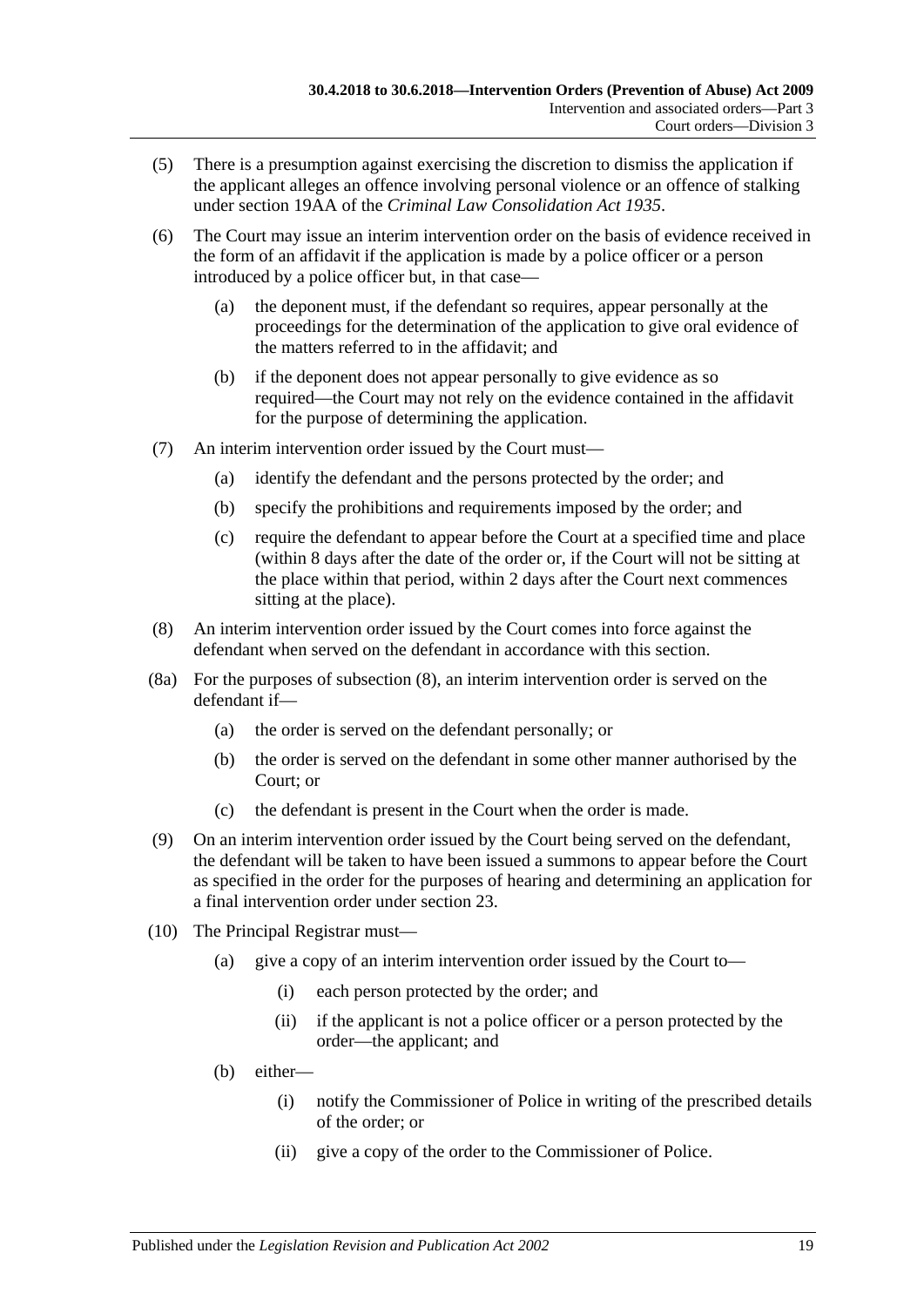(5) There is a presumption against exercising the discretion to dismiss the application if the applicant alleges an offence involving personal violence or an offence of stalking under section 19AA of the *Criminal Law Consolidation Act 1935*.

(6) The Court may issue an interim intervention order on the basis of evidence received in the form of an affidavit if the application is made by a police officer or a person introduced by a police officer but, in that case—

- (a) the deponent must, if the defendant so requires, appear personally at the proceedings for the determination of the application to give oral evidence of the matters referred to in the affidavit; and
- (b) if the deponent does not appear personally to give evidence as so required—the Court may not rely on the evidence contained in the affidavit for the purpose of determining the application.

(7) An interim intervention order issued by the Court must—

- (a) identify the defendant and the persons protected by the order; and
- (b) specify the prohibitions and requirements imposed by the order; and
- (c) require the defendant to appear before the Court at a specified time and place (within 8 days after the date of the order or, if the Court will not be sitting at the place within that period, within 2 days after the Court next commences sitting at the place).

(8) An interim intervention order issued by the Court comes into force against the defendant when served on the defendant in accordance with this section.

(8a) For the purposes of subsection (8), an interim intervention order is served on the defendant if—

- (a) the order is served on the defendant personally; or
- (b) the order is served on the defendant in some other manner authorised by the Court; or
- (c) the defendant is present in the Court when the order is made.

(9) On an interim intervention order issued by the Court being served on the defendant, the defendant will be taken to have been issued a summons to appear before the Court as specified in the order for the purposes of hearing and determining an application for a final intervention order under section 23.

(10) The Principal Registrar must—

- (a) give a copy of an interim intervention order issued by the Court to—
  - (i) each person protected by the order; and
  - (ii) if the applicant is not a police officer or a person protected by the order—the applicant; and
- (b) either—
  - (i) notify the Commissioner of Police in writing of the prescribed details of the order; or
  - (ii) give a copy of the order to the Commissioner of Police.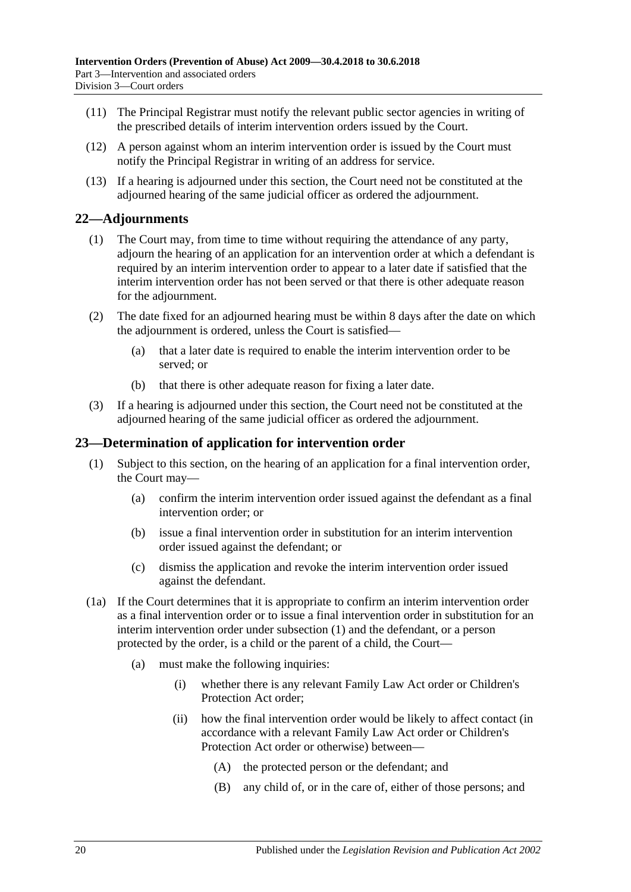(11) The Principal Registrar must notify the relevant public sector agencies in writing of the prescribed details of interim intervention orders issued by the Court.

(12) A person against whom an interim intervention order is issued by the Court must notify the Principal Registrar in writing of an address for service.

(13) If a hearing is adjourned under this section, the Court need not be constituted at the adjourned hearing of the same judicial officer as ordered the adjournment.

## 22—Adjournments

(1) The Court may, from time to time without requiring the attendance of any party, adjourn the hearing of an application for an intervention order at which a defendant is required by an interim intervention order to appear to a later date if satisfied that the interim intervention order has not been served or that there is other adequate reason for the adjournment.

(2) The date fixed for an adjourned hearing must be within 8 days after the date on which the adjournment is ordered, unless the Court is satisfied—

- (a) that a later date is required to enable the interim intervention order to be served; or
- (b) that there is other adequate reason for fixing a later date.

(3) If a hearing is adjourned under this section, the Court need not be constituted at the adjourned hearing of the same judicial officer as ordered the adjournment.

## 23—Determination of application for intervention order

(1) Subject to this section, on the hearing of an application for a final intervention order, the Court may—

- (a) confirm the interim intervention order issued against the defendant as a final intervention order; or
- (b) issue a final intervention order in substitution for an interim intervention order issued against the defendant; or
- (c) dismiss the application and revoke the interim intervention order issued against the defendant.

(1a) If the Court determines that it is appropriate to confirm an interim intervention order as a final intervention order or to issue a final intervention order in substitution for an interim intervention order under subsection (1) and the defendant, or a person protected by the order, is a child or the parent of a child, the Court—

- (a) must make the following inquiries:
    - (i) whether there is any relevant Family Law Act order or Children's Protection Act order;
    - (ii) how the final intervention order would be likely to affect contact (in accordance with a relevant Family Law Act order or Children's Protection Act order or otherwise) between—
        - (A) the protected person or the defendant; and
        - (B) any child of, or in the care of, either of those persons; and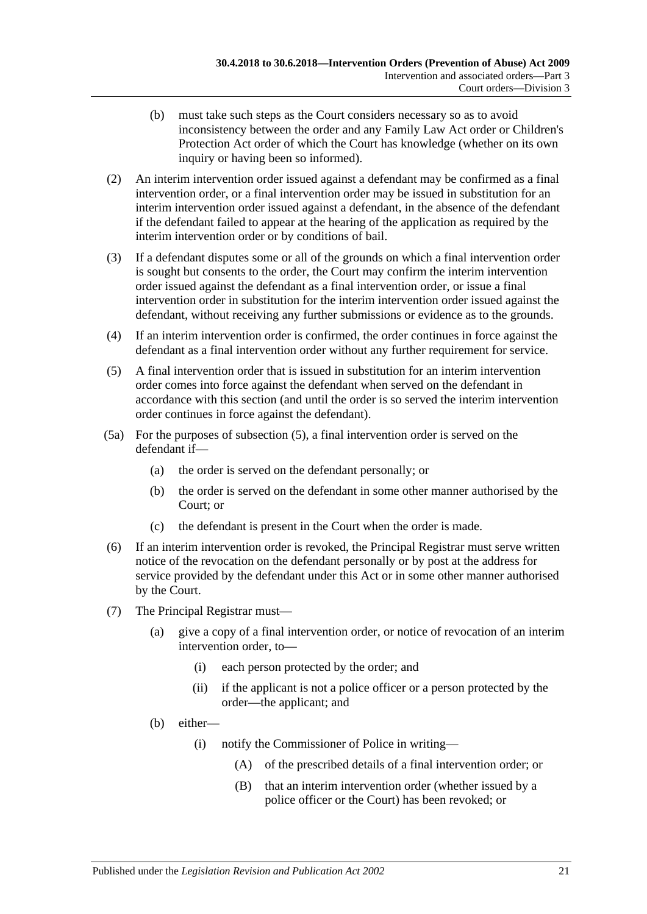(b) must take such steps as the Court considers necessary so as to avoid inconsistency between the order and any Family Law Act order or Children's Protection Act order of which the Court has knowledge (whether on its own inquiry or having been so informed).

(2) An interim intervention order issued against a defendant may be confirmed as a final intervention order, or a final intervention order may be issued in substitution for an interim intervention order issued against a defendant, in the absence of the defendant if the defendant failed to appear at the hearing of the application as required by the interim intervention order or by conditions of bail.

(3) If a defendant disputes some or all of the grounds on which a final intervention order is sought but consents to the order, the Court may confirm the interim intervention order issued against the defendant as a final intervention order, or issue a final intervention order in substitution for the interim intervention order issued against the defendant, without receiving any further submissions or evidence as to the grounds.

(4) If an interim intervention order is confirmed, the order continues in force against the defendant as a final intervention order without any further requirement for service.

(5) A final intervention order that is issued in substitution for an interim intervention order comes into force against the defendant when served on the defendant in accordance with this section (and until the order is so served the interim intervention order continues in force against the defendant).

(5a) For the purposes of subsection (5), a final intervention order is served on the defendant if—

(a) the order is served on the defendant personally; or

(b) the order is served on the defendant in some other manner authorised by the Court; or

(c) the defendant is present in the Court when the order is made.

(6) If an interim intervention order is revoked, the Principal Registrar must serve written notice of the revocation on the defendant personally or by post at the address for service provided by the defendant under this Act or in some other manner authorised by the Court.

(7) The Principal Registrar must—

(a) give a copy of a final intervention order, or notice of revocation of an interim intervention order, to—

(i) each person protected by the order; and

(ii) if the applicant is not a police officer or a person protected by the order—the applicant; and

(b) either—

(i) notify the Commissioner of Police in writing—

(A) of the prescribed details of a final intervention order; or

(B) that an interim intervention order (whether issued by a police officer or the Court) has been revoked; or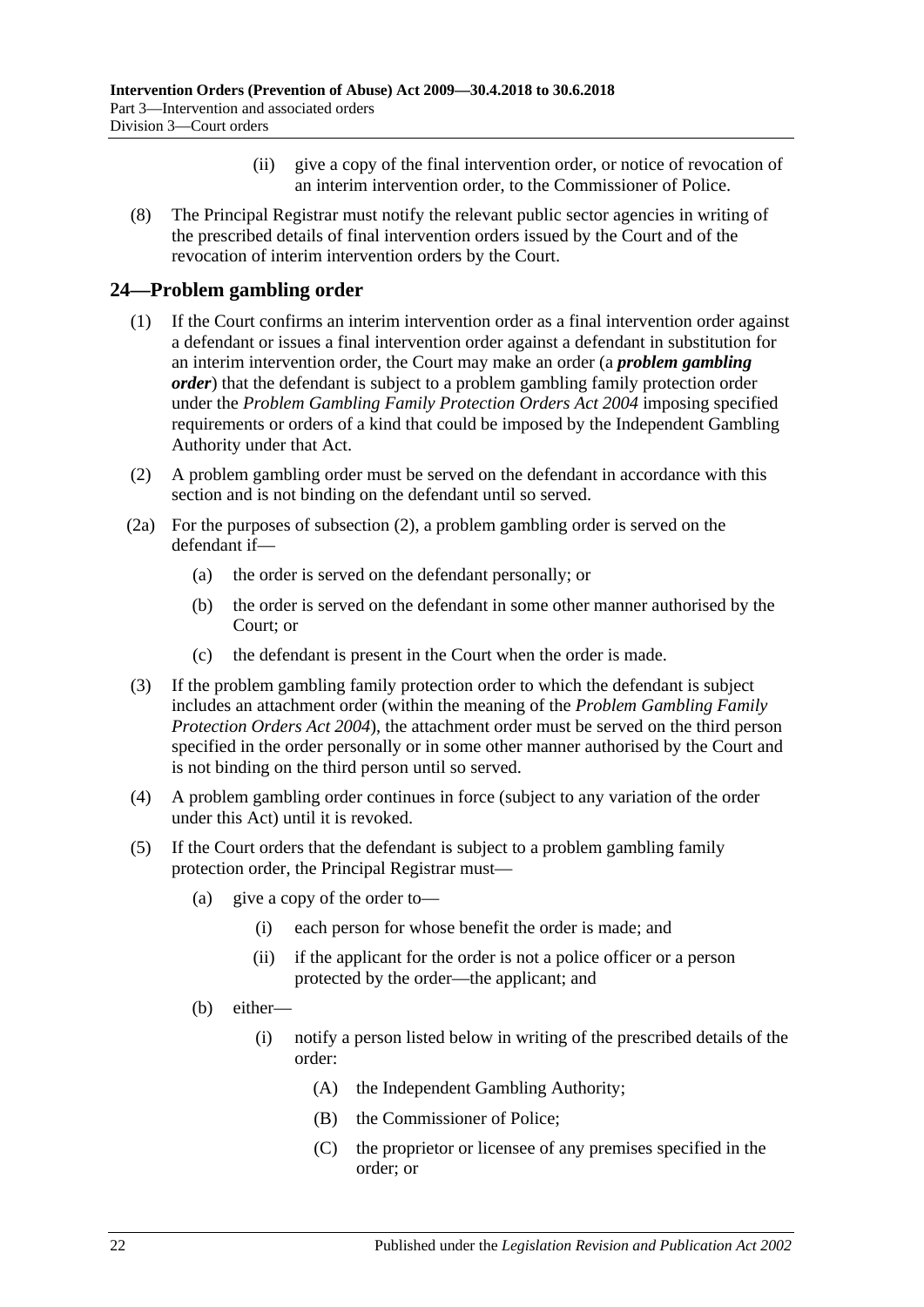(ii) give a copy of the final intervention order, or notice of revocation of an interim intervention order, to the Commissioner of Police.

(8) The Principal Registrar must notify the relevant public sector agencies in writing of the prescribed details of final intervention orders issued by the Court and of the revocation of interim intervention orders by the Court.

## 24—Problem gambling order

(1) If the Court confirms an interim intervention order as a final intervention order against a defendant or issues a final intervention order against a defendant in substitution for an interim intervention order, the Court may make an order (a ***problem gambling order***) that the defendant is subject to a problem gambling family protection order under the *Problem Gambling Family Protection Orders Act 2004* imposing specified requirements or orders of a kind that could be imposed by the Independent Gambling Authority under that Act.

(2) A problem gambling order must be served on the defendant in accordance with this section and is not binding on the defendant until so served.

(2a) For the purposes of subsection (2), a problem gambling order is served on the defendant if—

- (a) the order is served on the defendant personally; or
- (b) the order is served on the defendant in some other manner authorised by the Court; or
- (c) the defendant is present in the Court when the order is made.

(3) If the problem gambling family protection order to which the defendant is subject includes an attachment order (within the meaning of the *Problem Gambling Family Protection Orders Act 2004*), the attachment order must be served on the third person specified in the order personally or in some other manner authorised by the Court and is not binding on the third person until so served.

(4) A problem gambling order continues in force (subject to any variation of the order under this Act) until it is revoked.

(5) If the Court orders that the defendant is subject to a problem gambling family protection order, the Principal Registrar must—

- (a) give a copy of the order to—
  - (i) each person for whose benefit the order is made; and
  - (ii) if the applicant for the order is not a police officer or a person protected by the order—the applicant; and
- (b) either—
  - (i) notify a person listed below in writing of the prescribed details of the order:
    - (A) the Independent Gambling Authority;
    - (B) the Commissioner of Police;
    - (C) the proprietor or licensee of any premises specified in the order; or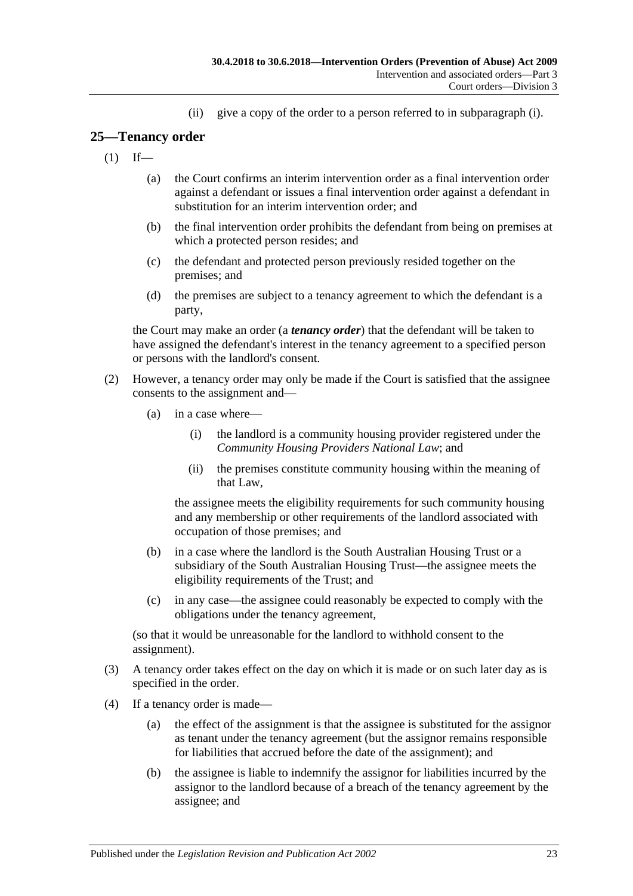(ii) give a copy of the order to a person referred to in subparagraph (i).

## 25—Tenancy order

(1) If—

(a) the Court confirms an interim intervention order as a final intervention order against a defendant or issues a final intervention order against a defendant in substitution for an interim intervention order; and

(b) the final intervention order prohibits the defendant from being on premises at which a protected person resides; and

(c) the defendant and protected person previously resided together on the premises; and

(d) the premises are subject to a tenancy agreement to which the defendant is a party,

the Court may make an order (a ***tenancy order***) that the defendant will be taken to have assigned the defendant's interest in the tenancy agreement to a specified person or persons with the landlord's consent.

(2) However, a tenancy order may only be made if the Court is satisfied that the assignee consents to the assignment and—

(a) in a case where—

(i) the landlord is a community housing provider registered under the *Community Housing Providers National Law*; and

(ii) the premises constitute community housing within the meaning of that Law,

the assignee meets the eligibility requirements for such community housing and any membership or other requirements of the landlord associated with occupation of those premises; and

(b) in a case where the landlord is the South Australian Housing Trust or a subsidiary of the South Australian Housing Trust—the assignee meets the eligibility requirements of the Trust; and

(c) in any case—the assignee could reasonably be expected to comply with the obligations under the tenancy agreement,

(so that it would be unreasonable for the landlord to withhold consent to the assignment).

(3) A tenancy order takes effect on the day on which it is made or on such later day as is specified in the order.

(4) If a tenancy order is made—

(a) the effect of the assignment is that the assignee is substituted for the assignor as tenant under the tenancy agreement (but the assignor remains responsible for liabilities that accrued before the date of the assignment); and

(b) the assignee is liable to indemnify the assignor for liabilities incurred by the assignor to the landlord because of a breach of the tenancy agreement by the assignee; and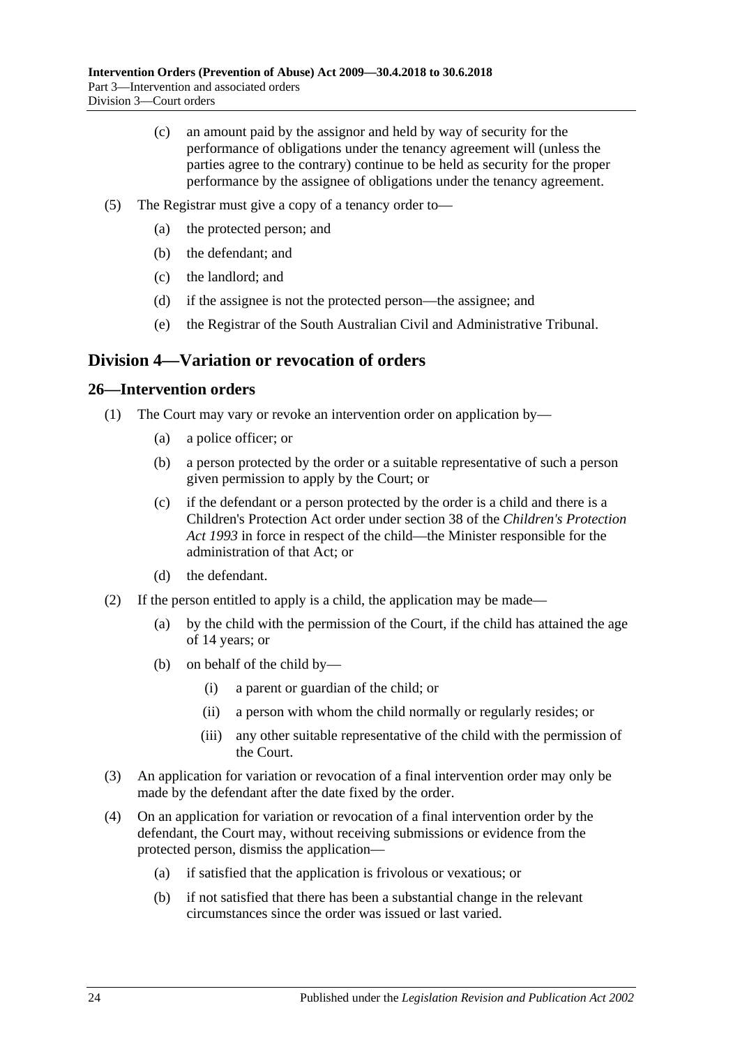(c) an amount paid by the assignor and held by way of security for the performance of obligations under the tenancy agreement will (unless the parties agree to the contrary) continue to be held as security for the proper performance by the assignee of obligations under the tenancy agreement.

(5) The Registrar must give a copy of a tenancy order to—

(a) the protected person; and

(b) the defendant; and

(c) the landlord; and

(d) if the assignee is not the protected person—the assignee; and

(e) the Registrar of the South Australian Civil and Administrative Tribunal.

## Division 4—Variation or revocation of orders

### 26—Intervention orders

(1) The Court may vary or revoke an intervention order on application by—

(a) a police officer; or

(b) a person protected by the order or a suitable representative of such a person given permission to apply by the Court; or

(c) if the defendant or a person protected by the order is a child and there is a Children's Protection Act order under section 38 of the *Children's Protection Act 1993* in force in respect of the child—the Minister responsible for the administration of that Act; or

(d) the defendant.

(2) If the person entitled to apply is a child, the application may be made—

(a) by the child with the permission of the Court, if the child has attained the age of 14 years; or

(b) on behalf of the child by—

(i) a parent or guardian of the child; or

(ii) a person with whom the child normally or regularly resides; or

(iii) any other suitable representative of the child with the permission of the Court.

(3) An application for variation or revocation of a final intervention order may only be made by the defendant after the date fixed by the order.

(4) On an application for variation or revocation of a final intervention order by the defendant, the Court may, without receiving submissions or evidence from the protected person, dismiss the application—

(a) if satisfied that the application is frivolous or vexatious; or

(b) if not satisfied that there has been a substantial change in the relevant circumstances since the order was issued or last varied.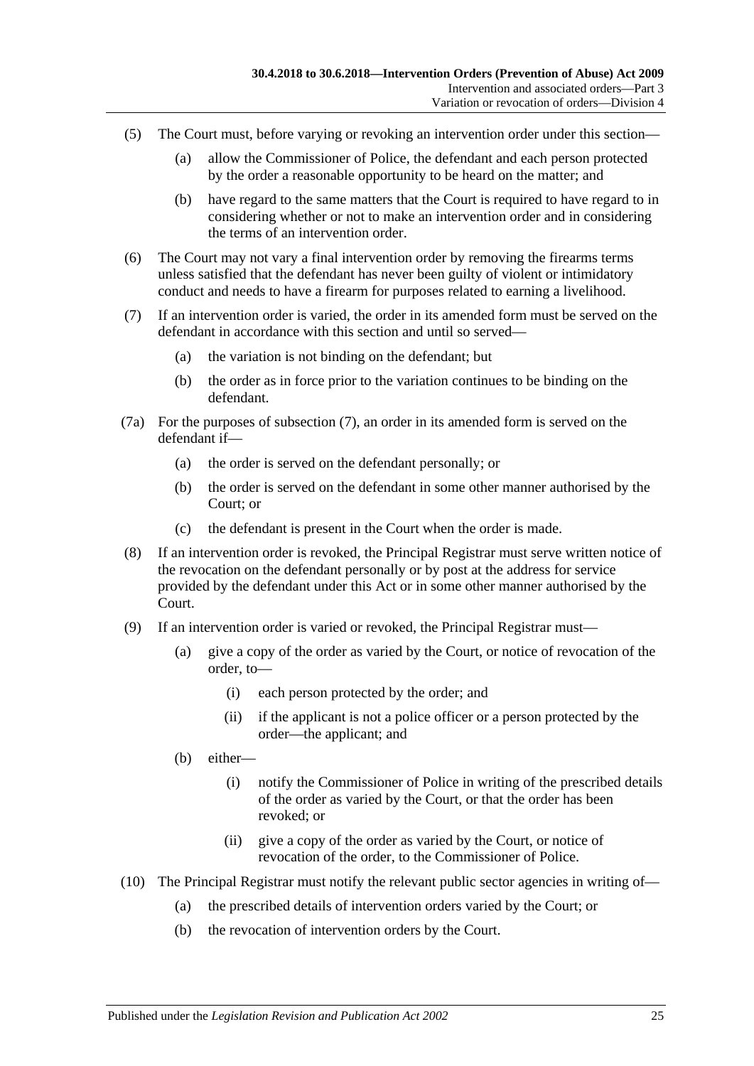(5) The Court must, before varying or revoking an intervention order under this section—

(a) allow the Commissioner of Police, the defendant and each person protected by the order a reasonable opportunity to be heard on the matter; and

(b) have regard to the same matters that the Court is required to have regard to in considering whether or not to make an intervention order and in considering the terms of an intervention order.

(6) The Court may not vary a final intervention order by removing the firearms terms unless satisfied that the defendant has never been guilty of violent or intimidatory conduct and needs to have a firearm for purposes related to earning a livelihood.

(7) If an intervention order is varied, the order in its amended form must be served on the defendant in accordance with this section and until so served—

(a) the variation is not binding on the defendant; but

(b) the order as in force prior to the variation continues to be binding on the defendant.

(7a) For the purposes of subsection (7), an order in its amended form is served on the defendant if—

(a) the order is served on the defendant personally; or

(b) the order is served on the defendant in some other manner authorised by the Court; or

(c) the defendant is present in the Court when the order is made.

(8) If an intervention order is revoked, the Principal Registrar must serve written notice of the revocation on the defendant personally or by post at the address for service provided by the defendant under this Act or in some other manner authorised by the Court.

(9) If an intervention order is varied or revoked, the Principal Registrar must—

(a) give a copy of the order as varied by the Court, or notice of revocation of the order, to—

(i) each person protected by the order; and

(ii) if the applicant is not a police officer or a person protected by the order—the applicant; and

(b) either—

(i) notify the Commissioner of Police in writing of the prescribed details of the order as varied by the Court, or that the order has been revoked; or

(ii) give a copy of the order as varied by the Court, or notice of revocation of the order, to the Commissioner of Police.

(10) The Principal Registrar must notify the relevant public sector agencies in writing of—

(a) the prescribed details of intervention orders varied by the Court; or

(b) the revocation of intervention orders by the Court.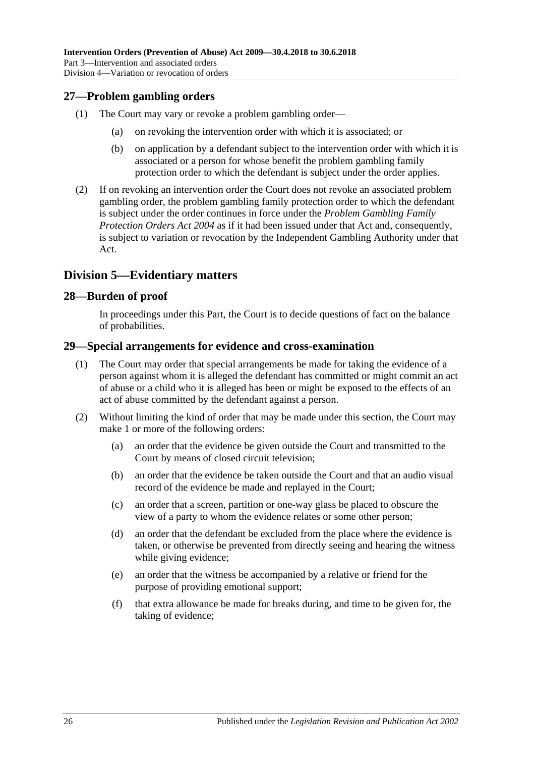## 27—Problem gambling orders

(1) The Court may vary or revoke a problem gambling order—

(a) on revoking the intervention order with which it is associated; or

(b) on application by a defendant subject to the intervention order with which it is associated or a person for whose benefit the problem gambling family protection order to which the defendant is subject under the order applies.

(2) If on revoking an intervention order the Court does not revoke an associated problem gambling order, the problem gambling family protection order to which the defendant is subject under the order continues in force under the *Problem Gambling Family Protection Orders Act 2004* as if it had been issued under that Act and, consequently, is subject to variation or revocation by the Independent Gambling Authority under that Act.

# Division 5—Evidentiary matters

## 28—Burden of proof

In proceedings under this Part, the Court is to decide questions of fact on the balance of probabilities.

## 29—Special arrangements for evidence and cross-examination

(1) The Court may order that special arrangements be made for taking the evidence of a person against whom it is alleged the defendant has committed or might commit an act of abuse or a child who it is alleged has been or might be exposed to the effects of an act of abuse committed by the defendant against a person.

(2) Without limiting the kind of order that may be made under this section, the Court may make 1 or more of the following orders:

(a) an order that the evidence be given outside the Court and transmitted to the Court by means of closed circuit television;

(b) an order that the evidence be taken outside the Court and that an audio visual record of the evidence be made and replayed in the Court;

(c) an order that a screen, partition or one-way glass be placed to obscure the view of a party to whom the evidence relates or some other person;

(d) an order that the defendant be excluded from the place where the evidence is taken, or otherwise be prevented from directly seeing and hearing the witness while giving evidence;

(e) an order that the witness be accompanied by a relative or friend for the purpose of providing emotional support;

(f) that extra allowance be made for breaks during, and time to be given for, the taking of evidence;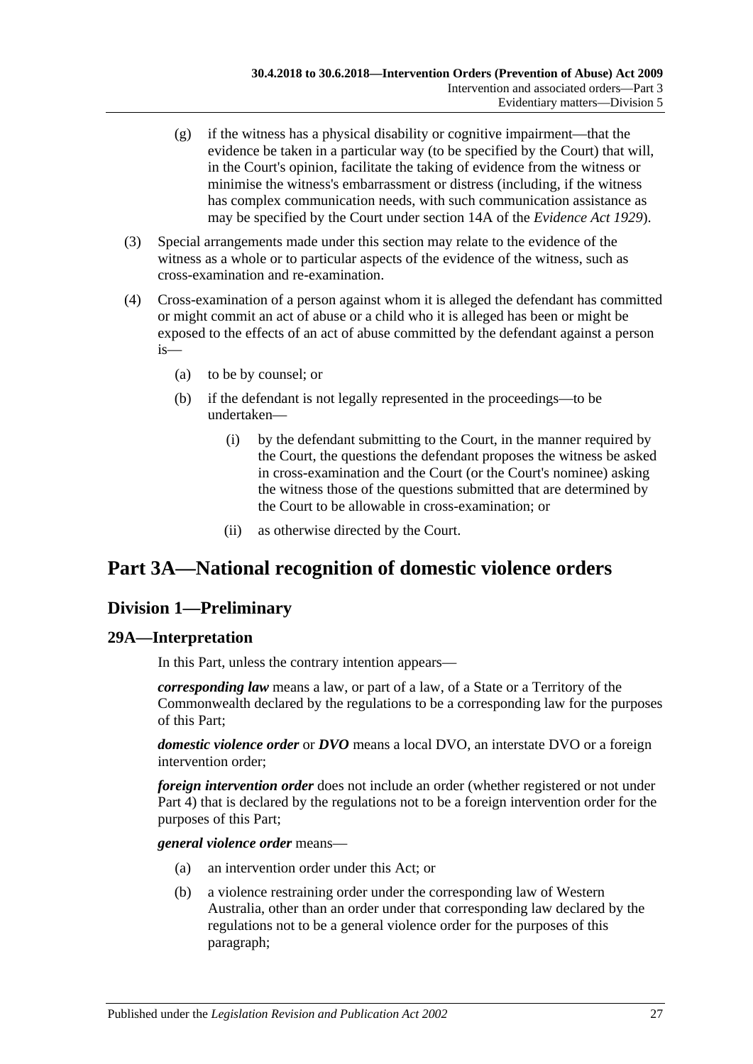(g) if the witness has a physical disability or cognitive impairment—that the evidence be taken in a particular way (to be specified by the Court) that will, in the Court's opinion, facilitate the taking of evidence from the witness or minimise the witness's embarrassment or distress (including, if the witness has complex communication needs, with such communication assistance as may be specified by the Court under section 14A of the *Evidence Act 1929*).

(3) Special arrangements made under this section may relate to the evidence of the witness as a whole or to particular aspects of the evidence of the witness, such as cross-examination and re-examination.

(4) Cross-examination of a person against whom it is alleged the defendant has committed or might commit an act of abuse or a child who it is alleged has been or might be exposed to the effects of an act of abuse committed by the defendant against a person is—

(a) to be by counsel; or

(b) if the defendant is not legally represented in the proceedings—to be undertaken—

(i) by the defendant submitting to the Court, in the manner required by the Court, the questions the defendant proposes the witness be asked in cross-examination and the Court (or the Court's nominee) asking the witness those of the questions submitted that are determined by the Court to be allowable in cross-examination; or

(ii) as otherwise directed by the Court.

# Part 3A—National recognition of domestic violence orders

## Division 1—Preliminary

### 29A—Interpretation

In this Part, unless the contrary intention appears—

***corresponding law*** means a law, or part of a law, of a State or a Territory of the Commonwealth declared by the regulations to be a corresponding law for the purposes of this Part;

***domestic violence order*** or ***DVO*** means a local DVO, an interstate DVO or a foreign intervention order;

***foreign intervention order*** does not include an order (whether registered or not under Part 4) that is declared by the regulations not to be a foreign intervention order for the purposes of this Part;

***general violence order*** means—

(a) an intervention order under this Act; or

(b) a violence restraining order under the corresponding law of Western Australia, other than an order under that corresponding law declared by the regulations not to be a general violence order for the purposes of this paragraph;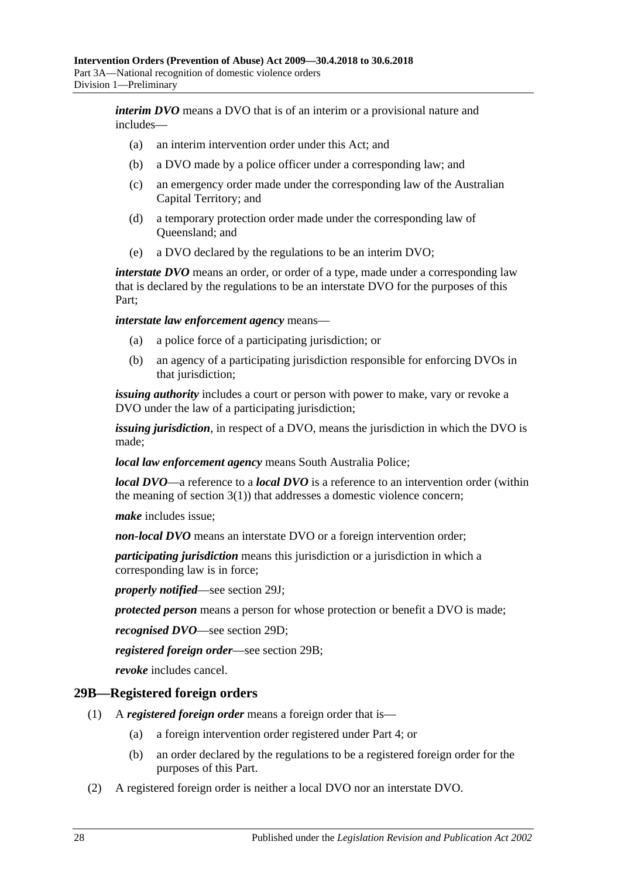***interim DVO*** means a DVO that is of an interim or a provisional nature and includes—

- (a) an interim intervention order under this Act; and
- (b) a DVO made by a police officer under a corresponding law; and
- (c) an emergency order made under the corresponding law of the Australian Capital Territory; and
- (d) a temporary protection order made under the corresponding law of Queensland; and
- (e) a DVO declared by the regulations to be an interim DVO;

***interstate DVO*** means an order, or order of a type, made under a corresponding law that is declared by the regulations to be an interstate DVO for the purposes of this Part;

***interstate law enforcement agency*** means—

- (a) a police force of a participating jurisdiction; or
- (b) an agency of a participating jurisdiction responsible for enforcing DVOs in that jurisdiction;

***issuing authority*** includes a court or person with power to make, vary or revoke a DVO under the law of a participating jurisdiction;

***issuing jurisdiction***, in respect of a DVO, means the jurisdiction in which the DVO is made;

***local law enforcement agency*** means South Australia Police;

***local DVO***—a reference to a ***local DVO*** is a reference to an intervention order (within the meaning of section 3(1)) that addresses a domestic violence concern;

***make*** includes issue;

***non-local DVO*** means an interstate DVO or a foreign intervention order;

***participating jurisdiction*** means this jurisdiction or a jurisdiction in which a corresponding law is in force;

***properly notified***—see section 29J;

***protected person*** means a person for whose protection or benefit a DVO is made;

***recognised DVO***—see section 29D;

***registered foreign order***—see section 29B;

***revoke*** includes cancel.

## 29B—Registered foreign orders

(1) A ***registered foreign order*** means a foreign order that is—

- (a) a foreign intervention order registered under Part 4; or
- (b) an order declared by the regulations to be a registered foreign order for the purposes of this Part.

(2) A registered foreign order is neither a local DVO nor an interstate DVO.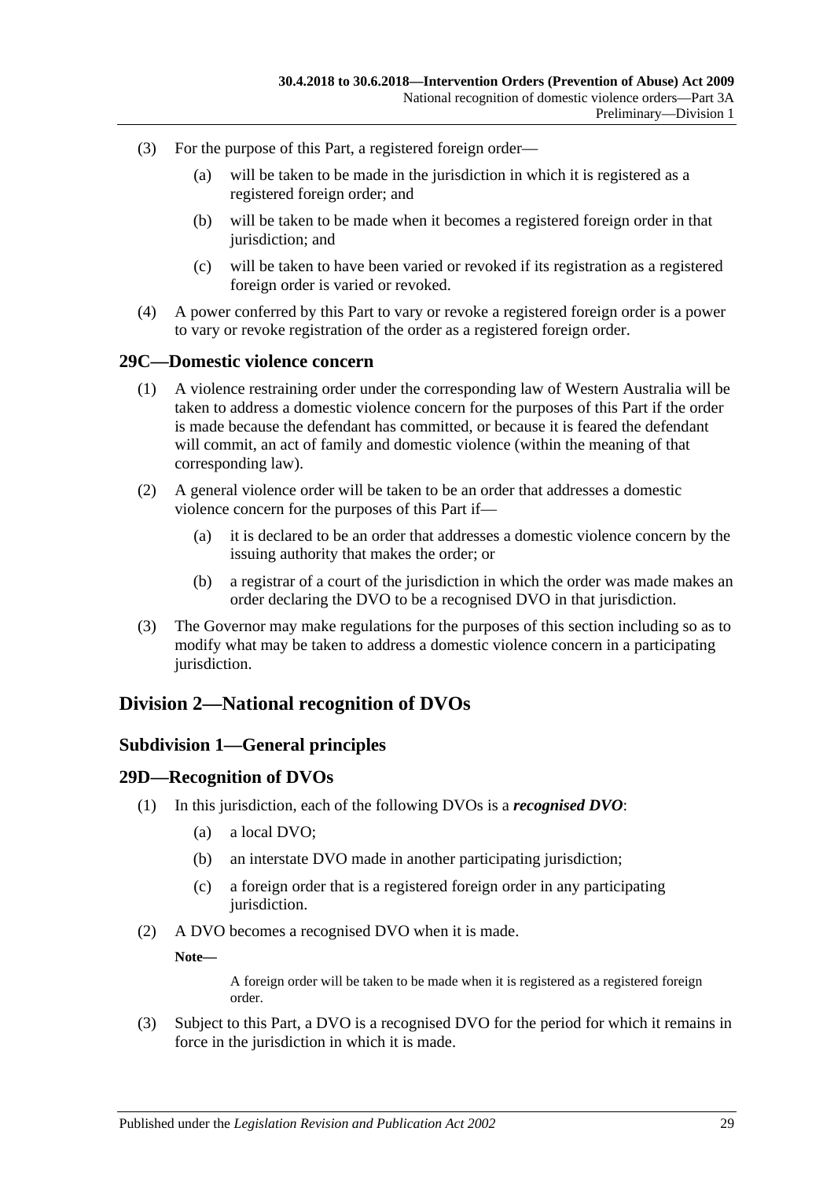(3) For the purpose of this Part, a registered foreign order—

(a) will be taken to be made in the jurisdiction in which it is registered as a registered foreign order; and

(b) will be taken to be made when it becomes a registered foreign order in that jurisdiction; and

(c) will be taken to have been varied or revoked if its registration as a registered foreign order is varied or revoked.

(4) A power conferred by this Part to vary or revoke a registered foreign order is a power to vary or revoke registration of the order as a registered foreign order.

### 29C—Domestic violence concern

(1) A violence restraining order under the corresponding law of Western Australia will be taken to address a domestic violence concern for the purposes of this Part if the order is made because the defendant has committed, or because it is feared the defendant will commit, an act of family and domestic violence (within the meaning of that corresponding law).

(2) A general violence order will be taken to be an order that addresses a domestic violence concern for the purposes of this Part if—

(a) it is declared to be an order that addresses a domestic violence concern by the issuing authority that makes the order; or

(b) a registrar of a court of the jurisdiction in which the order was made makes an order declaring the DVO to be a recognised DVO in that jurisdiction.

(3) The Governor may make regulations for the purposes of this section including so as to modify what may be taken to address a domestic violence concern in a participating jurisdiction.

## Division 2—National recognition of DVOs

### Subdivision 1—General principles

### 29D—Recognition of DVOs

(1) In this jurisdiction, each of the following DVOs is a ***recognised DVO***:

(a) a local DVO;

(b) an interstate DVO made in another participating jurisdiction;

(c) a foreign order that is a registered foreign order in any participating jurisdiction.

(2) A DVO becomes a recognised DVO when it is made.

**Note—**

A foreign order will be taken to be made when it is registered as a registered foreign order.

(3) Subject to this Part, a DVO is a recognised DVO for the period for which it remains in force in the jurisdiction in which it is made.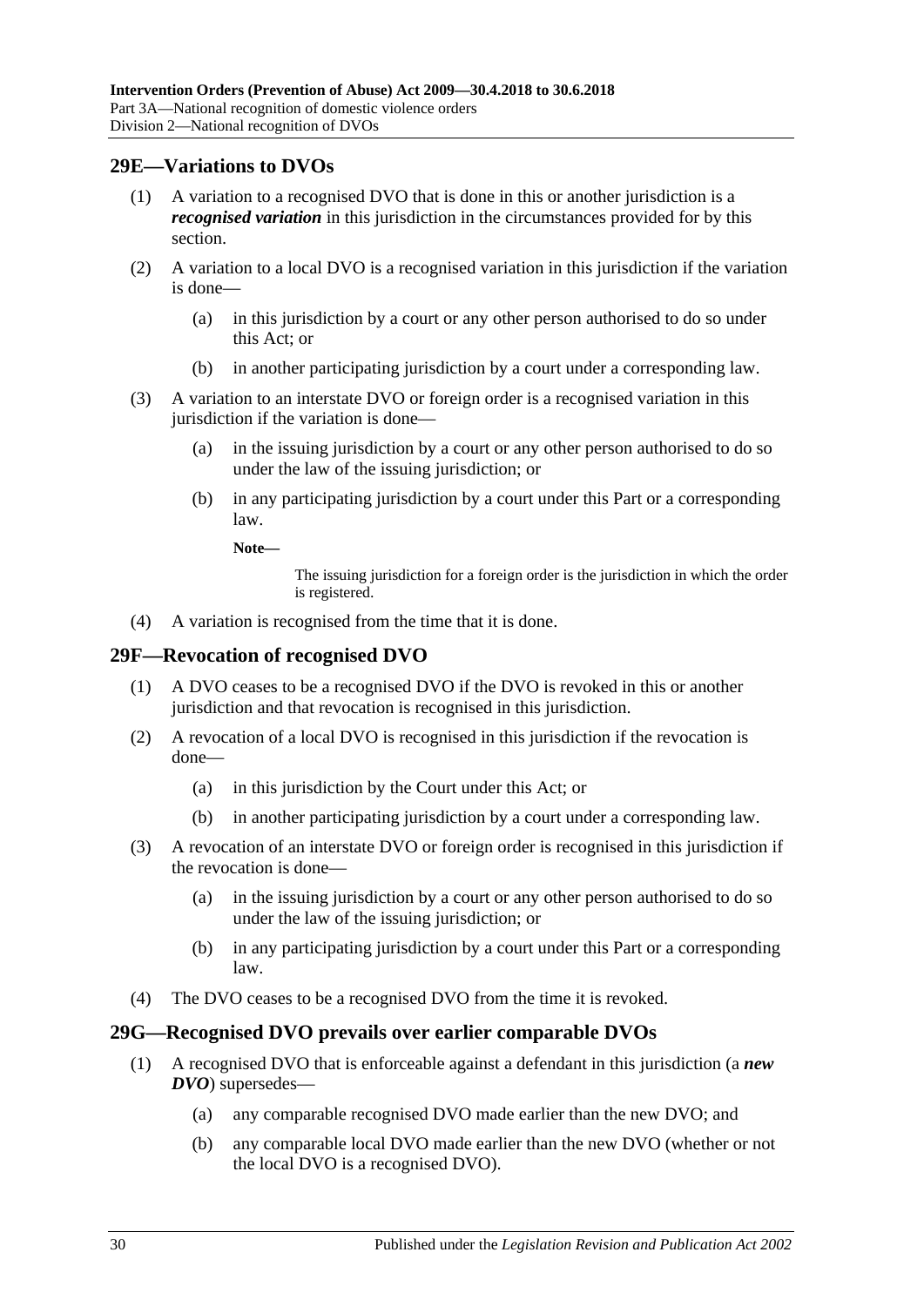## 29E—Variations to DVOs

(1) A variation to a recognised DVO that is done in this or another jurisdiction is a ***recognised variation*** in this jurisdiction in the circumstances provided for by this section.

(2) A variation to a local DVO is a recognised variation in this jurisdiction if the variation is done—

(a) in this jurisdiction by a court or any other person authorised to do so under this Act; or

(b) in another participating jurisdiction by a court under a corresponding law.

(3) A variation to an interstate DVO or foreign order is a recognised variation in this jurisdiction if the variation is done—

(a) in the issuing jurisdiction by a court or any other person authorised to do so under the law of the issuing jurisdiction; or

(b) in any participating jurisdiction by a court under this Part or a corresponding law.

**Note—**

The issuing jurisdiction for a foreign order is the jurisdiction in which the order is registered.

(4) A variation is recognised from the time that it is done.

## 29F—Revocation of recognised DVO

(1) A DVO ceases to be a recognised DVO if the DVO is revoked in this or another jurisdiction and that revocation is recognised in this jurisdiction.

(2) A revocation of a local DVO is recognised in this jurisdiction if the revocation is done—

(a) in this jurisdiction by the Court under this Act; or

(b) in another participating jurisdiction by a court under a corresponding law.

(3) A revocation of an interstate DVO or foreign order is recognised in this jurisdiction if the revocation is done—

(a) in the issuing jurisdiction by a court or any other person authorised to do so under the law of the issuing jurisdiction; or

(b) in any participating jurisdiction by a court under this Part or a corresponding law.

(4) The DVO ceases to be a recognised DVO from the time it is revoked.

## 29G—Recognised DVO prevails over earlier comparable DVOs

(1) A recognised DVO that is enforceable against a defendant in this jurisdiction (a ***new DVO***) supersedes—

(a) any comparable recognised DVO made earlier than the new DVO; and

(b) any comparable local DVO made earlier than the new DVO (whether or not the local DVO is a recognised DVO).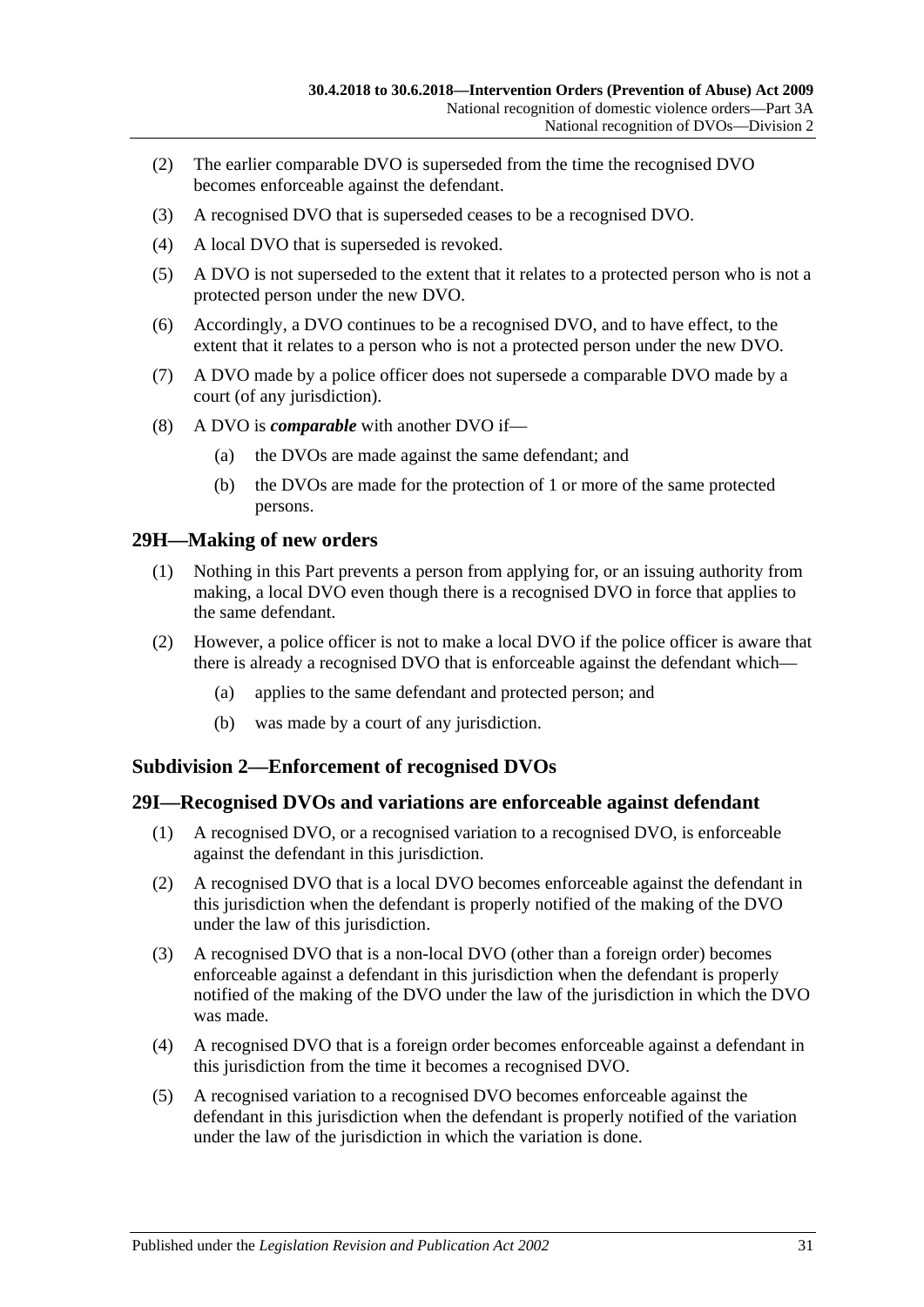(2) The earlier comparable DVO is superseded from the time the recognised DVO becomes enforceable against the defendant.

(3) A recognised DVO that is superseded ceases to be a recognised DVO.

(4) A local DVO that is superseded is revoked.

(5) A DVO is not superseded to the extent that it relates to a protected person who is not a protected person under the new DVO.

(6) Accordingly, a DVO continues to be a recognised DVO, and to have effect, to the extent that it relates to a person who is not a protected person under the new DVO.

(7) A DVO made by a police officer does not supersede a comparable DVO made by a court (of any jurisdiction).

(8) A DVO is ***comparable*** with another DVO if—

- (a) the DVOs are made against the same defendant; and
- (b) the DVOs are made for the protection of 1 or more of the same protected persons.

## 29H—Making of new orders

(1) Nothing in this Part prevents a person from applying for, or an issuing authority from making, a local DVO even though there is a recognised DVO in force that applies to the same defendant.

(2) However, a police officer is not to make a local DVO if the police officer is aware that there is already a recognised DVO that is enforceable against the defendant which—

- (a) applies to the same defendant and protected person; and
- (b) was made by a court of any jurisdiction.

### Subdivision 2—Enforcement of recognised DVOs

## 29I—Recognised DVOs and variations are enforceable against defendant

(1) A recognised DVO, or a recognised variation to a recognised DVO, is enforceable against the defendant in this jurisdiction.

(2) A recognised DVO that is a local DVO becomes enforceable against the defendant in this jurisdiction when the defendant is properly notified of the making of the DVO under the law of this jurisdiction.

(3) A recognised DVO that is a non-local DVO (other than a foreign order) becomes enforceable against a defendant in this jurisdiction when the defendant is properly notified of the making of the DVO under the law of the jurisdiction in which the DVO was made.

(4) A recognised DVO that is a foreign order becomes enforceable against a defendant in this jurisdiction from the time it becomes a recognised DVO.

(5) A recognised variation to a recognised DVO becomes enforceable against the defendant in this jurisdiction when the defendant is properly notified of the variation under the law of the jurisdiction in which the variation is done.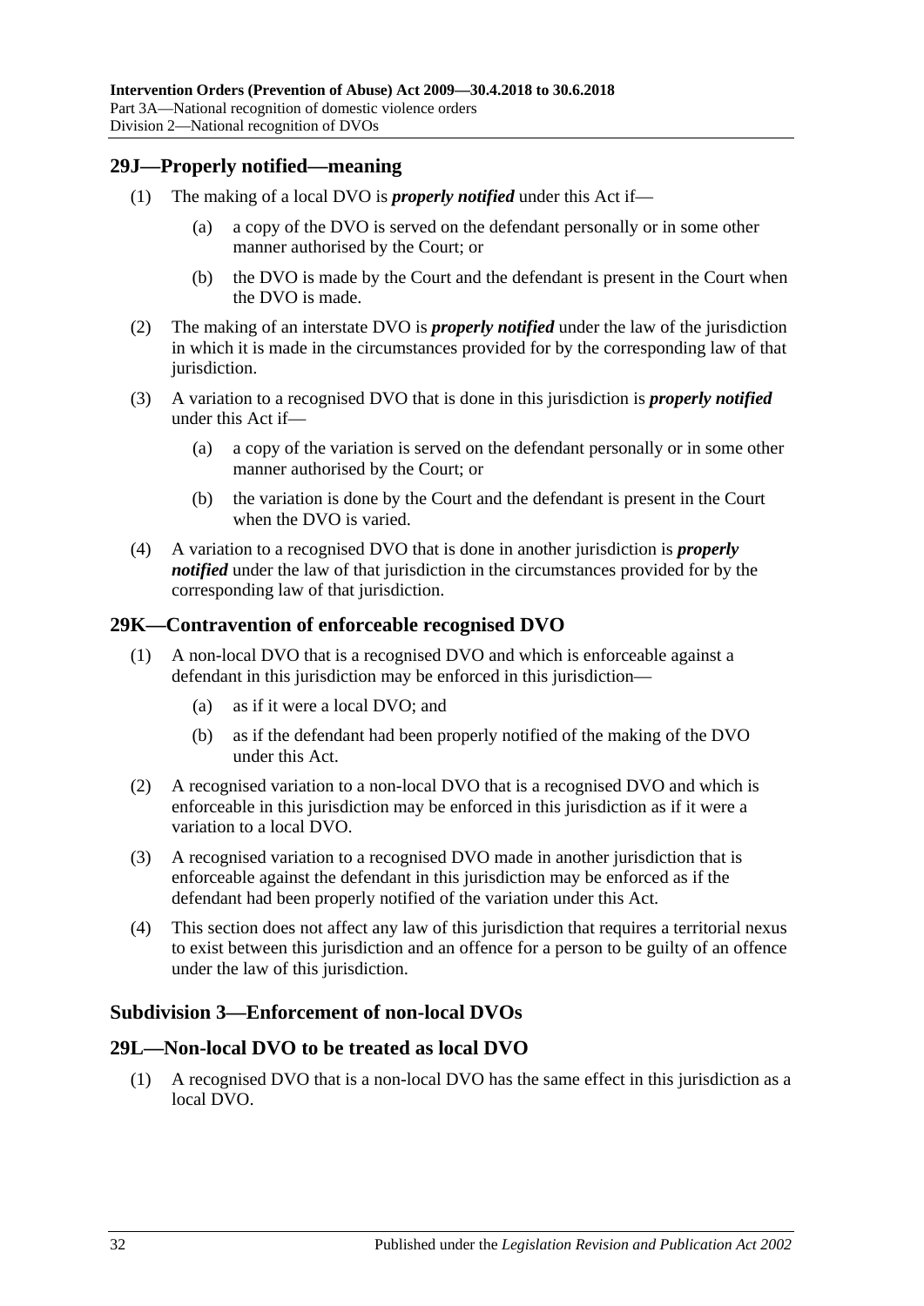## 29J—Properly notified—meaning

(1) The making of a local DVO is ***properly notified*** under this Act if—

(a) a copy of the DVO is served on the defendant personally or in some other manner authorised by the Court; or

(b) the DVO is made by the Court and the defendant is present in the Court when the DVO is made.

(2) The making of an interstate DVO is ***properly notified*** under the law of the jurisdiction in which it is made in the circumstances provided for by the corresponding law of that jurisdiction.

(3) A variation to a recognised DVO that is done in this jurisdiction is ***properly notified*** under this Act if—

(a) a copy of the variation is served on the defendant personally or in some other manner authorised by the Court; or

(b) the variation is done by the Court and the defendant is present in the Court when the DVO is varied.

(4) A variation to a recognised DVO that is done in another jurisdiction is ***properly notified*** under the law of that jurisdiction in the circumstances provided for by the corresponding law of that jurisdiction.

## 29K—Contravention of enforceable recognised DVO

(1) A non-local DVO that is a recognised DVO and which is enforceable against a defendant in this jurisdiction may be enforced in this jurisdiction—

(a) as if it were a local DVO; and

(b) as if the defendant had been properly notified of the making of the DVO under this Act.

(2) A recognised variation to a non-local DVO that is a recognised DVO and which is enforceable in this jurisdiction may be enforced in this jurisdiction as if it were a variation to a local DVO.

(3) A recognised variation to a recognised DVO made in another jurisdiction that is enforceable against the defendant in this jurisdiction may be enforced as if the defendant had been properly notified of the variation under this Act.

(4) This section does not affect any law of this jurisdiction that requires a territorial nexus to exist between this jurisdiction and an offence for a person to be guilty of an offence under the law of this jurisdiction.

### Subdivision 3—Enforcement of non-local DVOs

## 29L—Non-local DVO to be treated as local DVO

(1) A recognised DVO that is a non-local DVO has the same effect in this jurisdiction as a local DVO.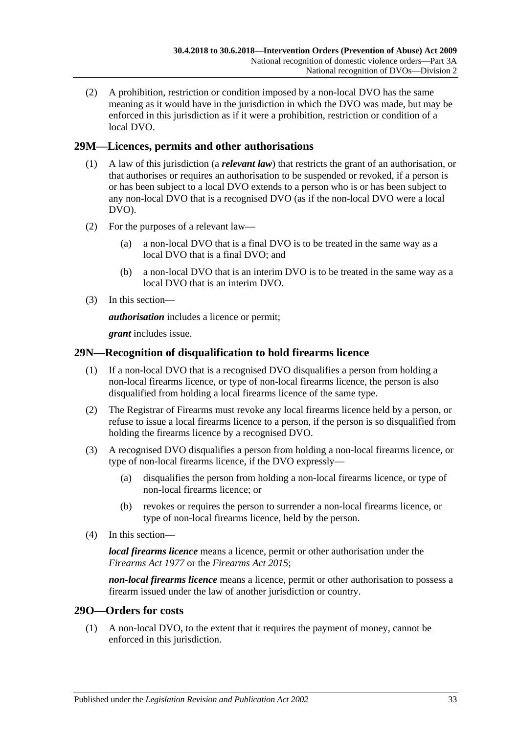(2) A prohibition, restriction or condition imposed by a non-local DVO has the same meaning as it would have in the jurisdiction in which the DVO was made, but may be enforced in this jurisdiction as if it were a prohibition, restriction or condition of a local DVO.

## 29M—Licences, permits and other authorisations

(1) A law of this jurisdiction (a ***relevant law***) that restricts the grant of an authorisation, or that authorises or requires an authorisation to be suspended or revoked, if a person is or has been subject to a local DVO extends to a person who is or has been subject to any non-local DVO that is a recognised DVO (as if the non-local DVO were a local DVO).

(2) For the purposes of a relevant law—

(a) a non-local DVO that is a final DVO is to be treated in the same way as a local DVO that is a final DVO; and

(b) a non-local DVO that is an interim DVO is to be treated in the same way as a local DVO that is an interim DVO.

(3) In this section—

***authorisation*** includes a licence or permit;

***grant*** includes issue.

## 29N—Recognition of disqualification to hold firearms licence

(1) If a non-local DVO that is a recognised DVO disqualifies a person from holding a non-local firearms licence, or type of non-local firearms licence, the person is also disqualified from holding a local firearms licence of the same type.

(2) The Registrar of Firearms must revoke any local firearms licence held by a person, or refuse to issue a local firearms licence to a person, if the person is so disqualified from holding the firearms licence by a recognised DVO.

(3) A recognised DVO disqualifies a person from holding a non-local firearms licence, or type of non-local firearms licence, if the DVO expressly—

(a) disqualifies the person from holding a non-local firearms licence, or type of non-local firearms licence; or

(b) revokes or requires the person to surrender a non-local firearms licence, or type of non-local firearms licence, held by the person.

(4) In this section—

***local firearms licence*** means a licence, permit or other authorisation under the *Firearms Act 1977* or the *Firearms Act 2015*;

***non-local firearms licence*** means a licence, permit or other authorisation to possess a firearm issued under the law of another jurisdiction or country.

## 29O—Orders for costs

(1) A non-local DVO, to the extent that it requires the payment of money, cannot be enforced in this jurisdiction.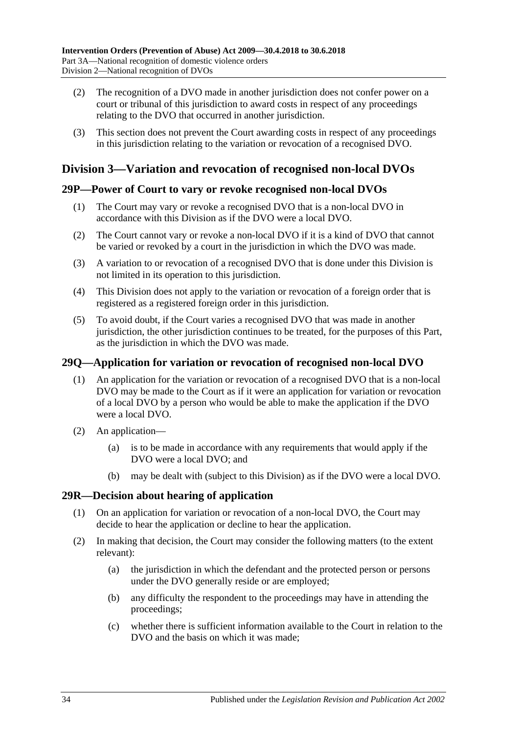(2) The recognition of a DVO made in another jurisdiction does not confer power on a court or tribunal of this jurisdiction to award costs in respect of any proceedings relating to the DVO that occurred in another jurisdiction.

(3) This section does not prevent the Court awarding costs in respect of any proceedings in this jurisdiction relating to the variation or revocation of a recognised DVO.

## Division 3—Variation and revocation of recognised non-local DVOs

### 29P—Power of Court to vary or revoke recognised non-local DVOs

(1) The Court may vary or revoke a recognised DVO that is a non-local DVO in accordance with this Division as if the DVO were a local DVO.

(2) The Court cannot vary or revoke a non-local DVO if it is a kind of DVO that cannot be varied or revoked by a court in the jurisdiction in which the DVO was made.

(3) A variation to or revocation of a recognised DVO that is done under this Division is not limited in its operation to this jurisdiction.

(4) This Division does not apply to the variation or revocation of a foreign order that is registered as a registered foreign order in this jurisdiction.

(5) To avoid doubt, if the Court varies a recognised DVO that was made in another jurisdiction, the other jurisdiction continues to be treated, for the purposes of this Part, as the jurisdiction in which the DVO was made.

### 29Q—Application for variation or revocation of recognised non-local DVO

(1) An application for the variation or revocation of a recognised DVO that is a non-local DVO may be made to the Court as if it were an application for variation or revocation of a local DVO by a person who would be able to make the application if the DVO were a local DVO.

(2) An application—

(a) is to be made in accordance with any requirements that would apply if the DVO were a local DVO; and

(b) may be dealt with (subject to this Division) as if the DVO were a local DVO.

### 29R—Decision about hearing of application

(1) On an application for variation or revocation of a non-local DVO, the Court may decide to hear the application or decline to hear the application.

(2) In making that decision, the Court may consider the following matters (to the extent relevant):

(a) the jurisdiction in which the defendant and the protected person or persons under the DVO generally reside or are employed;

(b) any difficulty the respondent to the proceedings may have in attending the proceedings;

(c) whether there is sufficient information available to the Court in relation to the DVO and the basis on which it was made;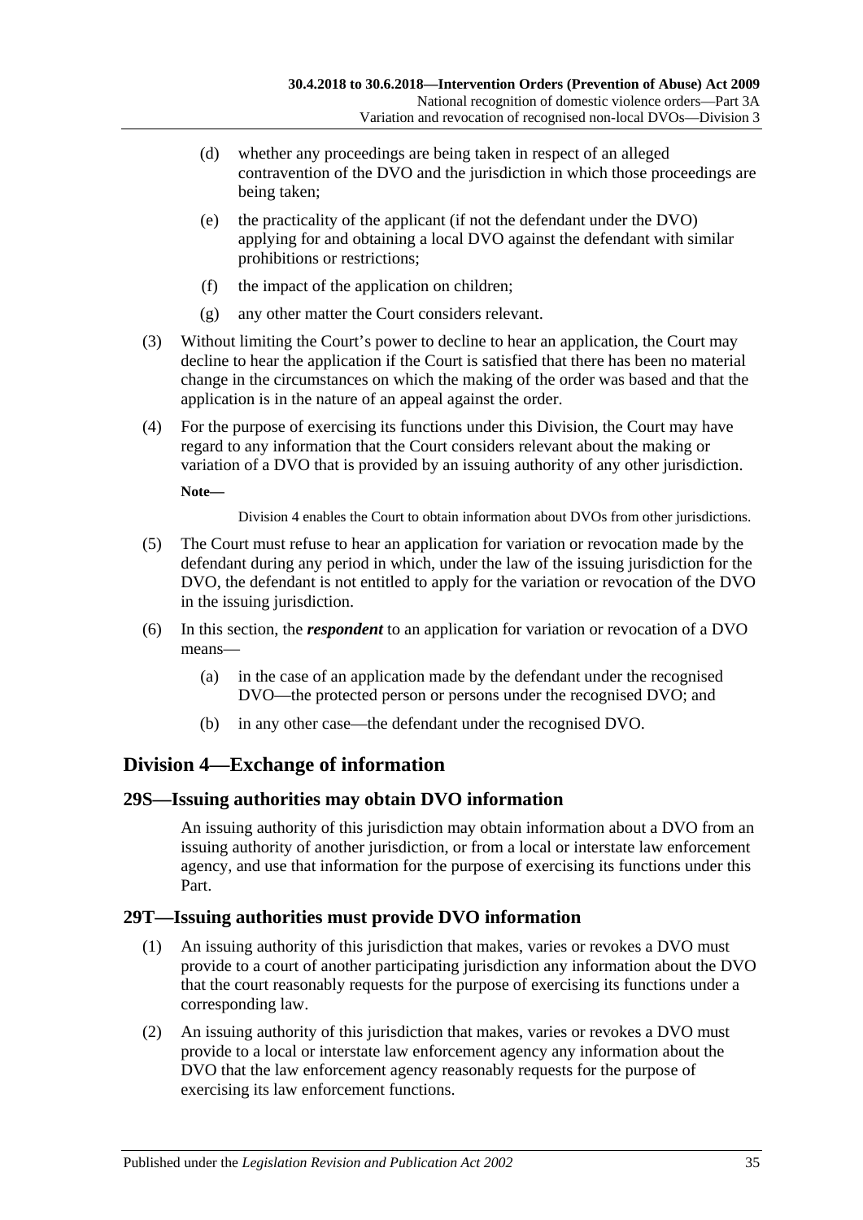(d) whether any proceedings are being taken in respect of an alleged contravention of the DVO and the jurisdiction in which those proceedings are being taken;

(e) the practicality of the applicant (if not the defendant under the DVO) applying for and obtaining a local DVO against the defendant with similar prohibitions or restrictions;

(f) the impact of the application on children;

(g) any other matter the Court considers relevant.

(3) Without limiting the Court's power to decline to hear an application, the Court may decline to hear the application if the Court is satisfied that there has been no material change in the circumstances on which the making of the order was based and that the application is in the nature of an appeal against the order.

(4) For the purpose of exercising its functions under this Division, the Court may have regard to any information that the Court considers relevant about the making or variation of a DVO that is provided by an issuing authority of any other jurisdiction.

**Note—**

Division 4 enables the Court to obtain information about DVOs from other jurisdictions.

(5) The Court must refuse to hear an application for variation or revocation made by the defendant during any period in which, under the law of the issuing jurisdiction for the DVO, the defendant is not entitled to apply for the variation or revocation of the DVO in the issuing jurisdiction.

(6) In this section, the ***respondent*** to an application for variation or revocation of a DVO means—

(a) in the case of an application made by the defendant under the recognised DVO—the protected person or persons under the recognised DVO; and

(b) in any other case—the defendant under the recognised DVO.

## Division 4—Exchange of information

### 29S—Issuing authorities may obtain DVO information

An issuing authority of this jurisdiction may obtain information about a DVO from an issuing authority of another jurisdiction, or from a local or interstate law enforcement agency, and use that information for the purpose of exercising its functions under this Part.

### 29T—Issuing authorities must provide DVO information

(1) An issuing authority of this jurisdiction that makes, varies or revokes a DVO must provide to a court of another participating jurisdiction any information about the DVO that the court reasonably requests for the purpose of exercising its functions under a corresponding law.

(2) An issuing authority of this jurisdiction that makes, varies or revokes a DVO must provide to a local or interstate law enforcement agency any information about the DVO that the law enforcement agency reasonably requests for the purpose of exercising its law enforcement functions.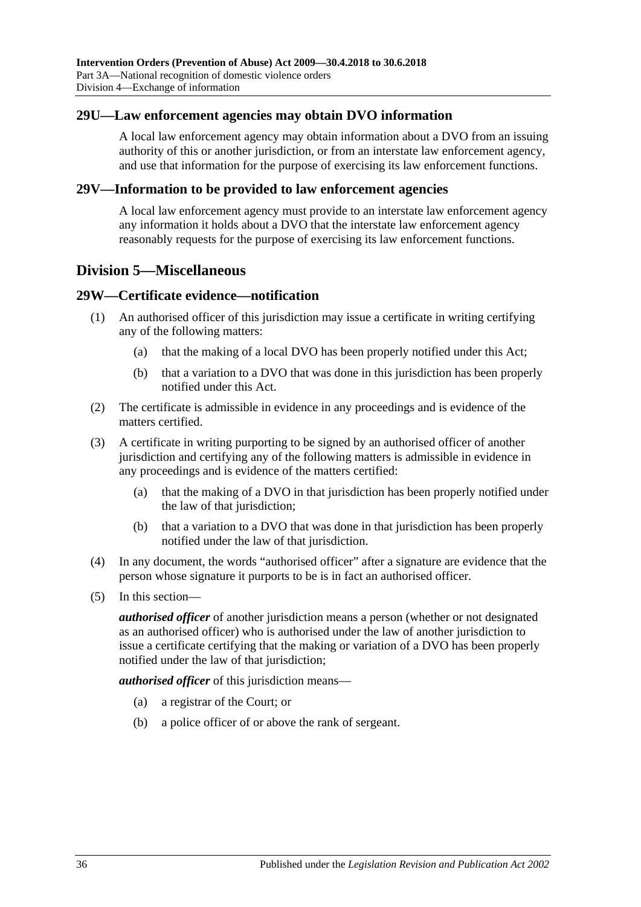## 29U—Law enforcement agencies may obtain DVO information

A local law enforcement agency may obtain information about a DVO from an issuing authority of this or another jurisdiction, or from an interstate law enforcement agency, and use that information for the purpose of exercising its law enforcement functions.

## 29V—Information to be provided to law enforcement agencies

A local law enforcement agency must provide to an interstate law enforcement agency any information it holds about a DVO that the interstate law enforcement agency reasonably requests for the purpose of exercising its law enforcement functions.

# Division 5—Miscellaneous

## 29W—Certificate evidence—notification

(1) An authorised officer of this jurisdiction may issue a certificate in writing certifying any of the following matters:

- (a) that the making of a local DVO has been properly notified under this Act;
- (b) that a variation to a DVO that was done in this jurisdiction has been properly notified under this Act.

(2) The certificate is admissible in evidence in any proceedings and is evidence of the matters certified.

(3) A certificate in writing purporting to be signed by an authorised officer of another jurisdiction and certifying any of the following matters is admissible in evidence in any proceedings and is evidence of the matters certified:

- (a) that the making of a DVO in that jurisdiction has been properly notified under the law of that jurisdiction;
- (b) that a variation to a DVO that was done in that jurisdiction has been properly notified under the law of that jurisdiction.

(4) In any document, the words "authorised officer" after a signature are evidence that the person whose signature it purports to be is in fact an authorised officer.

(5) In this section—

***authorised officer*** of another jurisdiction means a person (whether or not designated as an authorised officer) who is authorised under the law of another jurisdiction to issue a certificate certifying that the making or variation of a DVO has been properly notified under the law of that jurisdiction;

***authorised officer*** of this jurisdiction means—

- (a) a registrar of the Court; or
- (b) a police officer of or above the rank of sergeant.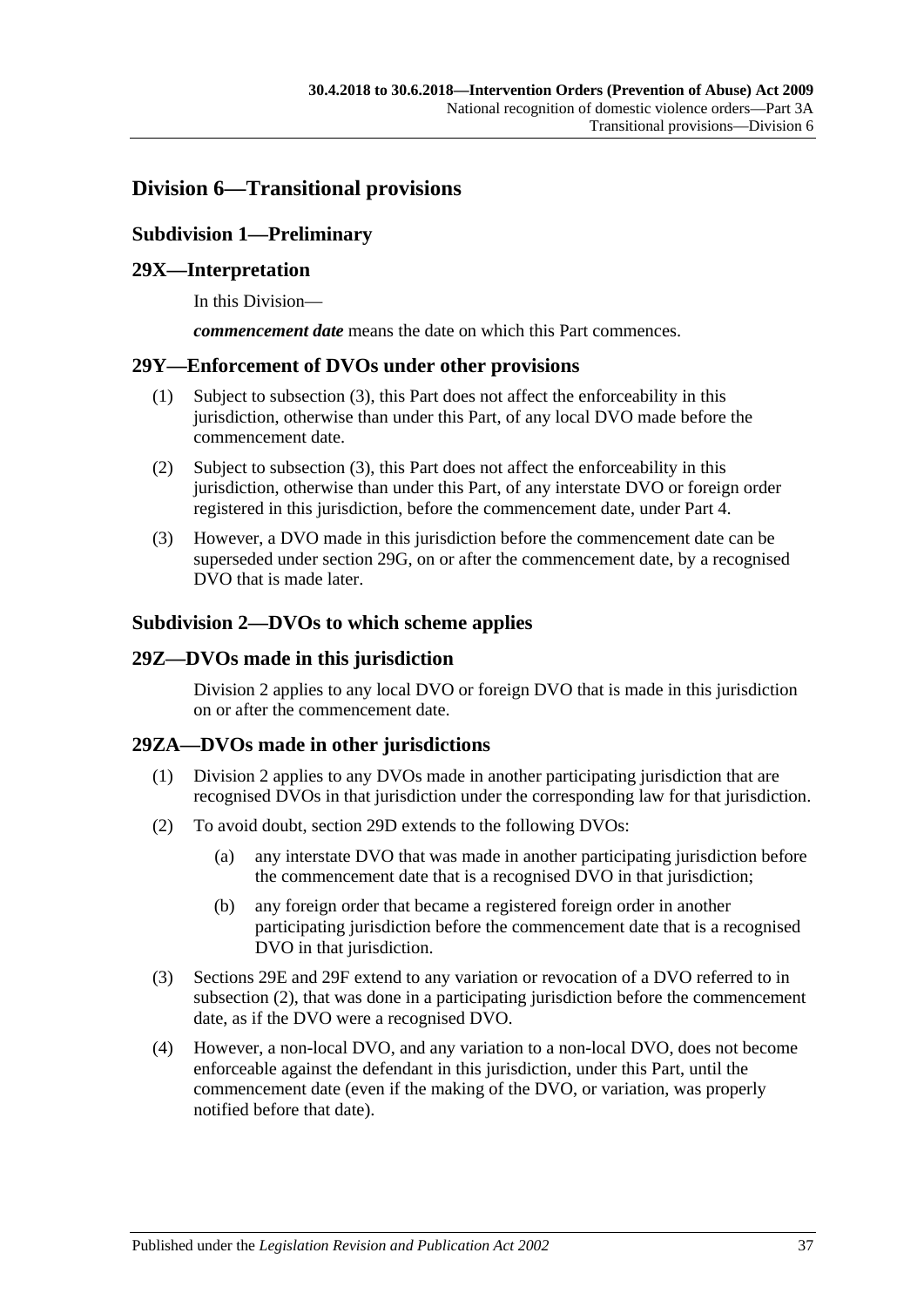## Division 6—Transitional provisions

### Subdivision 1—Preliminary

#### 29X—Interpretation

In this Division—

***commencement date*** means the date on which this Part commences.

#### 29Y—Enforcement of DVOs under other provisions

(1) Subject to subsection (3), this Part does not affect the enforceability in this jurisdiction, otherwise than under this Part, of any local DVO made before the commencement date.

(2) Subject to subsection (3), this Part does not affect the enforceability in this jurisdiction, otherwise than under this Part, of any interstate DVO or foreign order registered in this jurisdiction, before the commencement date, under Part 4.

(3) However, a DVO made in this jurisdiction before the commencement date can be superseded under section 29G, on or after the commencement date, by a recognised DVO that is made later.

### Subdivision 2—DVOs to which scheme applies

#### 29Z—DVOs made in this jurisdiction

Division 2 applies to any local DVO or foreign DVO that is made in this jurisdiction on or after the commencement date.

#### 29ZA—DVOs made in other jurisdictions

(1) Division 2 applies to any DVOs made in another participating jurisdiction that are recognised DVOs in that jurisdiction under the corresponding law for that jurisdiction.

(2) To avoid doubt, section 29D extends to the following DVOs:

- (a) any interstate DVO that was made in another participating jurisdiction before the commencement date that is a recognised DVO in that jurisdiction;
- (b) any foreign order that became a registered foreign order in another participating jurisdiction before the commencement date that is a recognised DVO in that jurisdiction.

(3) Sections 29E and 29F extend to any variation or revocation of a DVO referred to in subsection (2), that was done in a participating jurisdiction before the commencement date, as if the DVO were a recognised DVO.

(4) However, a non-local DVO, and any variation to a non-local DVO, does not become enforceable against the defendant in this jurisdiction, under this Part, until the commencement date (even if the making of the DVO, or variation, was properly notified before that date).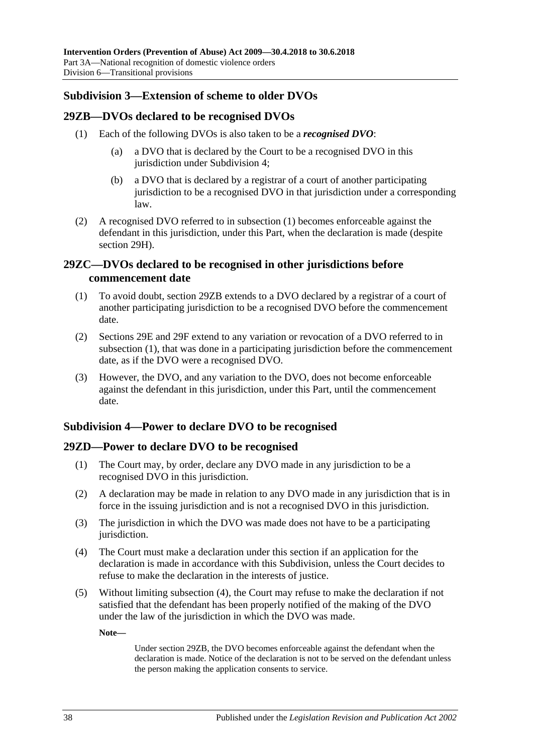## Subdivision 3—Extension of scheme to older DVOs

### 29ZB—DVOs declared to be recognised DVOs

(1) Each of the following DVOs is also taken to be a ***recognised DVO***:

(a) a DVO that is declared by the Court to be a recognised DVO in this jurisdiction under Subdivision 4;

(b) a DVO that is declared by a registrar of a court of another participating jurisdiction to be a recognised DVO in that jurisdiction under a corresponding law.

(2) A recognised DVO referred to in subsection (1) becomes enforceable against the defendant in this jurisdiction, under this Part, when the declaration is made (despite section 29H).

### 29ZC—DVOs declared to be recognised in other jurisdictions before commencement date

(1) To avoid doubt, section 29ZB extends to a DVO declared by a registrar of a court of another participating jurisdiction to be a recognised DVO before the commencement date.

(2) Sections 29E and 29F extend to any variation or revocation of a DVO referred to in subsection (1), that was done in a participating jurisdiction before the commencement date, as if the DVO were a recognised DVO.

(3) However, the DVO, and any variation to the DVO, does not become enforceable against the defendant in this jurisdiction, under this Part, until the commencement date.

## Subdivision 4—Power to declare DVO to be recognised

### 29ZD—Power to declare DVO to be recognised

(1) The Court may, by order, declare any DVO made in any jurisdiction to be a recognised DVO in this jurisdiction.

(2) A declaration may be made in relation to any DVO made in any jurisdiction that is in force in the issuing jurisdiction and is not a recognised DVO in this jurisdiction.

(3) The jurisdiction in which the DVO was made does not have to be a participating jurisdiction.

(4) The Court must make a declaration under this section if an application for the declaration is made in accordance with this Subdivision, unless the Court decides to refuse to make the declaration in the interests of justice.

(5) Without limiting subsection (4), the Court may refuse to make the declaration if not satisfied that the defendant has been properly notified of the making of the DVO under the law of the jurisdiction in which the DVO was made.

**Note—**

Under section 29ZB, the DVO becomes enforceable against the defendant when the declaration is made. Notice of the declaration is not to be served on the defendant unless the person making the application consents to service.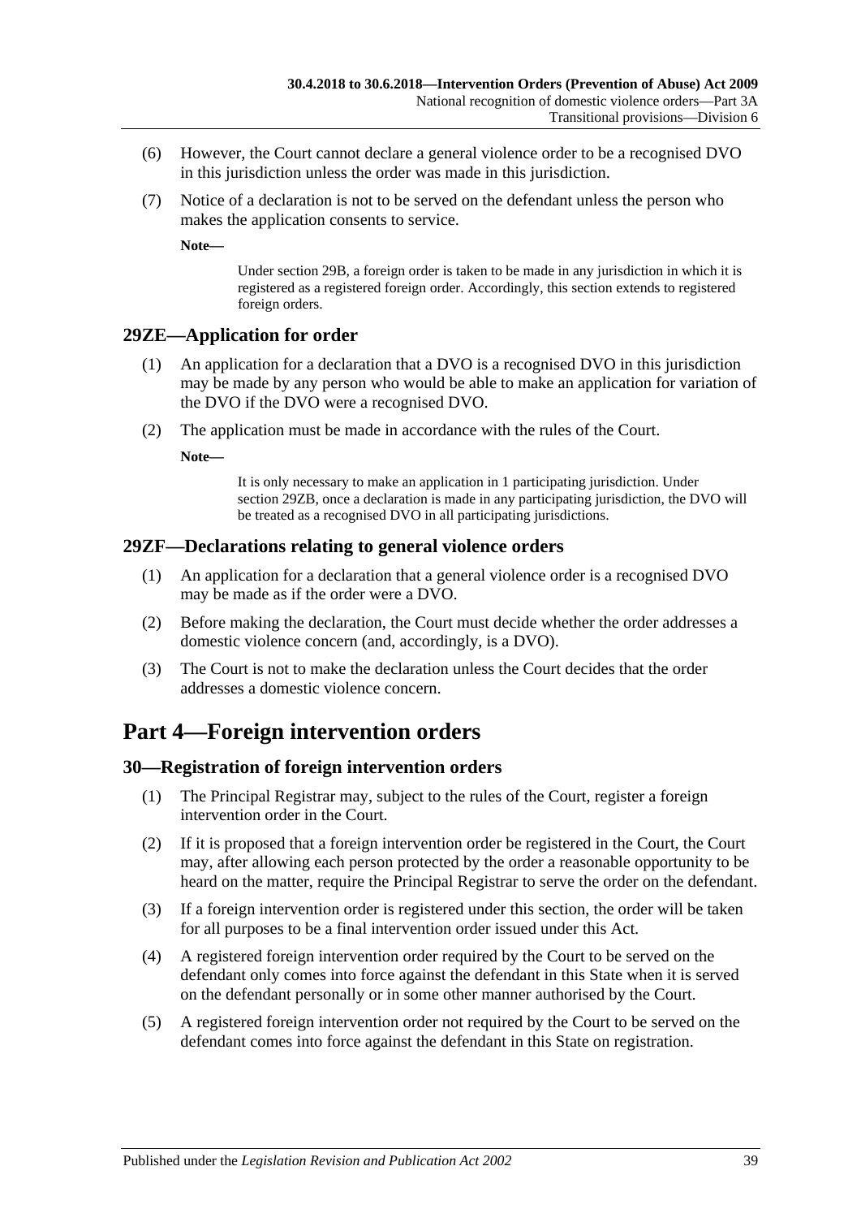(6) However, the Court cannot declare a general violence order to be a recognised DVO in this jurisdiction unless the order was made in this jurisdiction.

(7) Notice of a declaration is not to be served on the defendant unless the person who makes the application consents to service.

**Note—**

Under section 29B, a foreign order is taken to be made in any jurisdiction in which it is registered as a registered foreign order. Accordingly, this section extends to registered foreign orders.

### 29ZE—Application for order

(1) An application for a declaration that a DVO is a recognised DVO in this jurisdiction may be made by any person who would be able to make an application for variation of the DVO if the DVO were a recognised DVO.

(2) The application must be made in accordance with the rules of the Court.

**Note—**

It is only necessary to make an application in 1 participating jurisdiction. Under section 29ZB, once a declaration is made in any participating jurisdiction, the DVO will be treated as a recognised DVO in all participating jurisdictions.

### 29ZF—Declarations relating to general violence orders

(1) An application for a declaration that a general violence order is a recognised DVO may be made as if the order were a DVO.

(2) Before making the declaration, the Court must decide whether the order addresses a domestic violence concern (and, accordingly, is a DVO).

(3) The Court is not to make the declaration unless the Court decides that the order addresses a domestic violence concern.

## Part 4—Foreign intervention orders

### 30—Registration of foreign intervention orders

(1) The Principal Registrar may, subject to the rules of the Court, register a foreign intervention order in the Court.

(2) If it is proposed that a foreign intervention order be registered in the Court, the Court may, after allowing each person protected by the order a reasonable opportunity to be heard on the matter, require the Principal Registrar to serve the order on the defendant.

(3) If a foreign intervention order is registered under this section, the order will be taken for all purposes to be a final intervention order issued under this Act.

(4) A registered foreign intervention order required by the Court to be served on the defendant only comes into force against the defendant in this State when it is served on the defendant personally or in some other manner authorised by the Court.

(5) A registered foreign intervention order not required by the Court to be served on the defendant comes into force against the defendant in this State on registration.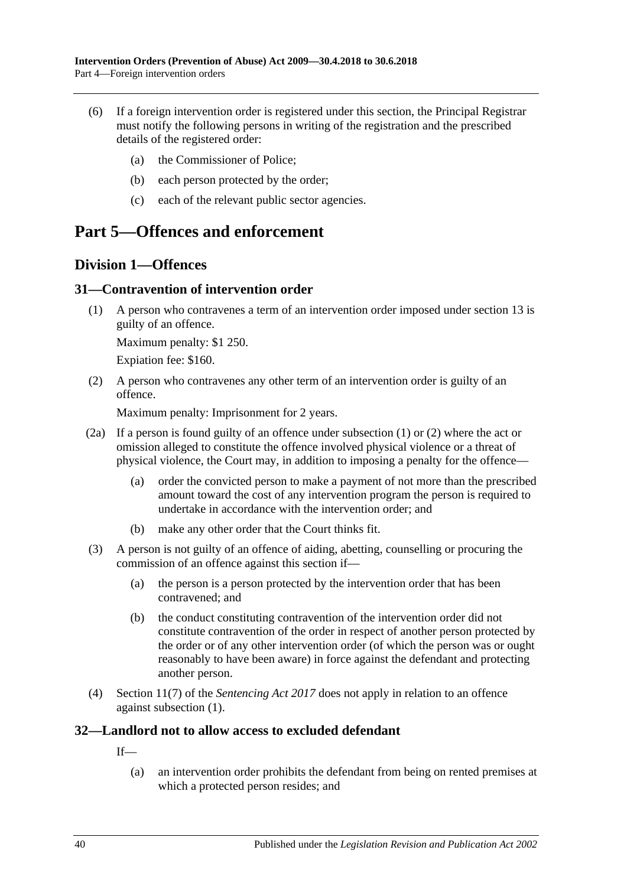(6) If a foreign intervention order is registered under this section, the Principal Registrar must notify the following persons in writing of the registration and the prescribed details of the registered order:

(a) the Commissioner of Police;

(b) each person protected by the order;

(c) each of the relevant public sector agencies.

# Part 5—Offences and enforcement

## Division 1—Offences

### 31—Contravention of intervention order

(1) A person who contravenes a term of an intervention order imposed under section 13 is guilty of an offence.

Maximum penalty: $1 250.

Expiation fee: $160.

(2) A person who contravenes any other term of an intervention order is guilty of an offence.

Maximum penalty: Imprisonment for 2 years.

(2a) If a person is found guilty of an offence under subsection (1) or (2) where the act or omission alleged to constitute the offence involved physical violence or a threat of physical violence, the Court may, in addition to imposing a penalty for the offence—

(a) order the convicted person to make a payment of not more than the prescribed amount toward the cost of any intervention program the person is required to undertake in accordance with the intervention order; and

(b) make any other order that the Court thinks fit.

(3) A person is not guilty of an offence of aiding, abetting, counselling or procuring the commission of an offence against this section if—

(a) the person is a person protected by the intervention order that has been contravened; and

(b) the conduct constituting contravention of the intervention order did not constitute contravention of the order in respect of another person protected by the order or of any other intervention order (of which the person was or ought reasonably to have been aware) in force against the defendant and protecting another person.

(4) Section 11(7) of the *Sentencing Act 2017* does not apply in relation to an offence against subsection (1).

### 32—Landlord not to allow access to excluded defendant

If—

(a) an intervention order prohibits the defendant from being on rented premises at which a protected person resides; and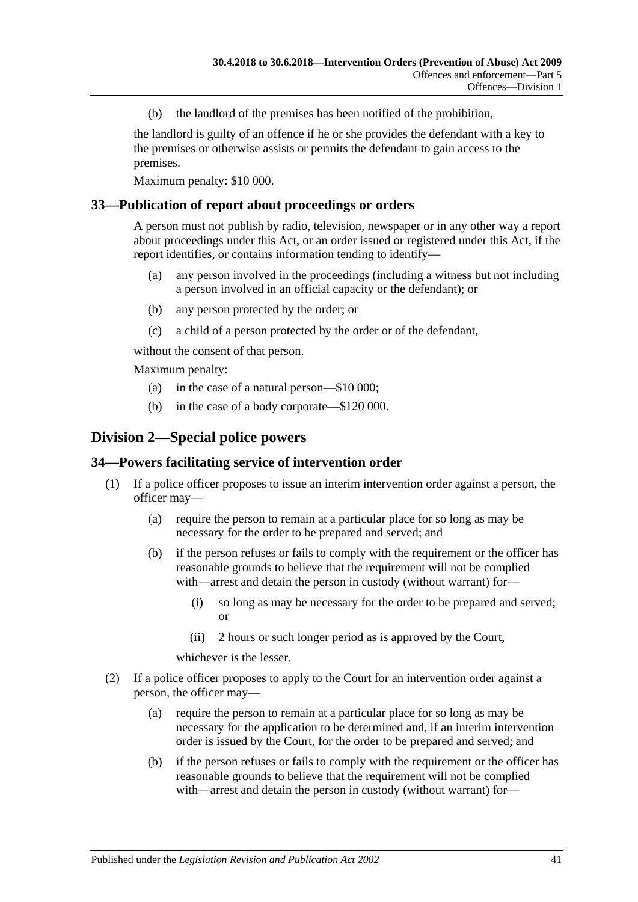(b) the landlord of the premises has been notified of the prohibition,

the landlord is guilty of an offence if he or she provides the defendant with a key to the premises or otherwise assists or permits the defendant to gain access to the premises.

Maximum penalty: $10 000.

### 33—Publication of report about proceedings or orders

A person must not publish by radio, television, newspaper or in any other way a report about proceedings under this Act, or an order issued or registered under this Act, if the report identifies, or contains information tending to identify—

(a) any person involved in the proceedings (including a witness but not including a person involved in an official capacity or the defendant); or

(b) any person protected by the order; or

(c) a child of a person protected by the order or of the defendant,

without the consent of that person.

Maximum penalty:

(a) in the case of a natural person—$10 000;

(b) in the case of a body corporate—$120 000.

## Division 2—Special police powers

### 34—Powers facilitating service of intervention order

(1) If a police officer proposes to issue an interim intervention order against a person, the officer may—

(a) require the person to remain at a particular place for so long as may be necessary for the order to be prepared and served; and

(b) if the person refuses or fails to comply with the requirement or the officer has reasonable grounds to believe that the requirement will not be complied with—arrest and detain the person in custody (without warrant) for—

(i) so long as may be necessary for the order to be prepared and served; or

(ii) 2 hours or such longer period as is approved by the Court,

whichever is the lesser.

(2) If a police officer proposes to apply to the Court for an intervention order against a person, the officer may—

(a) require the person to remain at a particular place for so long as may be necessary for the application to be determined and, if an interim intervention order is issued by the Court, for the order to be prepared and served; and

(b) if the person refuses or fails to comply with the requirement or the officer has reasonable grounds to believe that the requirement will not be complied with—arrest and detain the person in custody (without warrant) for—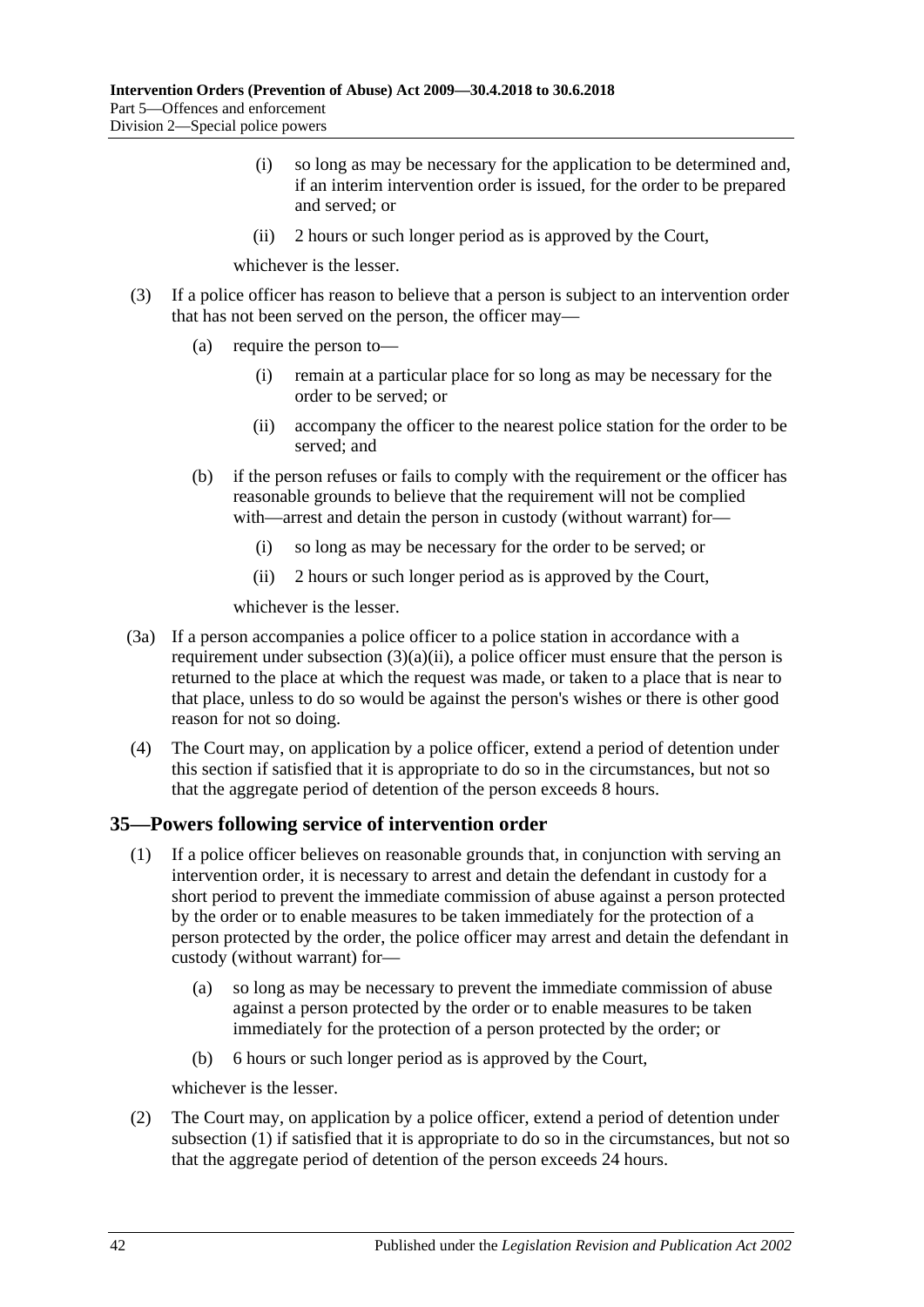(i) so long as may be necessary for the application to be determined and, if an interim intervention order is issued, for the order to be prepared and served; or

(ii) 2 hours or such longer period as is approved by the Court,

whichever is the lesser.

(3) If a police officer has reason to believe that a person is subject to an intervention order that has not been served on the person, the officer may—

(a) require the person to—

(i) remain at a particular place for so long as may be necessary for the order to be served; or

(ii) accompany the officer to the nearest police station for the order to be served; and

(b) if the person refuses or fails to comply with the requirement or the officer has reasonable grounds to believe that the requirement will not be complied with—arrest and detain the person in custody (without warrant) for—

(i) so long as may be necessary for the order to be served; or

(ii) 2 hours or such longer period as is approved by the Court,

whichever is the lesser.

(3a) If a person accompanies a police officer to a police station in accordance with a requirement under subsection (3)(a)(ii), a police officer must ensure that the person is returned to the place at which the request was made, or taken to a place that is near to that place, unless to do so would be against the person's wishes or there is other good reason for not so doing.

(4) The Court may, on application by a police officer, extend a period of detention under this section if satisfied that it is appropriate to do so in the circumstances, but not so that the aggregate period of detention of the person exceeds 8 hours.

## 35—Powers following service of intervention order

(1) If a police officer believes on reasonable grounds that, in conjunction with serving an intervention order, it is necessary to arrest and detain the defendant in custody for a short period to prevent the immediate commission of abuse against a person protected by the order or to enable measures to be taken immediately for the protection of a person protected by the order, the police officer may arrest and detain the defendant in custody (without warrant) for—

(a) so long as may be necessary to prevent the immediate commission of abuse against a person protected by the order or to enable measures to be taken immediately for the protection of a person protected by the order; or

(b) 6 hours or such longer period as is approved by the Court,

whichever is the lesser.

(2) The Court may, on application by a police officer, extend a period of detention under subsection (1) if satisfied that it is appropriate to do so in the circumstances, but not so that the aggregate period of detention of the person exceeds 24 hours.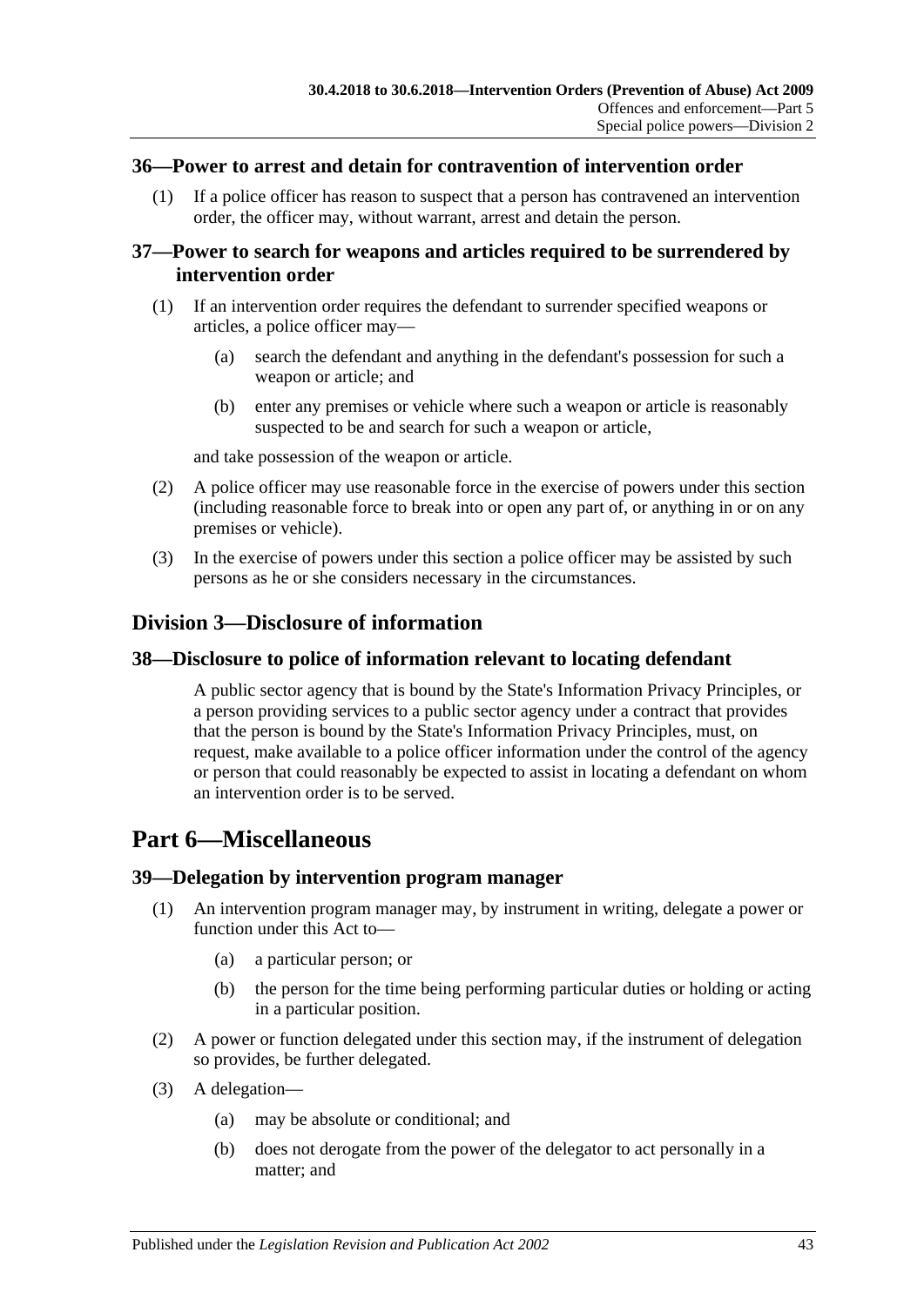### 36—Power to arrest and detain for contravention of intervention order

(1) If a police officer has reason to suspect that a person has contravened an intervention order, the officer may, without warrant, arrest and detain the person.

### 37—Power to search for weapons and articles required to be surrendered by intervention order

(1) If an intervention order requires the defendant to surrender specified weapons or articles, a police officer may—

- (a) search the defendant and anything in the defendant's possession for such a weapon or article; and
- (b) enter any premises or vehicle where such a weapon or article is reasonably suspected to be and search for such a weapon or article,

and take possession of the weapon or article.

(2) A police officer may use reasonable force in the exercise of powers under this section (including reasonable force to break into or open any part of, or anything in or on any premises or vehicle).

(3) In the exercise of powers under this section a police officer may be assisted by such persons as he or she considers necessary in the circumstances.

## Division 3—Disclosure of information

### 38—Disclosure to police of information relevant to locating defendant

A public sector agency that is bound by the State's Information Privacy Principles, or a person providing services to a public sector agency under a contract that provides that the person is bound by the State's Information Privacy Principles, must, on request, make available to a police officer information under the control of the agency or person that could reasonably be expected to assist in locating a defendant on whom an intervention order is to be served.

# Part 6—Miscellaneous

### 39—Delegation by intervention program manager

(1) An intervention program manager may, by instrument in writing, delegate a power or function under this Act to—

- (a) a particular person; or
- (b) the person for the time being performing particular duties or holding or acting in a particular position.

(2) A power or function delegated under this section may, if the instrument of delegation so provides, be further delegated.

(3) A delegation—

- (a) may be absolute or conditional; and
- (b) does not derogate from the power of the delegator to act personally in a matter; and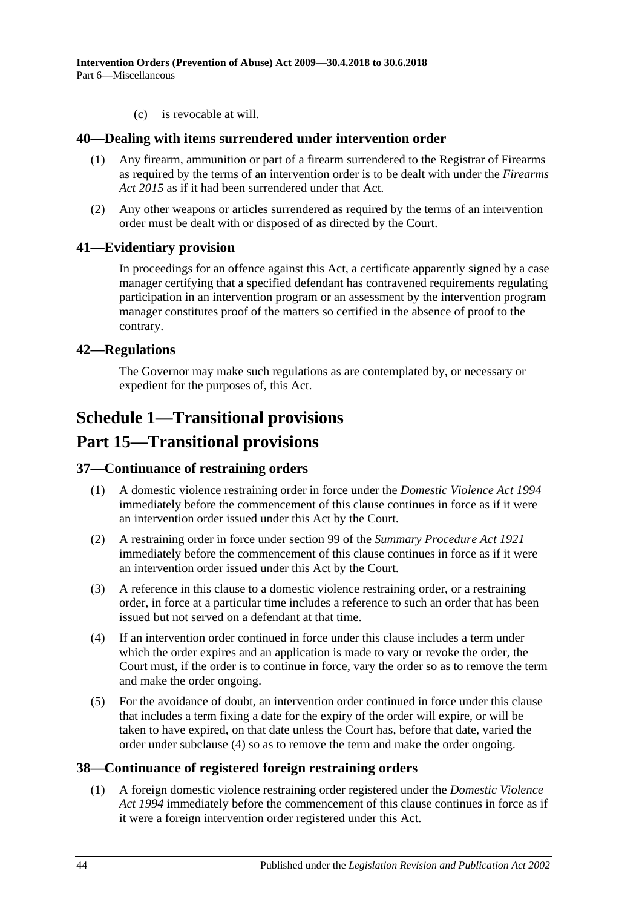(c) is revocable at will.

### 40—Dealing with items surrendered under intervention order

(1) Any firearm, ammunition or part of a firearm surrendered to the Registrar of Firearms as required by the terms of an intervention order is to be dealt with under the *Firearms Act 2015* as if it had been surrendered under that Act.

(2) Any other weapons or articles surrendered as required by the terms of an intervention order must be dealt with or disposed of as directed by the Court.

### 41—Evidentiary provision

In proceedings for an offence against this Act, a certificate apparently signed by a case manager certifying that a specified defendant has contravened requirements regulating participation in an intervention program or an assessment by the intervention program manager constitutes proof of the matters so certified in the absence of proof to the contrary.

### 42—Regulations

The Governor may make such regulations as are contemplated by, or necessary or expedient for the purposes of, this Act.

# Schedule 1—Transitional provisions

# Part 15—Transitional provisions

### 37—Continuance of restraining orders

(1) A domestic violence restraining order in force under the *Domestic Violence Act 1994* immediately before the commencement of this clause continues in force as if it were an intervention order issued under this Act by the Court.

(2) A restraining order in force under section 99 of the *Summary Procedure Act 1921* immediately before the commencement of this clause continues in force as if it were an intervention order issued under this Act by the Court.

(3) A reference in this clause to a domestic violence restraining order, or a restraining order, in force at a particular time includes a reference to such an order that has been issued but not served on a defendant at that time.

(4) If an intervention order continued in force under this clause includes a term under which the order expires and an application is made to vary or revoke the order, the Court must, if the order is to continue in force, vary the order so as to remove the term and make the order ongoing.

(5) For the avoidance of doubt, an intervention order continued in force under this clause that includes a term fixing a date for the expiry of the order will expire, or will be taken to have expired, on that date unless the Court has, before that date, varied the order under subclause (4) so as to remove the term and make the order ongoing.

### 38—Continuance of registered foreign restraining orders

(1) A foreign domestic violence restraining order registered under the *Domestic Violence Act 1994* immediately before the commencement of this clause continues in force as if it were a foreign intervention order registered under this Act.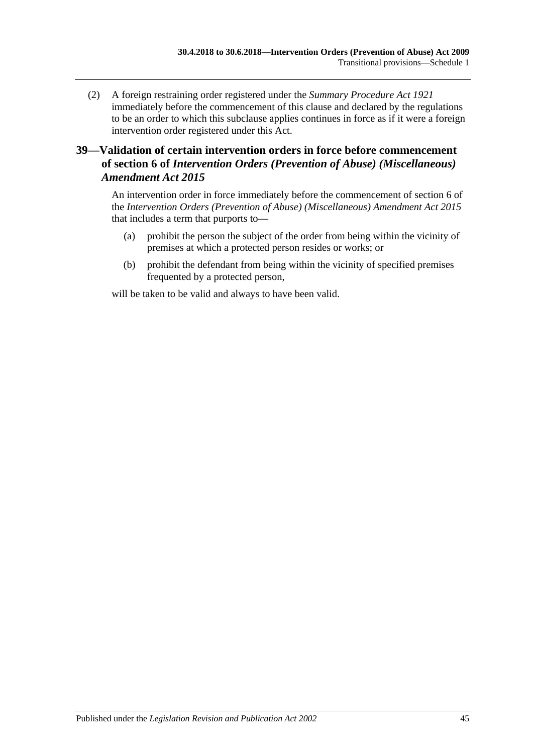(2) A foreign restraining order registered under the *Summary Procedure Act 1921* immediately before the commencement of this clause and declared by the regulations to be an order to which this subclause applies continues in force as if it were a foreign intervention order registered under this Act.

## 39—Validation of certain intervention orders in force before commencement of section 6 of *Intervention Orders (Prevention of Abuse) (Miscellaneous) Amendment Act 2015*

An intervention order in force immediately before the commencement of section 6 of the *Intervention Orders (Prevention of Abuse) (Miscellaneous) Amendment Act 2015* that includes a term that purports to—

(a) prohibit the person the subject of the order from being within the vicinity of premises at which a protected person resides or works; or

(b) prohibit the defendant from being within the vicinity of specified premises frequented by a protected person,

will be taken to be valid and always to have been valid.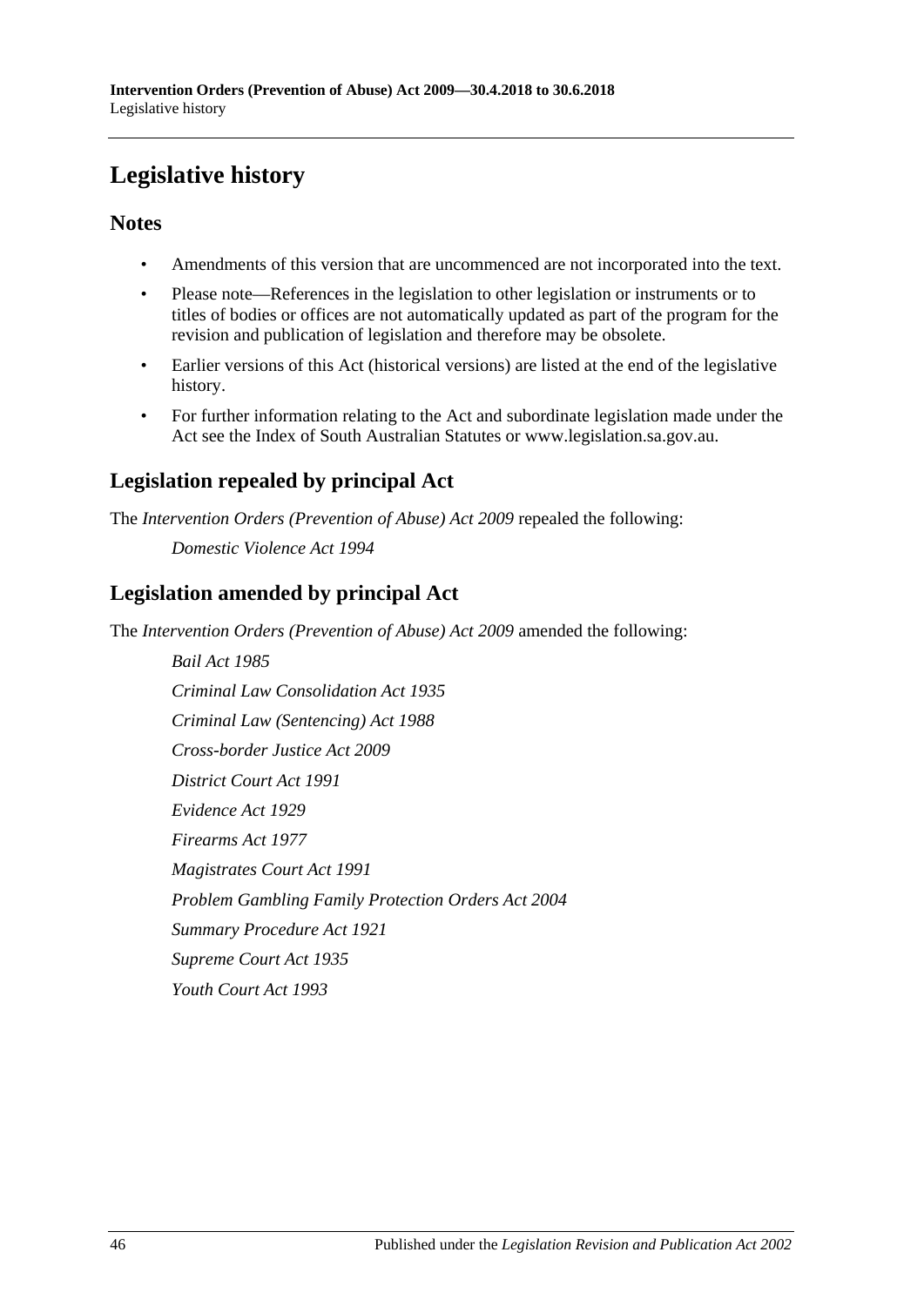# Legislative history

## Notes

- Amendments of this version that are uncommenced are not incorporated into the text.
- Please note—References in the legislation to other legislation or instruments or to titles of bodies or offices are not automatically updated as part of the program for the revision and publication of legislation and therefore may be obsolete.
- Earlier versions of this Act (historical versions) are listed at the end of the legislative history.
- For further information relating to the Act and subordinate legislation made under the Act see the Index of South Australian Statutes or www.legislation.sa.gov.au.

## Legislation repealed by principal Act

The *Intervention Orders (Prevention of Abuse) Act 2009* repealed the following:

*Domestic Violence Act 1994*

## Legislation amended by principal Act

The *Intervention Orders (Prevention of Abuse) Act 2009* amended the following:

*Bail Act 1985*

*Criminal Law Consolidation Act 1935*

*Criminal Law (Sentencing) Act 1988*

*Cross-border Justice Act 2009*

*District Court Act 1991*

*Evidence Act 1929*

*Firearms Act 1977*

*Magistrates Court Act 1991*

*Problem Gambling Family Protection Orders Act 2004*

*Summary Procedure Act 1921*

*Supreme Court Act 1935*

*Youth Court Act 1993*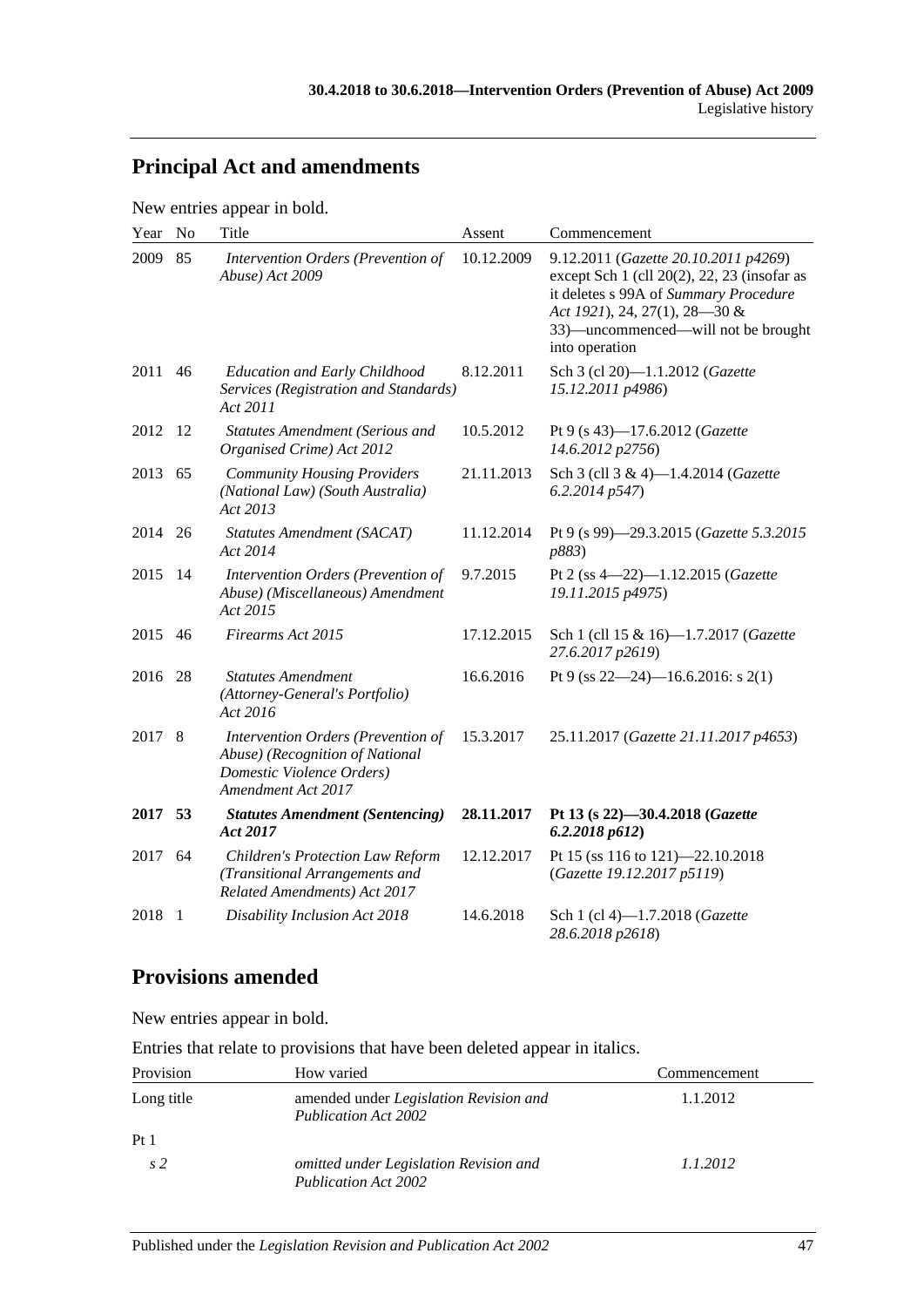## Principal Act and amendments

New entries appear in bold.

| Year | No | Title | Assent | Commencement |
|---|---|---|---|---|
| 2009 | 85 | *Intervention Orders (Prevention of Abuse) Act 2009* | 10.12.2009 | 9.12.2011 (*Gazette 20.10.2011 p4269*) except Sch 1 (cll 20(2), 22, 23 (insofar as it deletes s 99A of *Summary Procedure Act 1921*), 24, 27(1), 28—30 & 33)—uncommenced—will not be brought into operation |
| 2011 | 46 | *Education and Early Childhood Services (Registration and Standards) Act 2011* | 8.12.2011 | Sch 3 (cl 20)—1.1.2012 (*Gazette 15.12.2011 p4986*) |
| 2012 | 12 | *Statutes Amendment (Serious and Organised Crime) Act 2012* | 10.5.2012 | Pt 9 (s 43)—17.6.2012 (*Gazette 14.6.2012 p2756*) |
| 2013 | 65 | *Community Housing Providers (National Law) (South Australia) Act 2013* | 21.11.2013 | Sch 3 (cll 3 & 4)—1.4.2014 (*Gazette 6.2.2014 p547*) |
| 2014 | 26 | *Statutes Amendment (SACAT) Act 2014* | 11.12.2014 | Pt 9 (s 99)—29.3.2015 (*Gazette 5.3.2015 p883*) |
| 2015 | 14 | *Intervention Orders (Prevention of Abuse) (Miscellaneous) Amendment Act 2015* | 9.7.2015 | Pt 2 (ss 4—22)—1.12.2015 (*Gazette 19.11.2015 p4975*) |
| 2015 | 46 | *Firearms Act 2015* | 17.12.2015 | Sch 1 (cll 15 & 16)—1.7.2017 (*Gazette 27.6.2017 p2619*) |
| 2016 | 28 | *Statutes Amendment (Attorney-General's Portfolio) Act 2016* | 16.6.2016 | Pt 9 (ss 22—24)—16.6.2016: s 2(1) |
| 2017 | 8 | *Intervention Orders (Prevention of Abuse) (Recognition of National Domestic Violence Orders) Amendment Act 2017* | 15.3.2017 | 25.11.2017 (*Gazette 21.11.2017 p4653*) |
| **2017** | **53** | ***Statutes Amendment (Sentencing) Act 2017*** | **28.11.2017** | **Pt 13 (s 22)—30.4.2018 (*Gazette 6.2.2018 p612*)** |
| 2017 | 64 | *Children's Protection Law Reform (Transitional Arrangements and Related Amendments) Act 2017* | 12.12.2017 | Pt 15 (ss 116 to 121)—22.10.2018 (*Gazette 19.12.2017 p5119*) |
| 2018 | 1 | *Disability Inclusion Act 2018* | 14.6.2018 | Sch 1 (cl 4)—1.7.2018 (*Gazette 28.6.2018 p2618*) |

## Provisions amended

New entries appear in bold.

Entries that relate to provisions that have been deleted appear in italics.

| Provision | How varied | Commencement |
|---|---|---|
| Long title | amended under *Legislation Revision and Publication Act 2002* | 1.1.2012 |
| Pt 1 | | |
| *s 2* | *omitted under Legislation Revision and Publication Act 2002* | *1.1.2012* |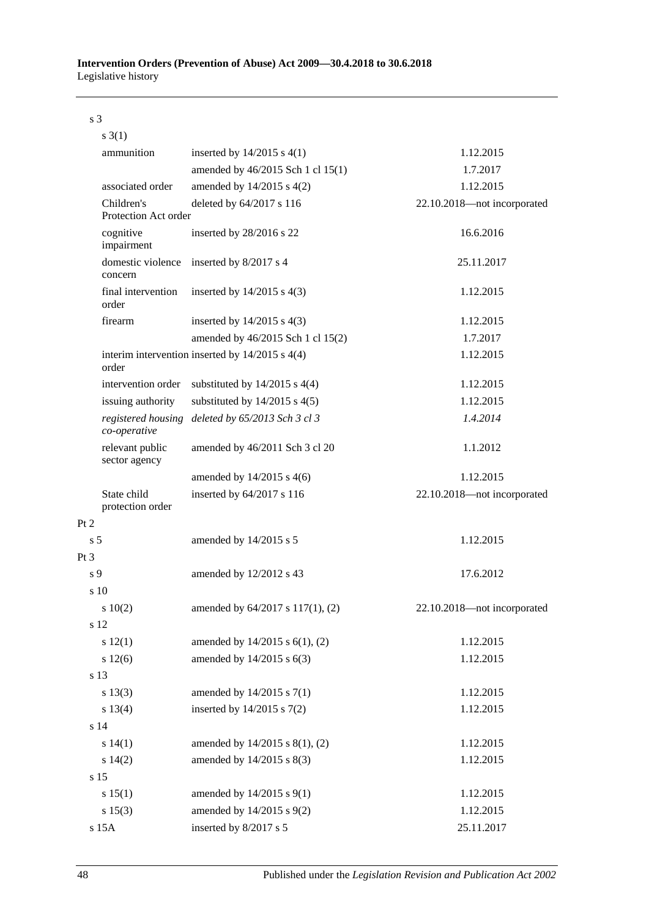| Provision | How varied | Commencement |
|---|---|---|
| s 3 | | |
| s 3(1) | | |
| ammunition | inserted by 14/2015 s 4(1) | 1.12.2015 |
| | amended by 46/2015 Sch 1 cl 15(1) | 1.7.2017 |
| associated order | amended by 14/2015 s 4(2) | 1.12.2015 |
| Children's Protection Act order | deleted by 64/2017 s 116 | 22.10.2018—not incorporated |
| cognitive impairment | inserted by 28/2016 s 22 | 16.6.2016 |
| domestic violence concern | inserted by 8/2017 s 4 | 25.11.2017 |
| final intervention order | inserted by 14/2015 s 4(3) | 1.12.2015 |
| firearm | inserted by 14/2015 s 4(3) | 1.12.2015 |
| | amended by 46/2015 Sch 1 cl 15(2) | 1.7.2017 |
| interim intervention order | inserted by 14/2015 s 4(4) | 1.12.2015 |
| intervention order | substituted by 14/2015 s 4(4) | 1.12.2015 |
| issuing authority | substituted by 14/2015 s 4(5) | 1.12.2015 |
| *registered housing co-operative* | *deleted by 65/2013 Sch 3 cl 3* | *1.4.2014* |
| relevant public sector agency | amended by 46/2011 Sch 3 cl 20 | 1.1.2012 |
| | amended by 14/2015 s 4(6) | 1.12.2015 |
| State child protection order | inserted by 64/2017 s 116 | 22.10.2018—not incorporated |
| Pt 2 | | |
| s 5 | amended by 14/2015 s 5 | 1.12.2015 |
| Pt 3 | | |
| s 9 | amended by 12/2012 s 43 | 17.6.2012 |
| s 10 | | |
| s 10(2) | amended by 64/2017 s 117(1), (2) | 22.10.2018—not incorporated |
| s 12 | | |
| s 12(1) | amended by 14/2015 s 6(1), (2) | 1.12.2015 |
| s 12(6) | amended by 14/2015 s 6(3) | 1.12.2015 |
| s 13 | | |
| s 13(3) | amended by 14/2015 s 7(1) | 1.12.2015 |
| s 13(4) | inserted by 14/2015 s 7(2) | 1.12.2015 |
| s 14 | | |
| s 14(1) | amended by 14/2015 s 8(1), (2) | 1.12.2015 |
| s 14(2) | amended by 14/2015 s 8(3) | 1.12.2015 |
| s 15 | | |
| s 15(1) | amended by 14/2015 s 9(1) | 1.12.2015 |
| s 15(3) | amended by 14/2015 s 9(2) | 1.12.2015 |
| s 15A | inserted by 8/2017 s 5 | 25.11.2017 |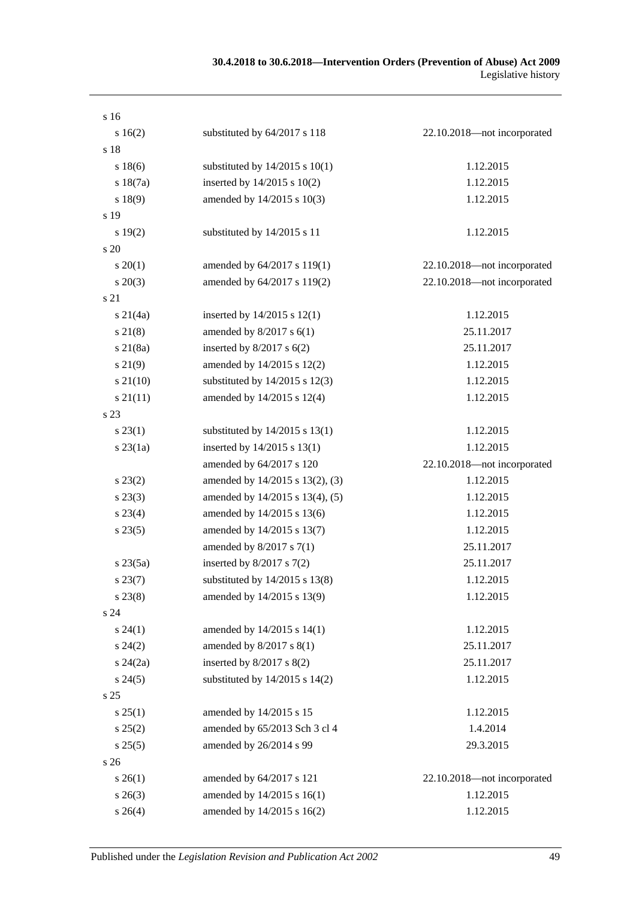| | | |
|---|---|---|
| s 16 | | |
| s 16(2) | substituted by 64/2017 s 118 | 22.10.2018—not incorporated |
| s 18 | | |
| s 18(6) | substituted by 14/2015 s 10(1) | 1.12.2015 |
| s 18(7a) | inserted by 14/2015 s 10(2) | 1.12.2015 |
| s 18(9) | amended by 14/2015 s 10(3) | 1.12.2015 |
| s 19 | | |
| s 19(2) | substituted by 14/2015 s 11 | 1.12.2015 |
| s 20 | | |
| s 20(1) | amended by 64/2017 s 119(1) | 22.10.2018—not incorporated |
| s 20(3) | amended by 64/2017 s 119(2) | 22.10.2018—not incorporated |
| s 21 | | |
| s 21(4a) | inserted by 14/2015 s 12(1) | 1.12.2015 |
| s 21(8) | amended by 8/2017 s 6(1) | 25.11.2017 |
| s 21(8a) | inserted by 8/2017 s 6(2) | 25.11.2017 |
| s 21(9) | amended by 14/2015 s 12(2) | 1.12.2015 |
| s 21(10) | substituted by 14/2015 s 12(3) | 1.12.2015 |
| s 21(11) | amended by 14/2015 s 12(4) | 1.12.2015 |
| s 23 | | |
| s 23(1) | substituted by 14/2015 s 13(1) | 1.12.2015 |
| s 23(1a) | inserted by 14/2015 s 13(1) | 1.12.2015 |
| | amended by 64/2017 s 120 | 22.10.2018—not incorporated |
| s 23(2) | amended by 14/2015 s 13(2), (3) | 1.12.2015 |
| s 23(3) | amended by 14/2015 s 13(4), (5) | 1.12.2015 |
| s 23(4) | amended by 14/2015 s 13(6) | 1.12.2015 |
| s 23(5) | amended by 14/2015 s 13(7) | 1.12.2015 |
| | amended by 8/2017 s 7(1) | 25.11.2017 |
| s 23(5a) | inserted by 8/2017 s 7(2) | 25.11.2017 |
| s 23(7) | substituted by 14/2015 s 13(8) | 1.12.2015 |
| s 23(8) | amended by 14/2015 s 13(9) | 1.12.2015 |
| s 24 | | |
| s 24(1) | amended by 14/2015 s 14(1) | 1.12.2015 |
| s 24(2) | amended by 8/2017 s 8(1) | 25.11.2017 |
| s 24(2a) | inserted by 8/2017 s 8(2) | 25.11.2017 |
| s 24(5) | substituted by 14/2015 s 14(2) | 1.12.2015 |
| s 25 | | |
| s 25(1) | amended by 14/2015 s 15 | 1.12.2015 |
| s 25(2) | amended by 65/2013 Sch 3 cl 4 | 1.4.2014 |
| s 25(5) | amended by 26/2014 s 99 | 29.3.2015 |
| s 26 | | |
| s 26(1) | amended by 64/2017 s 121 | 22.10.2018—not incorporated |
| s 26(3) | amended by 14/2015 s 16(1) | 1.12.2015 |
| s 26(4) | amended by 14/2015 s 16(2) | 1.12.2015 |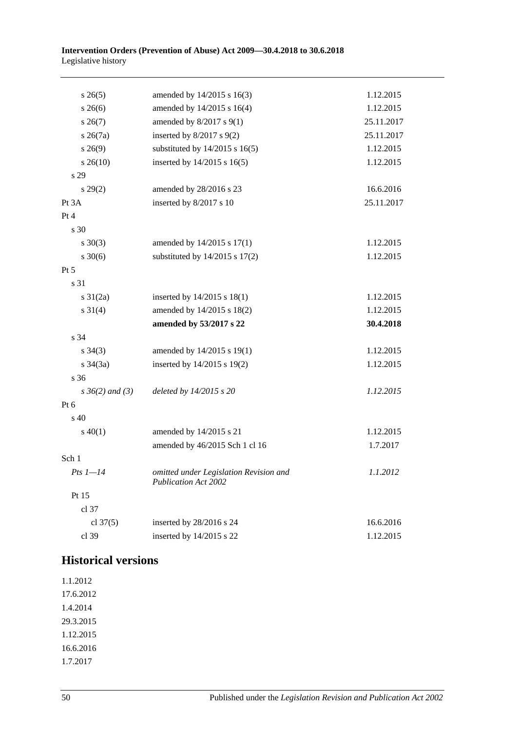| | | |
|---|---|---|
| s 26(5) | amended by 14/2015 s 16(3) | 1.12.2015 |
| s 26(6) | amended by 14/2015 s 16(4) | 1.12.2015 |
| s 26(7) | amended by 8/2017 s 9(1) | 25.11.2017 |
| s 26(7a) | inserted by 8/2017 s 9(2) | 25.11.2017 |
| s 26(9) | substituted by 14/2015 s 16(5) | 1.12.2015 |
| s 26(10) | inserted by 14/2015 s 16(5) | 1.12.2015 |
| s 29 | | |
| s 29(2) | amended by 28/2016 s 23 | 16.6.2016 |
| Pt 3A | inserted by 8/2017 s 10 | 25.11.2017 |
| Pt 4 | | |
| s 30 | | |
| s 30(3) | amended by 14/2015 s 17(1) | 1.12.2015 |
| s 30(6) | substituted by 14/2015 s 17(2) | 1.12.2015 |
| Pt 5 | | |
| s 31 | | |
| s 31(2a) | inserted by 14/2015 s 18(1) | 1.12.2015 |
| s 31(4) | amended by 14/2015 s 18(2) | 1.12.2015 |
| | **amended by 53/2017 s 22** | **30.4.2018** |
| s 34 | | |
| s 34(3) | amended by 14/2015 s 19(1) | 1.12.2015 |
| s 34(3a) | inserted by 14/2015 s 19(2) | 1.12.2015 |
| s 36 | | |
| *s 36(2) and (3)* | *deleted by 14/2015 s 20* | *1.12.2015* |
| Pt 6 | | |
| s 40 | | |
| s 40(1) | amended by 14/2015 s 21 | 1.12.2015 |
| | amended by 46/2015 Sch 1 cl 16 | 1.7.2017 |
| Sch 1 | | |
| *Pts 1—14* | *omitted under Legislation Revision and Publication Act 2002* | *1.1.2012* |
| Pt 15 | | |
| cl 37 | | |
| cl 37(5) | inserted by 28/2016 s 24 | 16.6.2016 |
| cl 39 | inserted by 14/2015 s 22 | 1.12.2015 |

## Historical versions

1.1.2012

17.6.2012

1.4.2014

29.3.2015

1.12.2015

16.6.2016

1.7.2017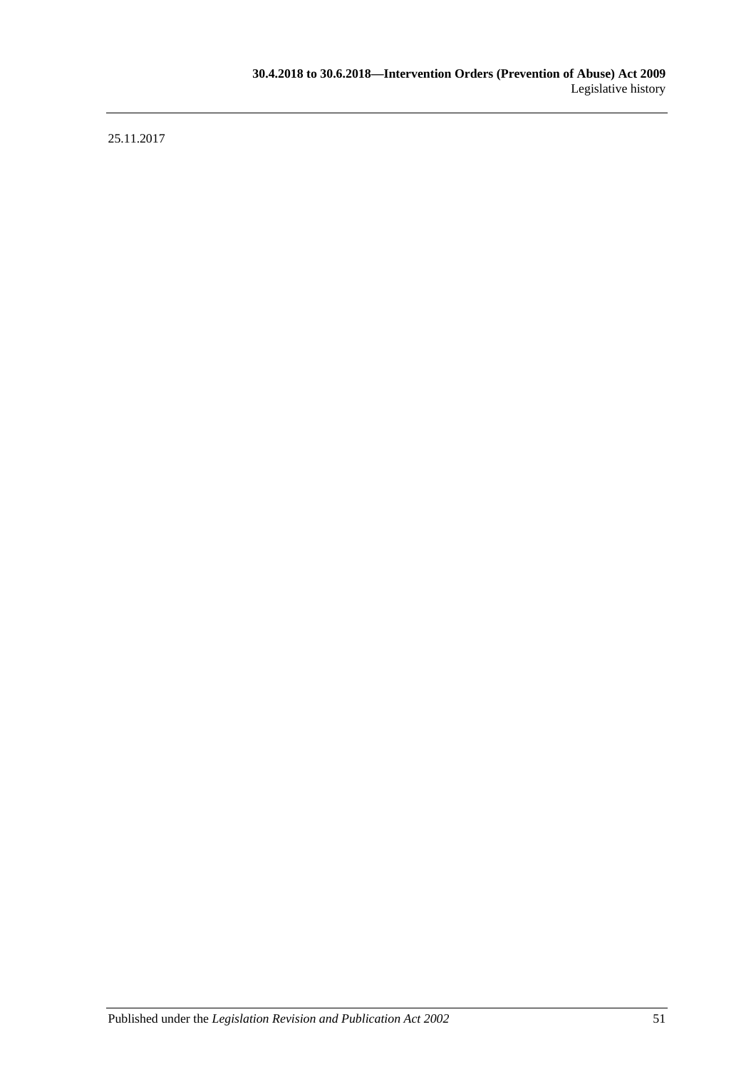25.11.2017